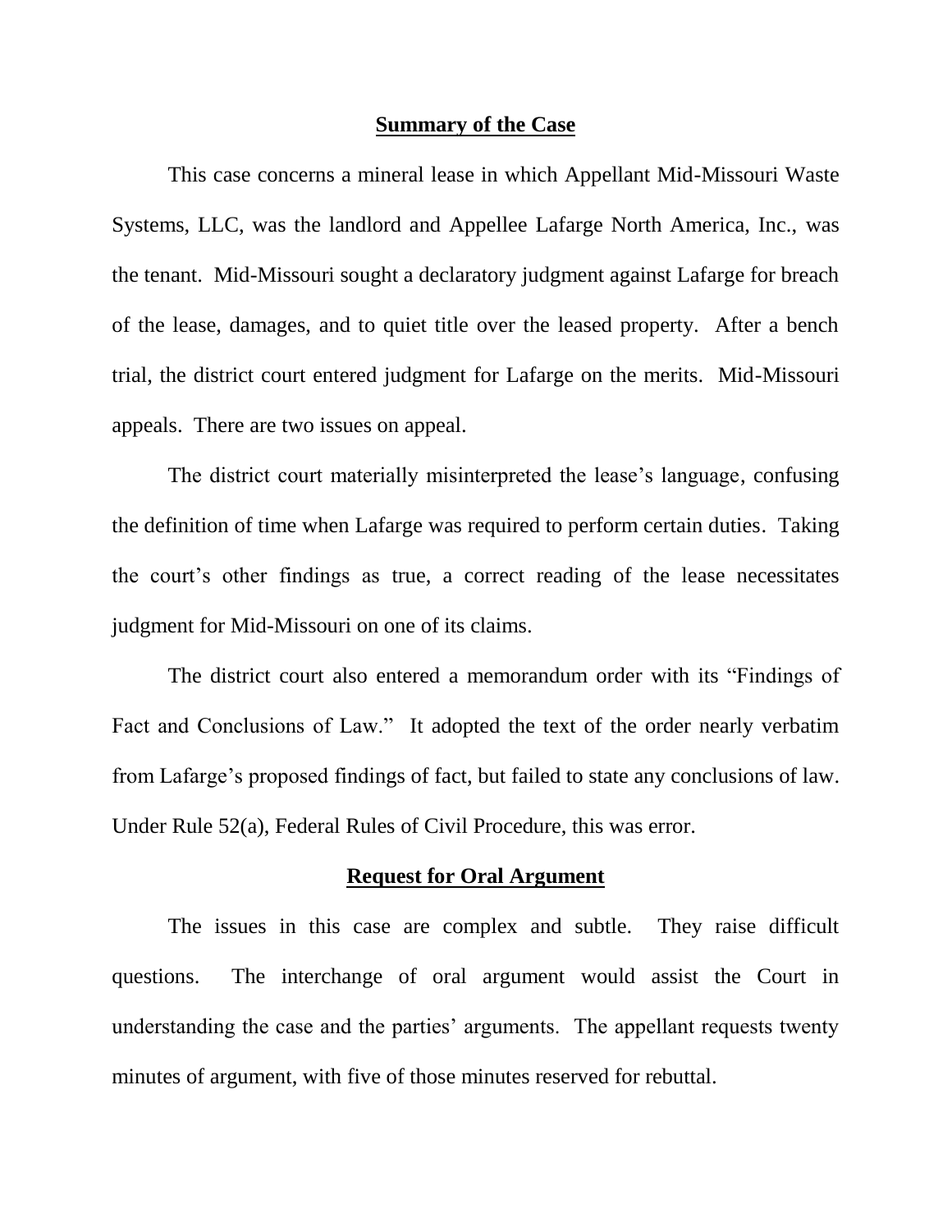## Summary of the Case

This case concerns a mineral lease in which Appellant Mid-Missouri Waste Systems, LLC, was the landlord and Appellee Lafarge North America, Inc., was the tenant. Mid-Missouri sought a declaratory judgment against Lafarge for breach of the lease, damages, and to quiet title over the leased property. After a bench trial, the district court entered judgment for Lafarge on the merits. Mid-Missouri appeals. There are two issues on appeal.

The district court materially misinterpreted the lease's language, confusing the definition of time when Lafarge was required to perform certain duties. Taking the court's other findings as true, a correct reading of the lease necessitates judgment for Mid-Missouri on one of its claims.

The district court also entered a memorandum order with its "Findings of Fact and Conclusions of Law." It adopted the text of the order nearly verbatim from Lafarge's proposed findings of fact, but failed to state any conclusions of law. Under Rule 52(a), Federal Rules of Civil Procedure, this was error.

## Request for Oral Argument

The issues in this case are complex and subtle. They raise difficult questions. The interchange of oral argument would assist the Court in understanding the case and the parties' arguments. The appellant requests twenty minutes of argument, with five of those minutes reserved for rebuttal.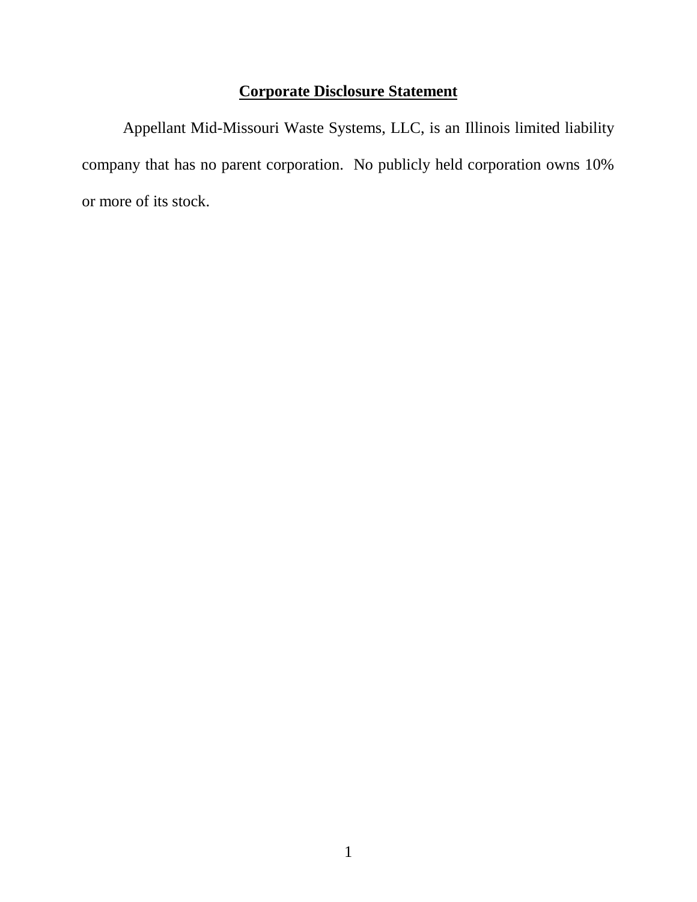## **Corporate Disclosure Statement**

Appellant Mid-Missouri Waste Systems, LLC, is an Illinois limited liability company that has no parent corporation. No publicly held corporation owns 10% or more of its stock.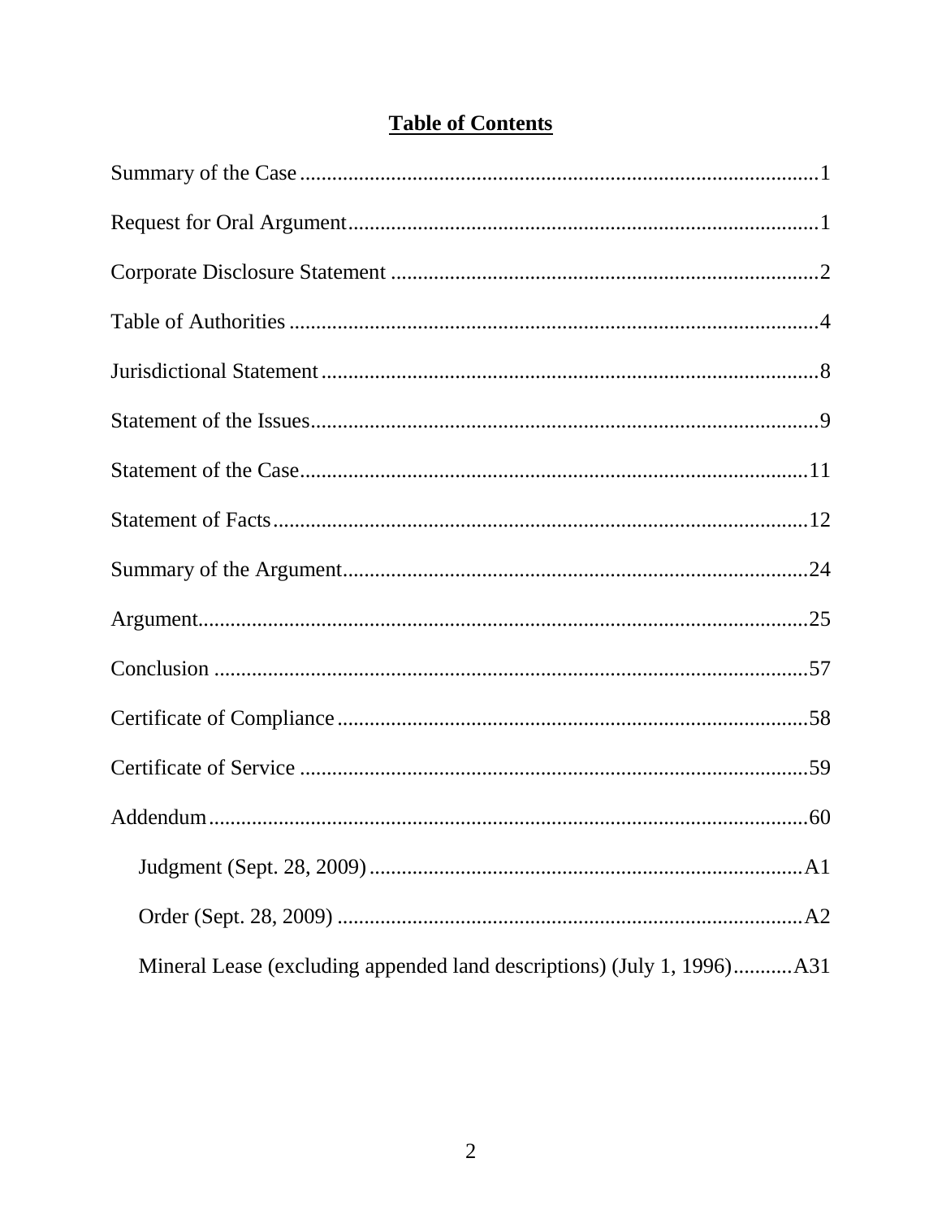# Table of Contents

Summary of the Case ............................................................................................1

Request for Oral Argument....................................................................................1

Corporate Disclosure Statement ...........................................................................2

Table of Authorities ..............................................................................................4

Jurisdictional Statement ........................................................................................8

Statement of the Issues..........................................................................................9

Statement of the Case...........................................................................................11

Statement of Facts................................................................................................12

Summary of the Argument...................................................................................24

Argument..............................................................................................................25

Conclusion ...........................................................................................................57

Certificate of Compliance ....................................................................................58

Certificate of Service ...........................................................................................59

Addendum............................................................................................................60

- Judgment (Sept. 28, 2009) ............................................................................A1
- Order (Sept. 28, 2009) ..................................................................................A2
- Mineral Lease (excluding appended land descriptions) (July 1, 1996)...........A31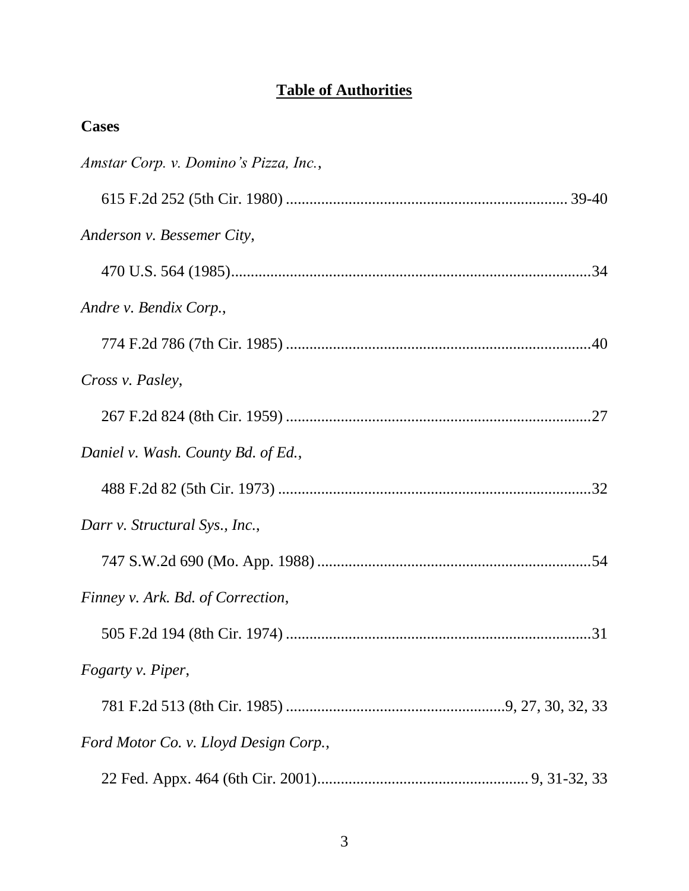# **Table of Authorities**

**Cases**

*Amstar Corp. v. Domino's Pizza, Inc.*,

615 F.2d 252 (5th Cir. 1980) ........................................................................ 39-40

*Anderson v. Bessemer City*,

470 U.S. 564 (1985)...........................................................................................34

*Andre v. Bendix Corp.*,

774 F.2d 786 (7th Cir. 1985) ..............................................................................40

*Cross v. Pasley*,

267 F.2d 824 (8th Cir. 1959) ..............................................................................27

*Daniel v. Wash. County Bd. of Ed.*,

488 F.2d 82 (5th Cir. 1973) ................................................................................32

*Darr v. Structural Sys., Inc.*,

747 S.W.2d 690 (Mo. App. 1988) ......................................................................54

*Finney v. Ark. Bd. of Correction*,

505 F.2d 194 (8th Cir. 1974) ..............................................................................31

*Fogarty v. Piper*,

781 F.2d 513 (8th Cir. 1985) .........................................................9, 27, 30, 32, 33

*Ford Motor Co. v. Lloyd Design Corp.*,

22 Fed. Appx. 464 (6th Cir. 2001)...................................................... 9, 31-32, 33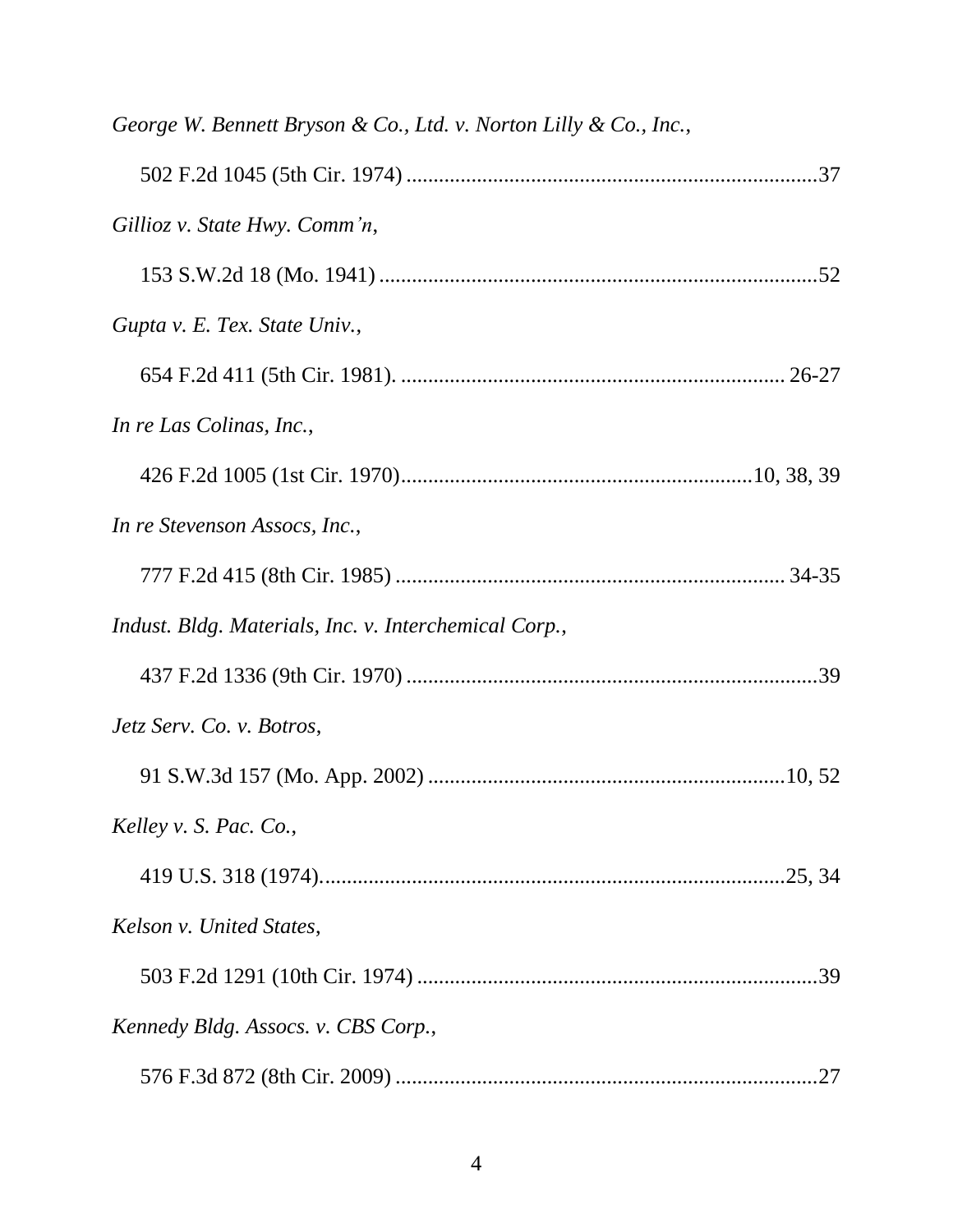*George W. Bennett Bryson & Co., Ltd. v. Norton Lilly & Co., Inc.*,

502 F.2d 1045 (5th Cir. 1974) ............................................................................37

*Gillioz v. State Hwy. Comm'n*,

153 S.W.2d 18 (Mo. 1941) ..................................................................................52

*Gupta v. E. Tex. State Univ.*,

654 F.2d 411 (5th Cir. 1981). ....................................................................... 26-27

*In re Las Colinas, Inc.*,

426 F.2d 1005 (1st Cir. 1970)................................................................10, 38, 39

*In re Stevenson Assocs, Inc.*,

777 F.2d 415 (8th Cir. 1985) ........................................................................ 34-35

*Indust. Bldg. Materials, Inc. v. Interchemical Corp.*,

437 F.2d 1336 (9th Cir. 1970) ............................................................................39

*Jetz Serv. Co. v. Botros*,

91 S.W.3d 157 (Mo. App. 2002) ..................................................................10, 52

*Kelley v. S. Pac. Co.*,

419 U.S. 318 (1974).......................................................................................25, 34

*Kelson v. United States*,

503 F.2d 1291 (10th Cir. 1974) ..........................................................................39

*Kennedy Bldg. Assocs. v. CBS Corp.*,

576 F.3d 872 (8th Cir. 2009) ..............................................................................27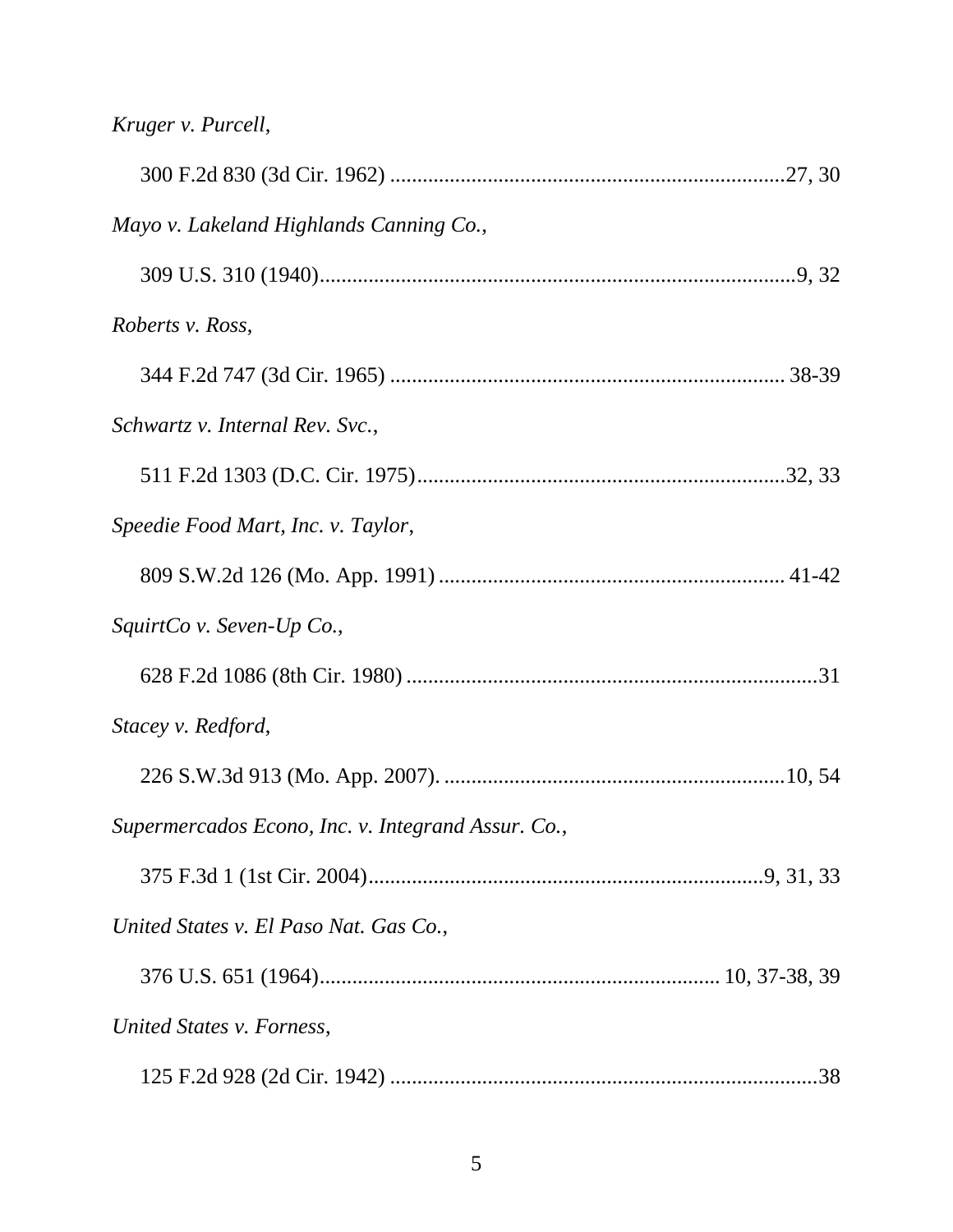*Kruger v. Purcell*,

300 F.2d 830 (3d Cir. 1962) ........................................................................27, 30

*Mayo v. Lakeland Highlands Canning Co.*,

309 U.S. 310 (1940)........................................................................................9, 32

*Roberts v. Ross*,

344 F.2d 747 (3d Cir. 1965) ........................................................................ 38-39

*Schwartz v. Internal Rev. Svc.*,

511 F.2d 1303 (D.C. Cir. 1975)...................................................................32, 33

*Speedie Food Mart, Inc. v. Taylor*,

809 S.W.2d 126 (Mo. App. 1991) .............................................................. 41-42

*SquirtCo v. Seven-Up Co.*,

628 F.2d 1086 (8th Cir. 1980) ...........................................................................31

*Stacey v. Redford*,

226 S.W.3d 913 (Mo. App. 2007). ..............................................................10, 54

*Supermercados Econo, Inc. v. Integrand Assur. Co.*,

375 F.3d 1 (1st Cir. 2004)........................................................................9, 31, 33

*United States v. El Paso Nat. Gas Co.*,

376 U.S. 651 (1964).......................................................................... 10, 37-38, 39

*United States v. Forness*,

125 F.2d 928 (2d Cir. 1942) ..............................................................................38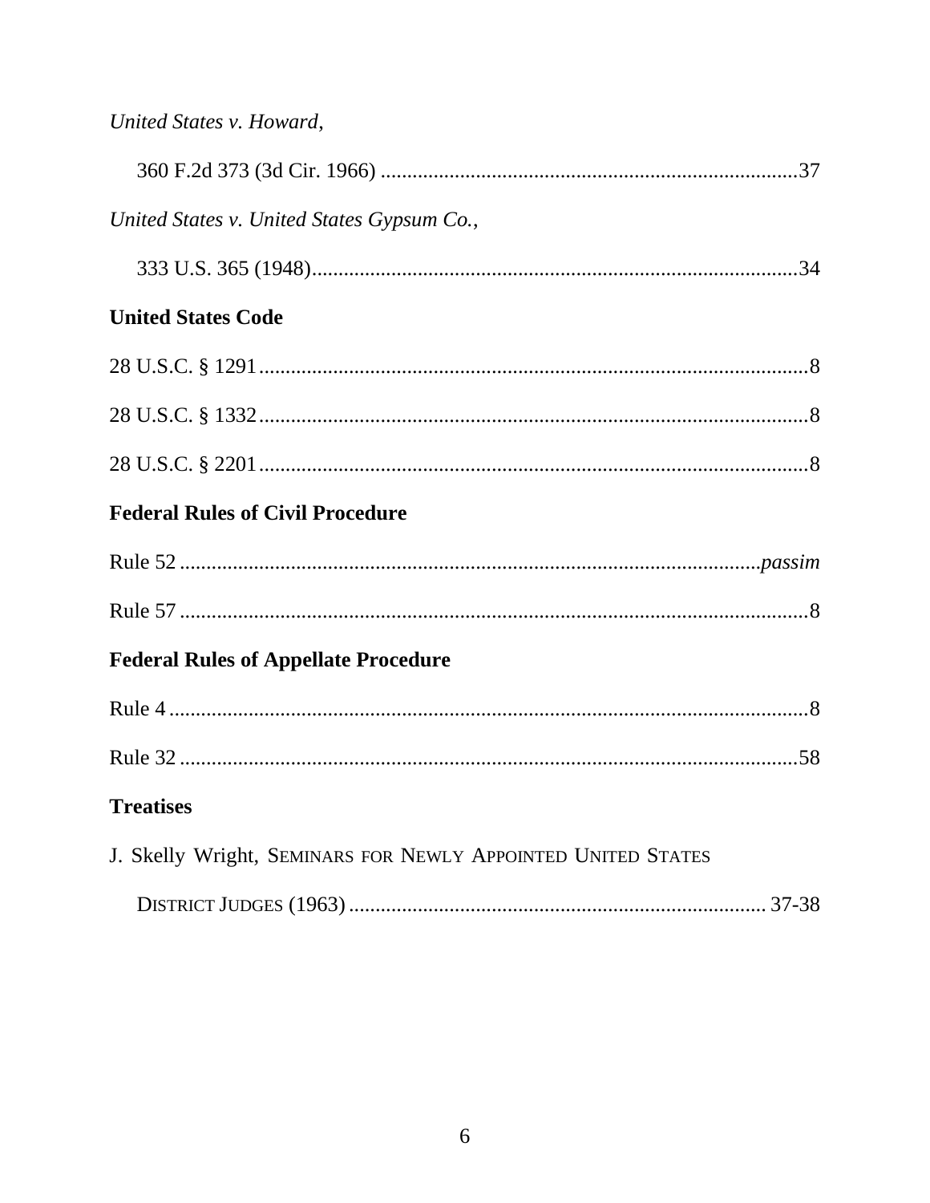*United States v. Howard*,

360 F.2d 373 (3d Cir. 1966) ..............................................................................37

*United States v. United States Gypsum Co.*,

333 U.S. 365 (1948)............................................................................................34

**United States Code**

28 U.S.C. § 1291........................................................................................................8

28 U.S.C. § 1332........................................................................................................8

28 U.S.C. § 2201........................................................................................................8

**Federal Rules of Civil Procedure**

Rule 52 ..........................................................................................................*passim*

Rule 57 .......................................................................................................................8

**Federal Rules of Appellate Procedure**

Rule 4 .........................................................................................................................8

Rule 32 .....................................................................................................................58

**Treatises**

J. Skelly Wright, SEMINARS FOR NEWLY APPOINTED UNITED STATES DISTRICT JUDGES (1963) .............................................................................. 37-38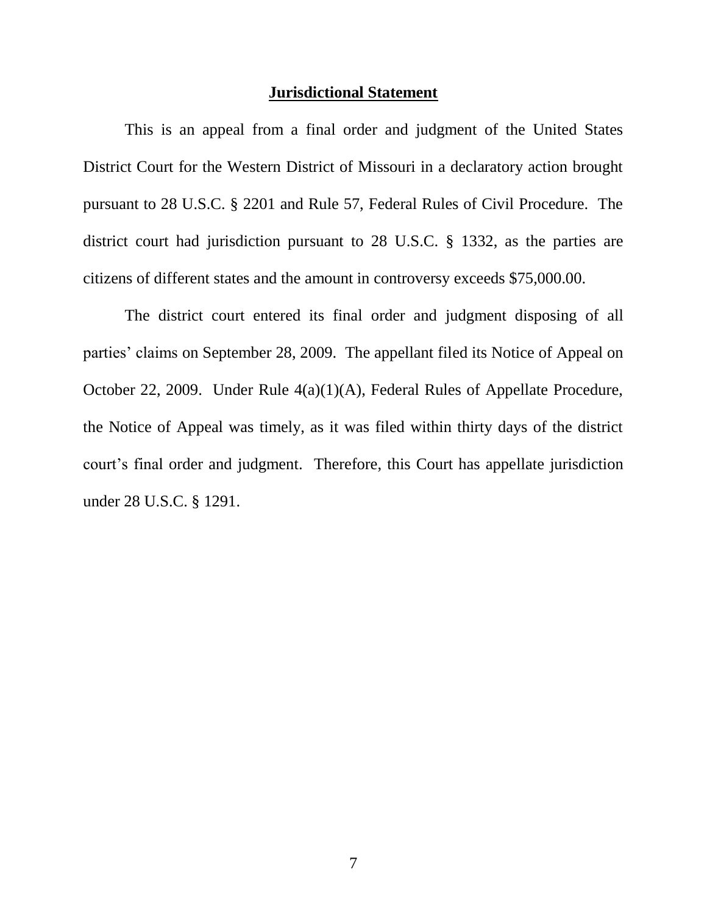## **Jurisdictional Statement**

This is an appeal from a final order and judgment of the United States District Court for the Western District of Missouri in a declaratory action brought pursuant to 28 U.S.C. § 2201 and Rule 57, Federal Rules of Civil Procedure. The district court had jurisdiction pursuant to 28 U.S.C. § 1332, as the parties are citizens of different states and the amount in controversy exceeds $75,000.00.

The district court entered its final order and judgment disposing of all parties' claims on September 28, 2009. The appellant filed its Notice of Appeal on October 22, 2009. Under Rule 4(a)(1)(A), Federal Rules of Appellate Procedure, the Notice of Appeal was timely, as it was filed within thirty days of the district court's final order and judgment. Therefore, this Court has appellate jurisdiction under 28 U.S.C. § 1291.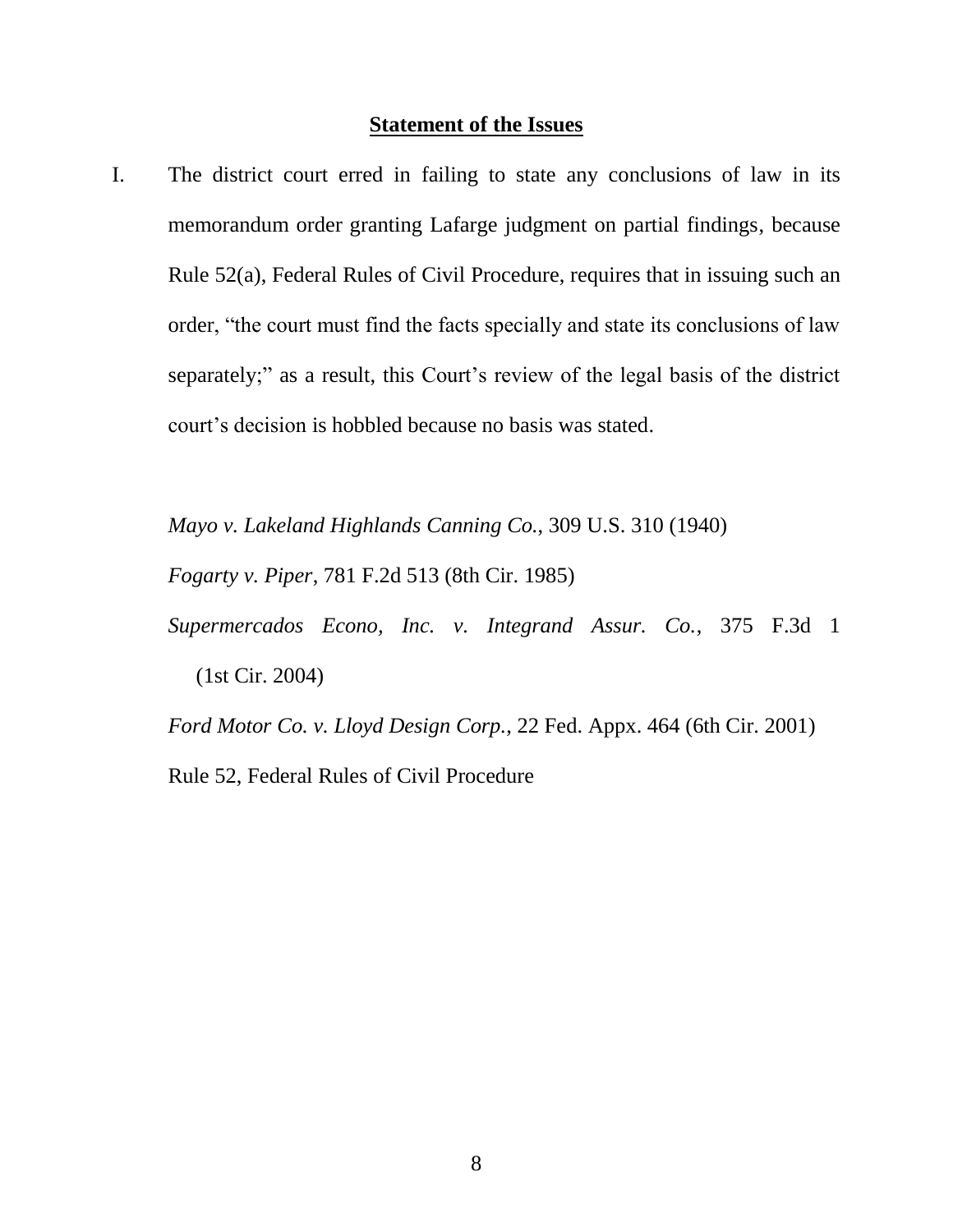**Statement of the Issues**

I. The district court erred in failing to state any conclusions of law in its memorandum order granting Lafarge judgment on partial findings, because Rule 52(a), Federal Rules of Civil Procedure, requires that in issuing such an order, "the court must find the facts specially and state its conclusions of law separately;" as a result, this Court's review of the legal basis of the district court's decision is hobbled because no basis was stated.

*Mayo v. Lakeland Highlands Canning Co.*, 309 U.S. 310 (1940)

*Fogarty v. Piper*, 781 F.2d 513 (8th Cir. 1985)

*Supermercados Econo, Inc. v. Integrand Assur. Co.*, 375 F.3d 1 (1st Cir. 2004)

*Ford Motor Co. v. Lloyd Design Corp.*, 22 Fed. Appx. 464 (6th Cir. 2001)

Rule 52, Federal Rules of Civil Procedure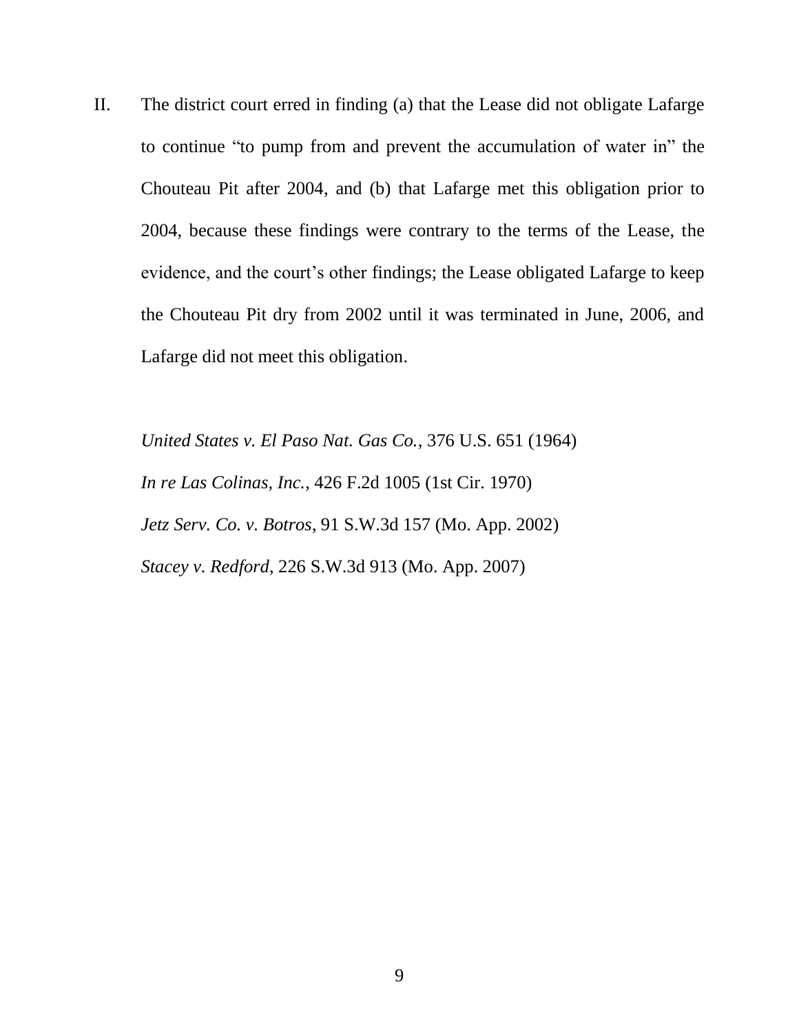II. The district court erred in finding (a) that the Lease did not obligate Lafarge to continue "to pump from and prevent the accumulation of water in" the Chouteau Pit after 2004, and (b) that Lafarge met this obligation prior to 2004, because these findings were contrary to the terms of the Lease, the evidence, and the court's other findings; the Lease obligated Lafarge to keep the Chouteau Pit dry from 2002 until it was terminated in June, 2006, and Lafarge did not meet this obligation.

*United States v. El Paso Nat. Gas Co.*, 376 U.S. 651 (1964)

*In re Las Colinas, Inc.*, 426 F.2d 1005 (1st Cir. 1970)

*Jetz Serv. Co. v. Botros*, 91 S.W.3d 157 (Mo. App. 2002)

*Stacey v. Redford*, 226 S.W.3d 913 (Mo. App. 2007)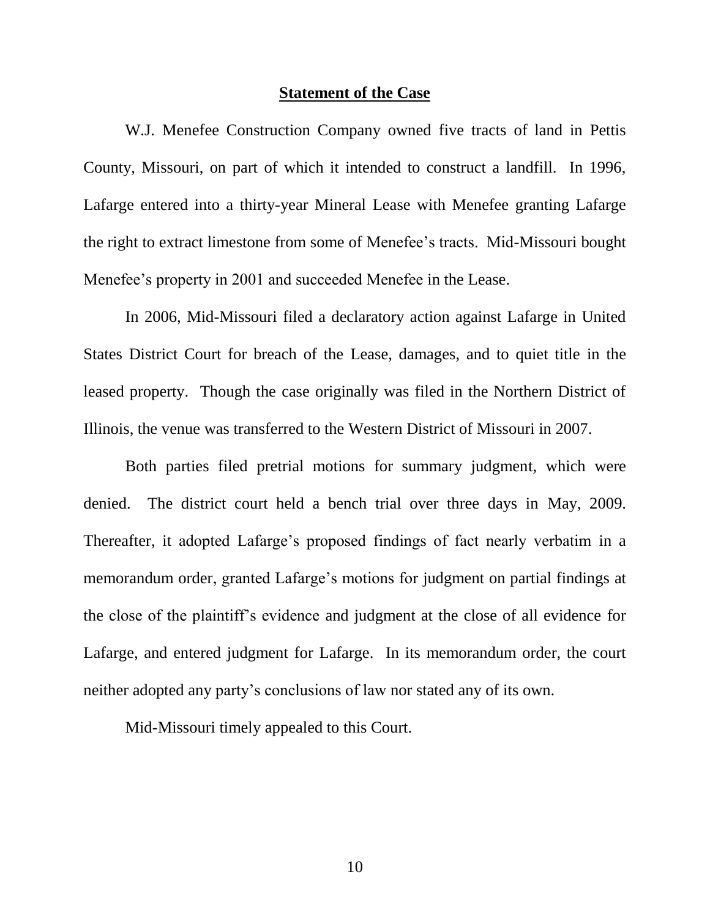## Statement of the Case

W.J. Menefee Construction Company owned five tracts of land in Pettis County, Missouri, on part of which it intended to construct a landfill. In 1996, Lafarge entered into a thirty-year Mineral Lease with Menefee granting Lafarge the right to extract limestone from some of Menefee's tracts. Mid-Missouri bought Menefee's property in 2001 and succeeded Menefee in the Lease.

In 2006, Mid-Missouri filed a declaratory action against Lafarge in United States District Court for breach of the Lease, damages, and to quiet title in the leased property. Though the case originally was filed in the Northern District of Illinois, the venue was transferred to the Western District of Missouri in 2007.

Both parties filed pretrial motions for summary judgment, which were denied. The district court held a bench trial over three days in May, 2009. Thereafter, it adopted Lafarge's proposed findings of fact nearly verbatim in a memorandum order, granted Lafarge's motions for judgment on partial findings at the close of the plaintiff's evidence and judgment at the close of all evidence for Lafarge, and entered judgment for Lafarge. In its memorandum order, the court neither adopted any party's conclusions of law nor stated any of its own.

Mid-Missouri timely appealed to this Court.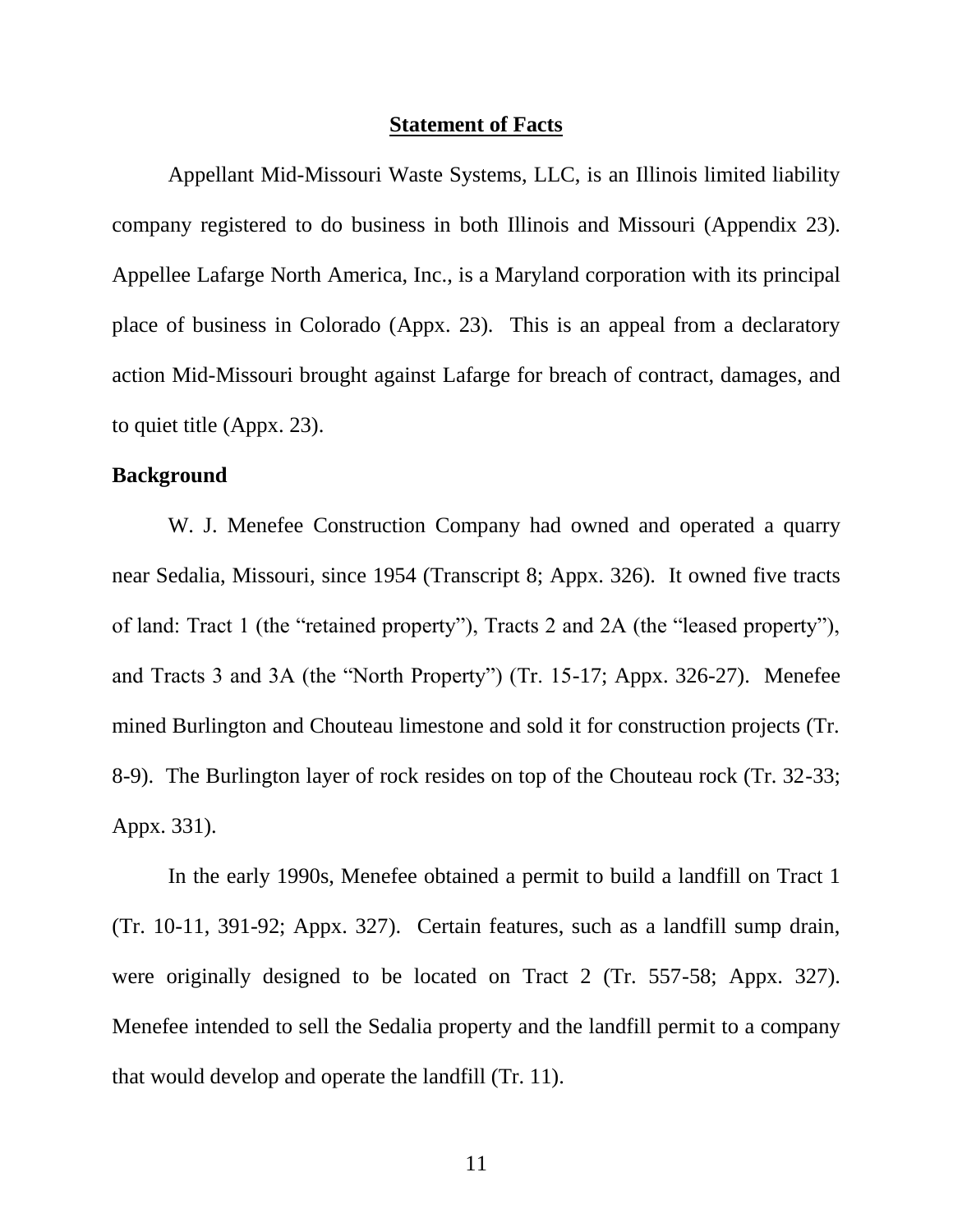## Statement of Facts

Appellant Mid-Missouri Waste Systems, LLC, is an Illinois limited liability company registered to do business in both Illinois and Missouri (Appendix 23). Appellee Lafarge North America, Inc., is a Maryland corporation with its principal place of business in Colorado (Appx. 23). This is an appeal from a declaratory action Mid-Missouri brought against Lafarge for breach of contract, damages, and to quiet title (Appx. 23).

### Background

W. J. Menefee Construction Company had owned and operated a quarry near Sedalia, Missouri, since 1954 (Transcript 8; Appx. 326). It owned five tracts of land: Tract 1 (the "retained property"), Tracts 2 and 2A (the "leased property"), and Tracts 3 and 3A (the "North Property") (Tr. 15-17; Appx. 326-27). Menefee mined Burlington and Chouteau limestone and sold it for construction projects (Tr. 8-9). The Burlington layer of rock resides on top of the Chouteau rock (Tr. 32-33; Appx. 331).

In the early 1990s, Menefee obtained a permit to build a landfill on Tract 1 (Tr. 10-11, 391-92; Appx. 327). Certain features, such as a landfill sump drain, were originally designed to be located on Tract 2 (Tr. 557-58; Appx. 327). Menefee intended to sell the Sedalia property and the landfill permit to a company that would develop and operate the landfill (Tr. 11).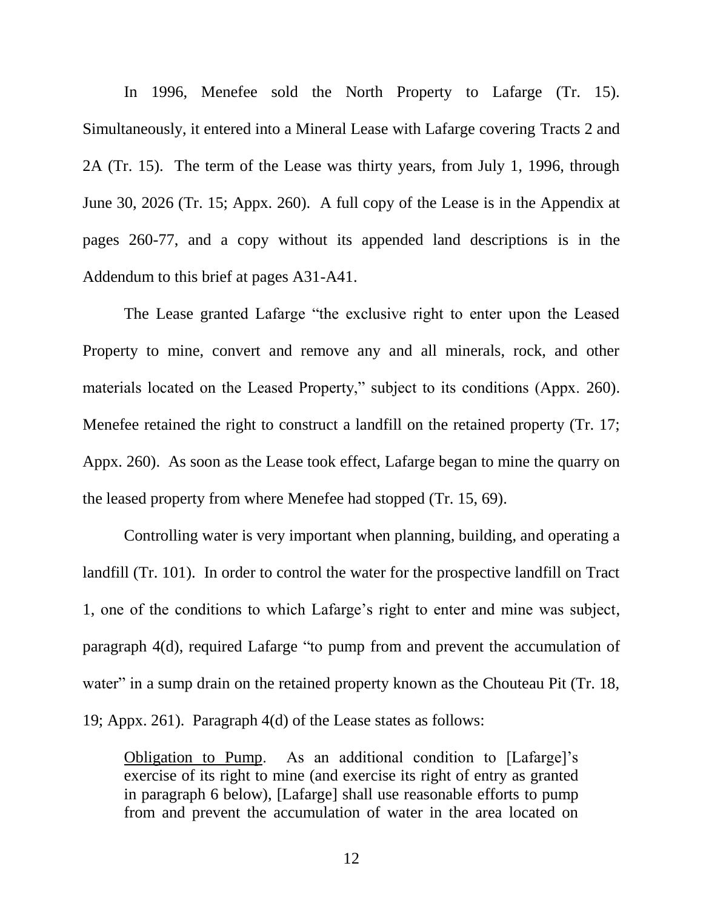In 1996, Menefee sold the North Property to Lafarge (Tr. 15). Simultaneously, it entered into a Mineral Lease with Lafarge covering Tracts 2 and 2A (Tr. 15). The term of the Lease was thirty years, from July 1, 1996, through June 30, 2026 (Tr. 15; Appx. 260). A full copy of the Lease is in the Appendix at pages 260-77, and a copy without its appended land descriptions is in the Addendum to this brief at pages A31-A41.

The Lease granted Lafarge "the exclusive right to enter upon the Leased Property to mine, convert and remove any and all minerals, rock, and other materials located on the Leased Property," subject to its conditions (Appx. 260). Menefee retained the right to construct a landfill on the retained property (Tr. 17; Appx. 260). As soon as the Lease took effect, Lafarge began to mine the quarry on the leased property from where Menefee had stopped (Tr. 15, 69).

Controlling water is very important when planning, building, and operating a landfill (Tr. 101). In order to control the water for the prospective landfill on Tract 1, one of the conditions to which Lafarge's right to enter and mine was subject, paragraph 4(d), required Lafarge "to pump from and prevent the accumulation of water" in a sump drain on the retained property known as the Chouteau Pit (Tr. 18, 19; Appx. 261). Paragraph 4(d) of the Lease states as follows:

> <u>Obligation to Pump</u>. As an additional condition to [Lafarge]'s exercise of its right to mine (and exercise its right of entry as granted in paragraph 6 below), [Lafarge] shall use reasonable efforts to pump from and prevent the accumulation of water in the area located on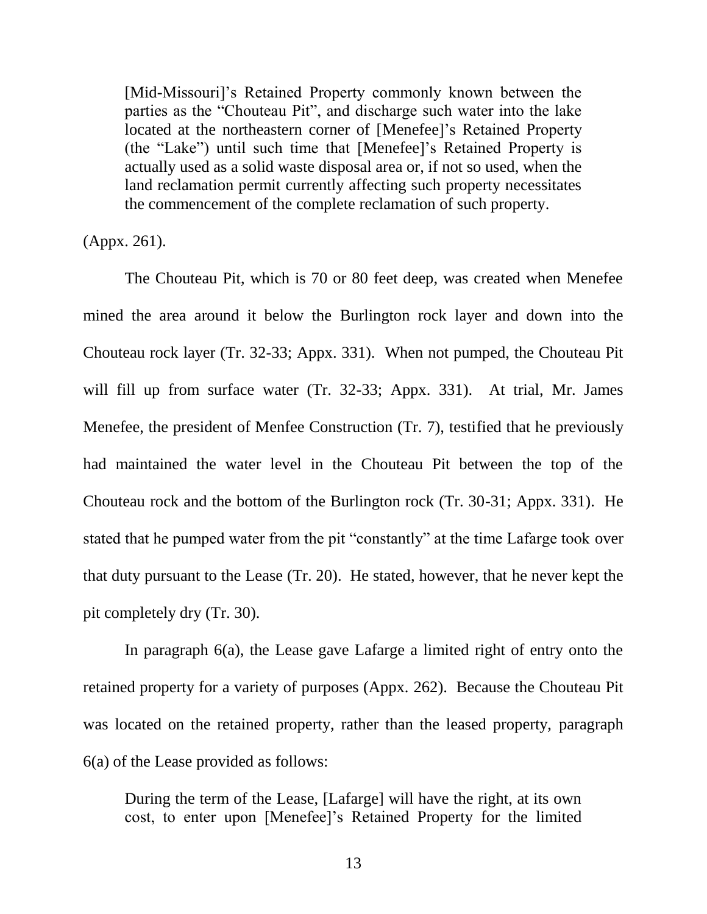> [Mid-Missouri]'s Retained Property commonly known between the parties as the "Chouteau Pit", and discharge such water into the lake located at the northeastern corner of [Menefee]'s Retained Property (the "Lake") until such time that [Menefee]'s Retained Property is actually used as a solid waste disposal area or, if not so used, when the land reclamation permit currently affecting such property necessitates the commencement of the complete reclamation of such property.

(Appx. 261).

The Chouteau Pit, which is 70 or 80 feet deep, was created when Menefee mined the area around it below the Burlington rock layer and down into the Chouteau rock layer (Tr. 32-33; Appx. 331). When not pumped, the Chouteau Pit will fill up from surface water (Tr. 32-33; Appx. 331). At trial, Mr. James Menefee, the president of Menfee Construction (Tr. 7), testified that he previously had maintained the water level in the Chouteau Pit between the top of the Chouteau rock and the bottom of the Burlington rock (Tr. 30-31; Appx. 331). He stated that he pumped water from the pit "constantly" at the time Lafarge took over that duty pursuant to the Lease (Tr. 20). He stated, however, that he never kept the pit completely dry (Tr. 30).

In paragraph 6(a), the Lease gave Lafarge a limited right of entry onto the retained property for a variety of purposes (Appx. 262). Because the Chouteau Pit was located on the retained property, rather than the leased property, paragraph 6(a) of the Lease provided as follows:

> During the term of the Lease, [Lafarge] will have the right, at its own cost, to enter upon [Menefee]'s Retained Property for the limited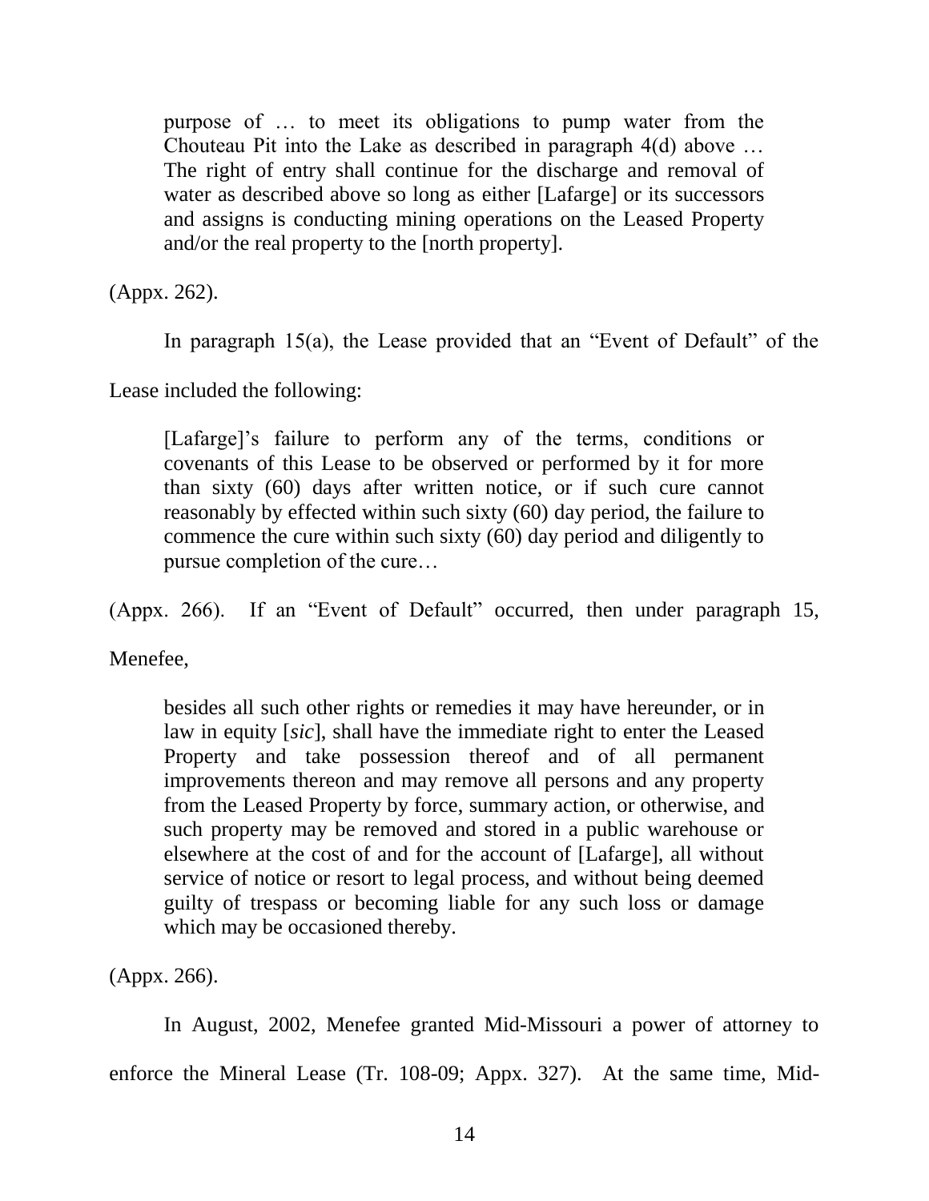> purpose of … to meet its obligations to pump water from the Chouteau Pit into the Lake as described in paragraph 4(d) above … The right of entry shall continue for the discharge and removal of water as described above so long as either [Lafarge] or its successors and assigns is conducting mining operations on the Leased Property and/or the real property to the [north property].

(Appx. 262).

In paragraph 15(a), the Lease provided that an "Event of Default" of the Lease included the following:

> [Lafarge]'s failure to perform any of the terms, conditions or covenants of this Lease to be observed or performed by it for more than sixty (60) days after written notice, or if such cure cannot reasonably by effected within such sixty (60) day period, the failure to commence the cure within such sixty (60) day period and diligently to pursue completion of the cure…

(Appx. 266). If an "Event of Default" occurred, then under paragraph 15, Menefee,

> besides all such other rights or remedies it may have hereunder, or in law in equity [*sic*], shall have the immediate right to enter the Leased Property and take possession thereof and of all permanent improvements thereon and may remove all persons and any property from the Leased Property by force, summary action, or otherwise, and such property may be removed and stored in a public warehouse or elsewhere at the cost of and for the account of [Lafarge], all without service of notice or resort to legal process, and without being deemed guilty of trespass or becoming liable for any such loss or damage which may be occasioned thereby.

(Appx. 266).

In August, 2002, Menefee granted Mid-Missouri a power of attorney to enforce the Mineral Lease (Tr. 108-09; Appx. 327). At the same time, Mid-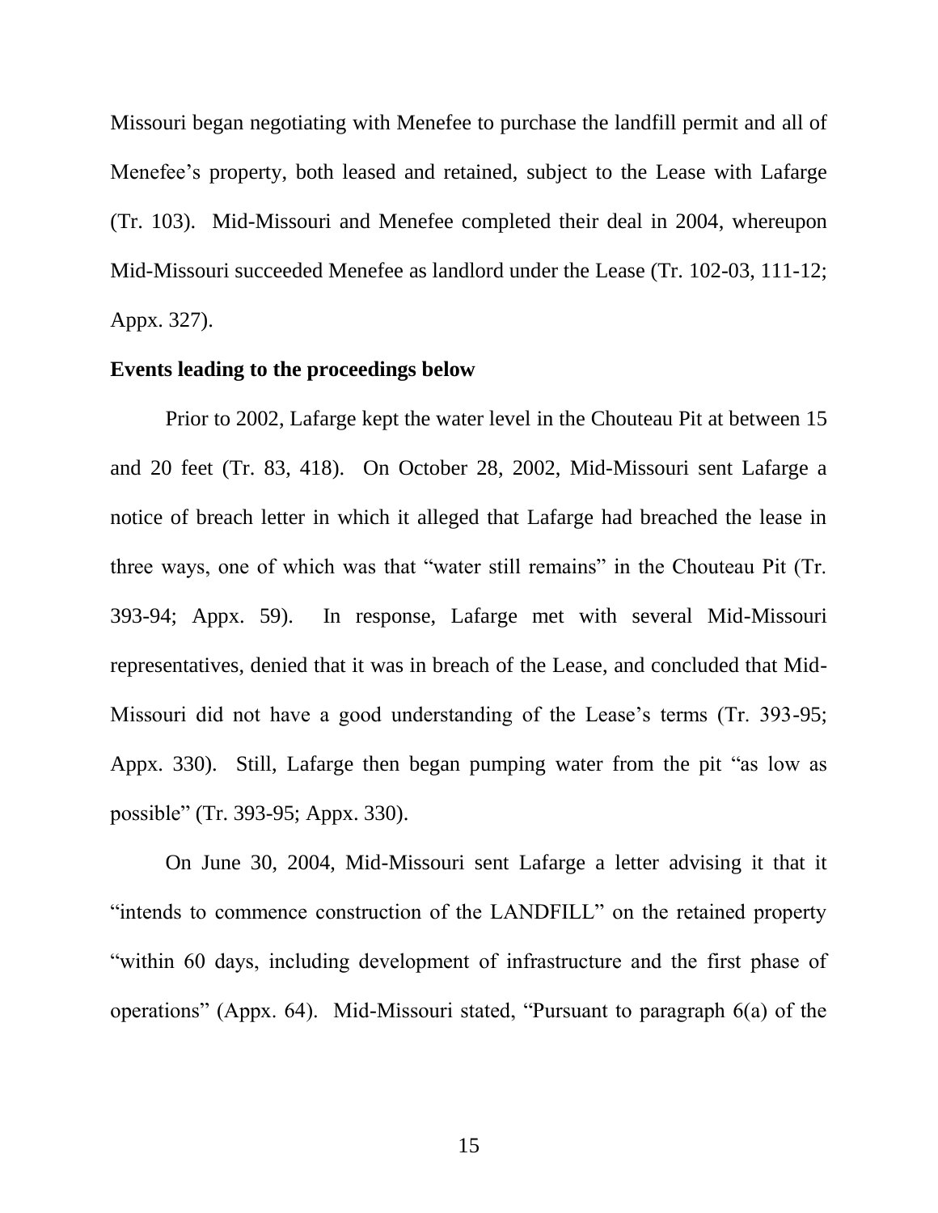Missouri began negotiating with Menefee to purchase the landfill permit and all of Menefee's property, both leased and retained, subject to the Lease with Lafarge (Tr. 103). Mid-Missouri and Menefee completed their deal in 2004, whereupon Mid-Missouri succeeded Menefee as landlord under the Lease (Tr. 102-03, 111-12; Appx. 327).

**Events leading to the proceedings below**

Prior to 2002, Lafarge kept the water level in the Chouteau Pit at between 15 and 20 feet (Tr. 83, 418). On October 28, 2002, Mid-Missouri sent Lafarge a notice of breach letter in which it alleged that Lafarge had breached the lease in three ways, one of which was that "water still remains" in the Chouteau Pit (Tr. 393-94; Appx. 59). In response, Lafarge met with several Mid-Missouri representatives, denied that it was in breach of the Lease, and concluded that Mid-Missouri did not have a good understanding of the Lease's terms (Tr. 393-95; Appx. 330). Still, Lafarge then began pumping water from the pit "as low as possible" (Tr. 393-95; Appx. 330).

On June 30, 2004, Mid-Missouri sent Lafarge a letter advising it that it "intends to commence construction of the LANDFILL" on the retained property "within 60 days, including development of infrastructure and the first phase of operations" (Appx. 64). Mid-Missouri stated, "Pursuant to paragraph 6(a) of the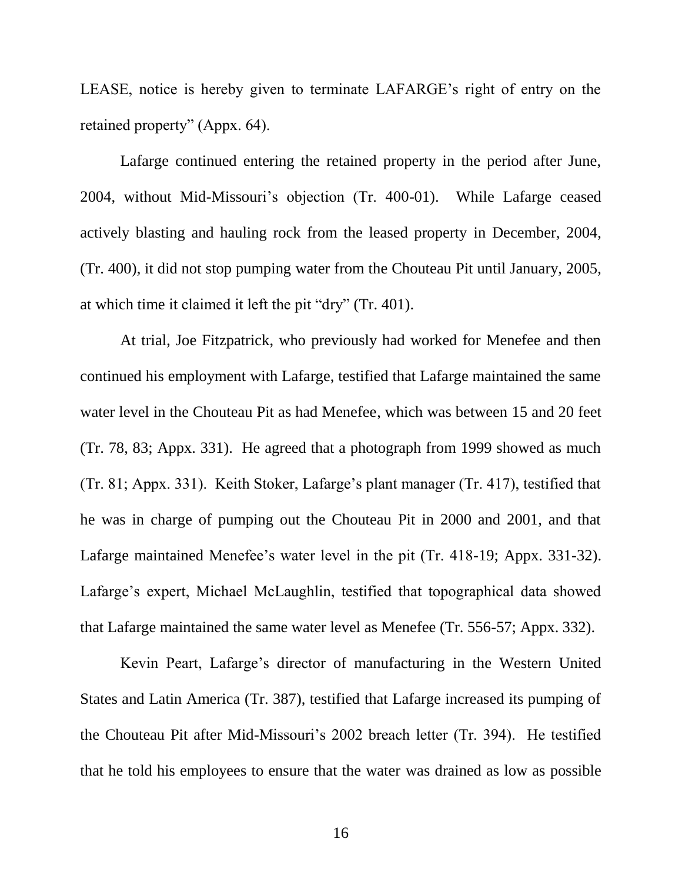LEASE, notice is hereby given to terminate LAFARGE's right of entry on the retained property" (Appx. 64).

Lafarge continued entering the retained property in the period after June, 2004, without Mid-Missouri's objection (Tr. 400-01). While Lafarge ceased actively blasting and hauling rock from the leased property in December, 2004, (Tr. 400), it did not stop pumping water from the Chouteau Pit until January, 2005, at which time it claimed it left the pit "dry" (Tr. 401).

At trial, Joe Fitzpatrick, who previously had worked for Menefee and then continued his employment with Lafarge, testified that Lafarge maintained the same water level in the Chouteau Pit as had Menefee, which was between 15 and 20 feet (Tr. 78, 83; Appx. 331). He agreed that a photograph from 1999 showed as much (Tr. 81; Appx. 331). Keith Stoker, Lafarge's plant manager (Tr. 417), testified that he was in charge of pumping out the Chouteau Pit in 2000 and 2001, and that Lafarge maintained Menefee's water level in the pit (Tr. 418-19; Appx. 331-32). Lafarge's expert, Michael McLaughlin, testified that topographical data showed that Lafarge maintained the same water level as Menefee (Tr. 556-57; Appx. 332).

Kevin Peart, Lafarge's director of manufacturing in the Western United States and Latin America (Tr. 387), testified that Lafarge increased its pumping of the Chouteau Pit after Mid-Missouri's 2002 breach letter (Tr. 394). He testified that he told his employees to ensure that the water was drained as low as possible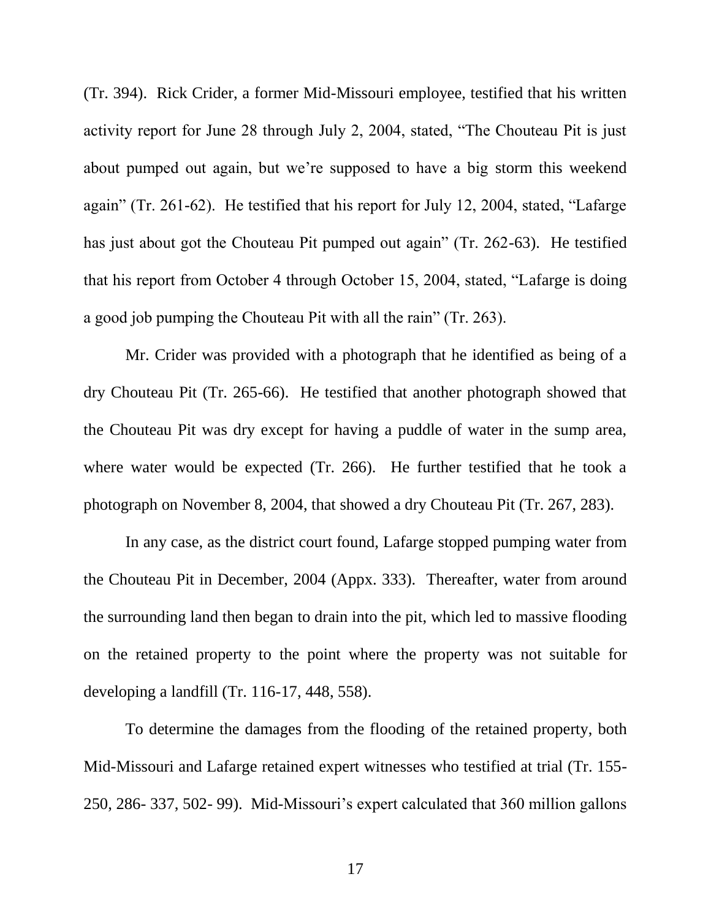(Tr. 394). Rick Crider, a former Mid-Missouri employee, testified that his written activity report for June 28 through July 2, 2004, stated, "The Chouteau Pit is just about pumped out again, but we're supposed to have a big storm this weekend again" (Tr. 261-62). He testified that his report for July 12, 2004, stated, "Lafarge has just about got the Chouteau Pit pumped out again" (Tr. 262-63). He testified that his report from October 4 through October 15, 2004, stated, "Lafarge is doing a good job pumping the Chouteau Pit with all the rain" (Tr. 263).

Mr. Crider was provided with a photograph that he identified as being of a dry Chouteau Pit (Tr. 265-66). He testified that another photograph showed that the Chouteau Pit was dry except for having a puddle of water in the sump area, where water would be expected (Tr. 266). He further testified that he took a photograph on November 8, 2004, that showed a dry Chouteau Pit (Tr. 267, 283).

In any case, as the district court found, Lafarge stopped pumping water from the Chouteau Pit in December, 2004 (Appx. 333). Thereafter, water from around the surrounding land then began to drain into the pit, which led to massive flooding on the retained property to the point where the property was not suitable for developing a landfill (Tr. 116-17, 448, 558).

To determine the damages from the flooding of the retained property, both Mid-Missouri and Lafarge retained expert witnesses who testified at trial (Tr. 155-250, 286- 337, 502- 99). Mid-Missouri's expert calculated that 360 million gallons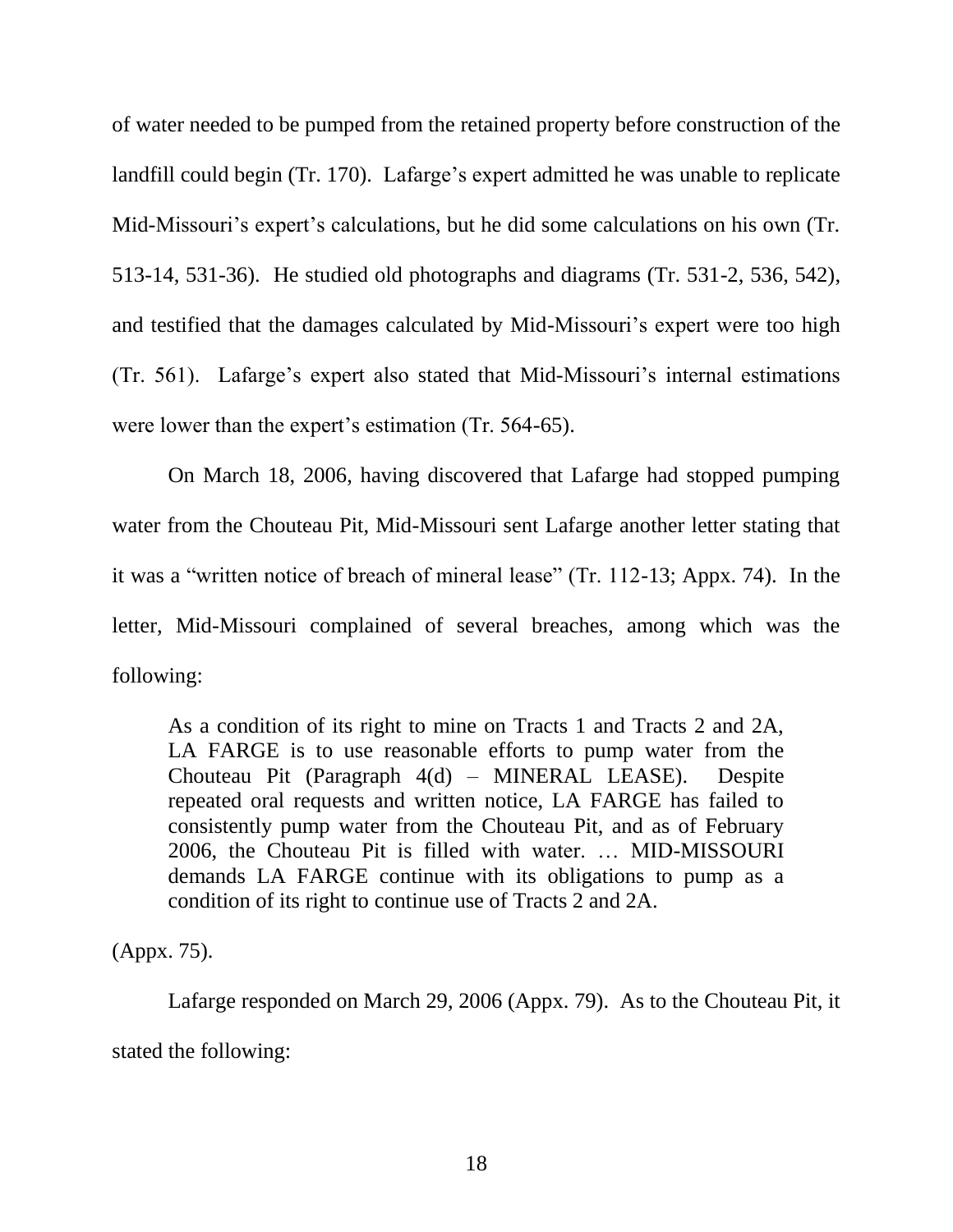of water needed to be pumped from the retained property before construction of the landfill could begin (Tr. 170). Lafarge's expert admitted he was unable to replicate Mid-Missouri's expert's calculations, but he did some calculations on his own (Tr. 513-14, 531-36). He studied old photographs and diagrams (Tr. 531-2, 536, 542), and testified that the damages calculated by Mid-Missouri's expert were too high (Tr. 561). Lafarge's expert also stated that Mid-Missouri's internal estimations were lower than the expert's estimation (Tr. 564-65).

On March 18, 2006, having discovered that Lafarge had stopped pumping water from the Chouteau Pit, Mid-Missouri sent Lafarge another letter stating that it was a "written notice of breach of mineral lease" (Tr. 112-13; Appx. 74). In the letter, Mid-Missouri complained of several breaches, among which was the following:

> As a condition of its right to mine on Tracts 1 and Tracts 2 and 2A, LA FARGE is to use reasonable efforts to pump water from the Chouteau Pit (Paragraph 4(d) – MINERAL LEASE). Despite repeated oral requests and written notice, LA FARGE has failed to consistently pump water from the Chouteau Pit, and as of February 2006, the Chouteau Pit is filled with water. … MID-MISSOURI demands LA FARGE continue with its obligations to pump as a condition of its right to continue use of Tracts 2 and 2A.

(Appx. 75).

Lafarge responded on March 29, 2006 (Appx. 79). As to the Chouteau Pit, it stated the following: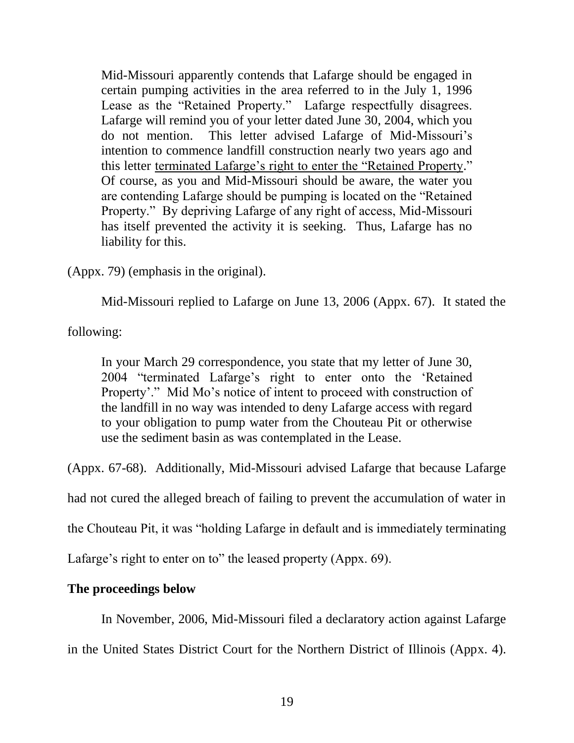> Mid-Missouri apparently contends that Lafarge should be engaged in certain pumping activities in the area referred to in the July 1, 1996 Lease as the "Retained Property." Lafarge respectfully disagrees. Lafarge will remind you of your letter dated June 30, 2004, which you do not mention. This letter advised Lafarge of Mid-Missouri's intention to commence landfill construction nearly two years ago and this letter <u>terminated Lafarge's right to enter the "Retained Property</u>." Of course, as you and Mid-Missouri should be aware, the water you are contending Lafarge should be pumping is located on the "Retained Property." By depriving Lafarge of any right of access, Mid-Missouri has itself prevented the activity it is seeking. Thus, Lafarge has no liability for this.

(Appx. 79) (emphasis in the original).

Mid-Missouri replied to Lafarge on June 13, 2006 (Appx. 67). It stated the following:

> In your March 29 correspondence, you state that my letter of June 30, 2004 "terminated Lafarge's right to enter onto the 'Retained Property'." Mid Mo's notice of intent to proceed with construction of the landfill in no way was intended to deny Lafarge access with regard to your obligation to pump water from the Chouteau Pit or otherwise use the sediment basin as was contemplated in the Lease.

(Appx. 67-68). Additionally, Mid-Missouri advised Lafarge that because Lafarge had not cured the alleged breach of failing to prevent the accumulation of water in the Chouteau Pit, it was "holding Lafarge in default and is immediately terminating Lafarge's right to enter on to" the leased property (Appx. 69).

**The proceedings below**

In November, 2006, Mid-Missouri filed a declaratory action against Lafarge in the United States District Court for the Northern District of Illinois (Appx. 4).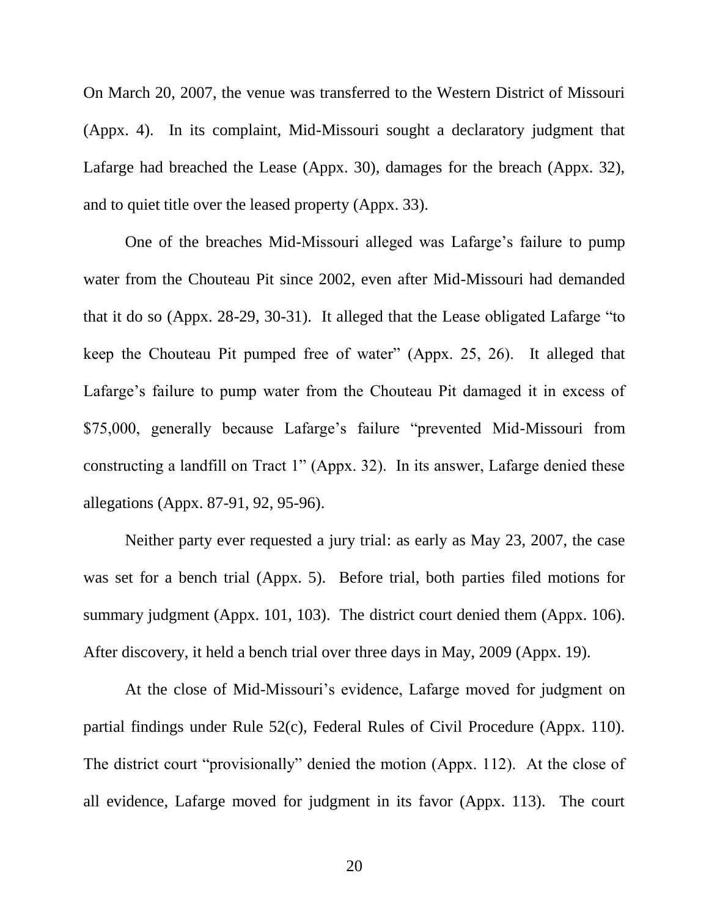On March 20, 2007, the venue was transferred to the Western District of Missouri (Appx. 4). In its complaint, Mid-Missouri sought a declaratory judgment that Lafarge had breached the Lease (Appx. 30), damages for the breach (Appx. 32), and to quiet title over the leased property (Appx. 33).

One of the breaches Mid-Missouri alleged was Lafarge's failure to pump water from the Chouteau Pit since 2002, even after Mid-Missouri had demanded that it do so (Appx. 28-29, 30-31). It alleged that the Lease obligated Lafarge "to keep the Chouteau Pit pumped free of water" (Appx. 25, 26). It alleged that Lafarge's failure to pump water from the Chouteau Pit damaged it in excess of $75,000, generally because Lafarge's failure "prevented Mid-Missouri from constructing a landfill on Tract 1" (Appx. 32). In its answer, Lafarge denied these allegations (Appx. 87-91, 92, 95-96).

Neither party ever requested a jury trial: as early as May 23, 2007, the case was set for a bench trial (Appx. 5). Before trial, both parties filed motions for summary judgment (Appx. 101, 103). The district court denied them (Appx. 106). After discovery, it held a bench trial over three days in May, 2009 (Appx. 19).

At the close of Mid-Missouri's evidence, Lafarge moved for judgment on partial findings under Rule 52(c), Federal Rules of Civil Procedure (Appx. 110). The district court "provisionally" denied the motion (Appx. 112). At the close of all evidence, Lafarge moved for judgment in its favor (Appx. 113). The court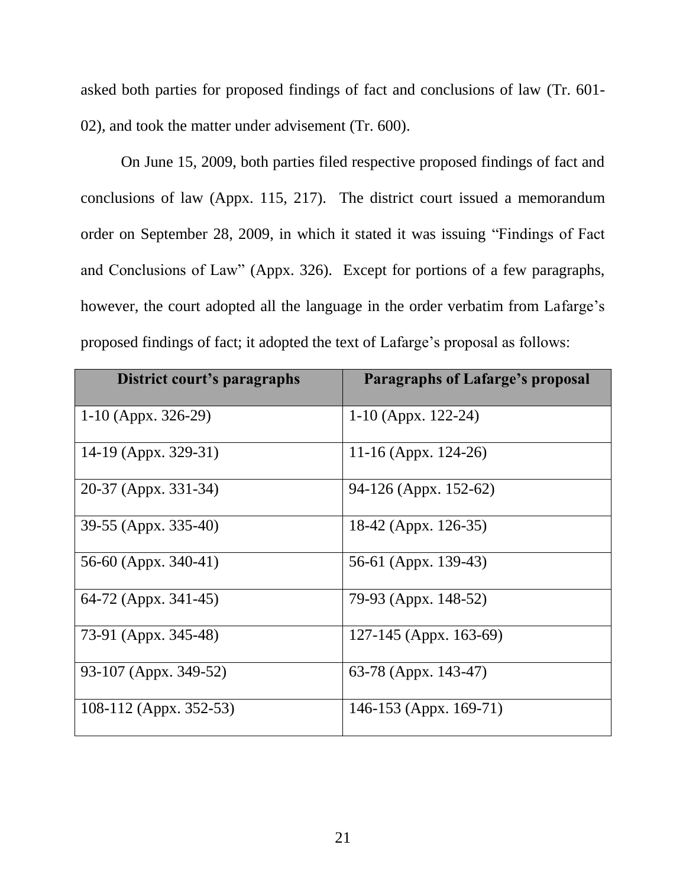asked both parties for proposed findings of fact and conclusions of law (Tr. 601-02), and took the matter under advisement (Tr. 600).

On June 15, 2009, both parties filed respective proposed findings of fact and conclusions of law (Appx. 115, 217). The district court issued a memorandum order on September 28, 2009, in which it stated it was issuing "Findings of Fact and Conclusions of Law" (Appx. 326). Except for portions of a few paragraphs, however, the court adopted all the language in the order verbatim from Lafarge's proposed findings of fact; it adopted the text of Lafarge's proposal as follows:

| District court's paragraphs | Paragraphs of Lafarge's proposal |
|---|---|
| 1-10 (Appx. 326-29) | 1-10 (Appx. 122-24) |
| 14-19 (Appx. 329-31) | 11-16 (Appx. 124-26) |
| 20-37 (Appx. 331-34) | 94-126 (Appx. 152-62) |
| 39-55 (Appx. 335-40) | 18-42 (Appx. 126-35) |
| 56-60 (Appx. 340-41) | 56-61 (Appx. 139-43) |
| 64-72 (Appx. 341-45) | 79-93 (Appx. 148-52) |
| 73-91 (Appx. 345-48) | 127-145 (Appx. 163-69) |
| 93-107 (Appx. 349-52) | 63-78 (Appx. 143-47) |
| 108-112 (Appx. 352-53) | 146-153 (Appx. 169-71) |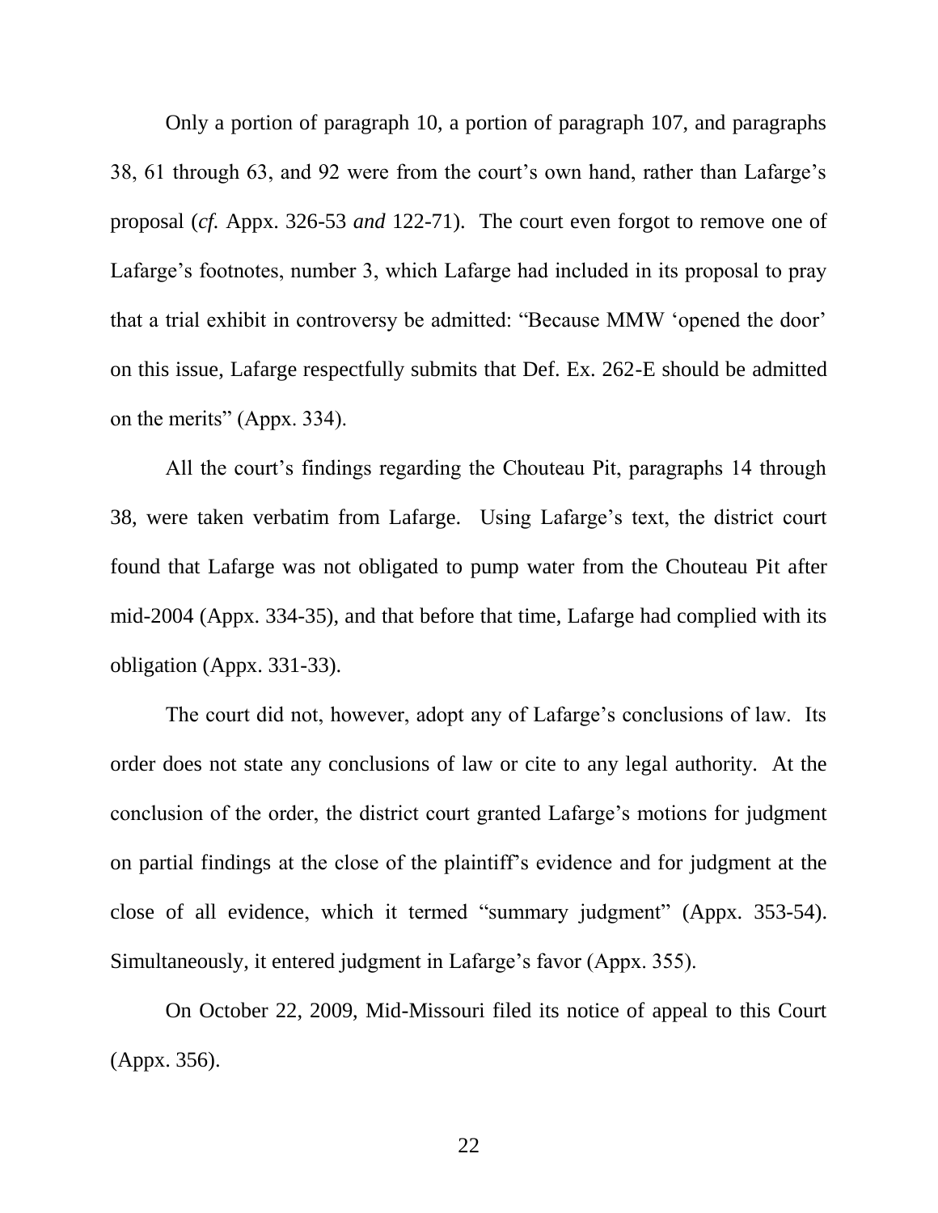Only a portion of paragraph 10, a portion of paragraph 107, and paragraphs 38, 61 through 63, and 92 were from the court's own hand, rather than Lafarge's proposal (*cf.* Appx. 326-53 *and* 122-71). The court even forgot to remove one of Lafarge's footnotes, number 3, which Lafarge had included in its proposal to pray that a trial exhibit in controversy be admitted: "Because MMW 'opened the door' on this issue, Lafarge respectfully submits that Def. Ex. 262-E should be admitted on the merits" (Appx. 334).

All the court's findings regarding the Chouteau Pit, paragraphs 14 through 38, were taken verbatim from Lafarge. Using Lafarge's text, the district court found that Lafarge was not obligated to pump water from the Chouteau Pit after mid-2004 (Appx. 334-35), and that before that time, Lafarge had complied with its obligation (Appx. 331-33).

The court did not, however, adopt any of Lafarge's conclusions of law. Its order does not state any conclusions of law or cite to any legal authority. At the conclusion of the order, the district court granted Lafarge's motions for judgment on partial findings at the close of the plaintiff's evidence and for judgment at the close of all evidence, which it termed "summary judgment" (Appx. 353-54). Simultaneously, it entered judgment in Lafarge's favor (Appx. 355).

On October 22, 2009, Mid-Missouri filed its notice of appeal to this Court (Appx. 356).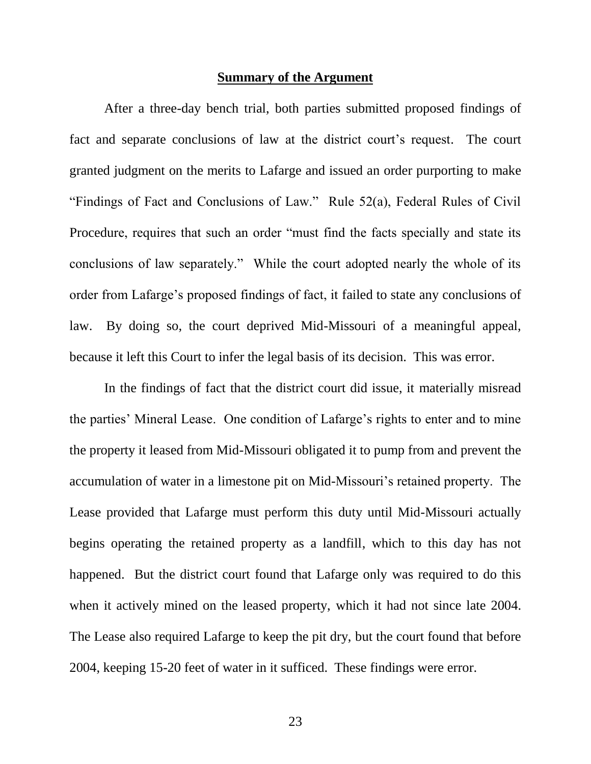## Summary of the Argument

After a three-day bench trial, both parties submitted proposed findings of fact and separate conclusions of law at the district court's request. The court granted judgment on the merits to Lafarge and issued an order purporting to make "Findings of Fact and Conclusions of Law." Rule 52(a), Federal Rules of Civil Procedure, requires that such an order "must find the facts specially and state its conclusions of law separately." While the court adopted nearly the whole of its order from Lafarge's proposed findings of fact, it failed to state any conclusions of law. By doing so, the court deprived Mid-Missouri of a meaningful appeal, because it left this Court to infer the legal basis of its decision. This was error.

In the findings of fact that the district court did issue, it materially misread the parties' Mineral Lease. One condition of Lafarge's rights to enter and to mine the property it leased from Mid-Missouri obligated it to pump from and prevent the accumulation of water in a limestone pit on Mid-Missouri's retained property. The Lease provided that Lafarge must perform this duty until Mid-Missouri actually begins operating the retained property as a landfill, which to this day has not happened. But the district court found that Lafarge only was required to do this when it actively mined on the leased property, which it had not since late 2004. The Lease also required Lafarge to keep the pit dry, but the court found that before 2004, keeping 15-20 feet of water in it sufficed. These findings were error.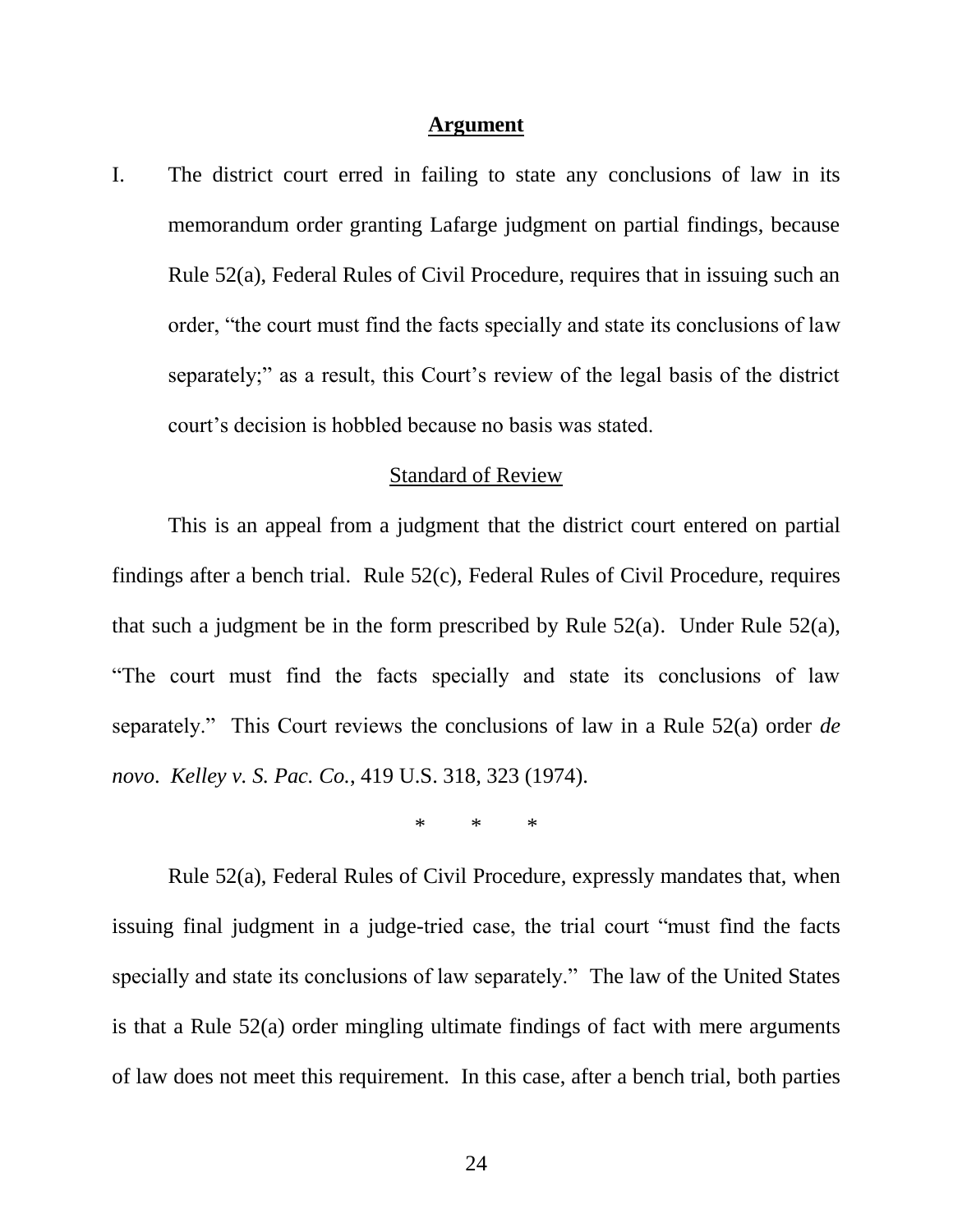## **Argument**

I. The district court erred in failing to state any conclusions of law in its memorandum order granting Lafarge judgment on partial findings, because Rule 52(a), Federal Rules of Civil Procedure, requires that in issuing such an order, "the court must find the facts specially and state its conclusions of law separately;" as a result, this Court's review of the legal basis of the district court's decision is hobbled because no basis was stated.

Standard of Review

This is an appeal from a judgment that the district court entered on partial findings after a bench trial. Rule 52(c), Federal Rules of Civil Procedure, requires that such a judgment be in the form prescribed by Rule 52(a). Under Rule 52(a), "The court must find the facts specially and state its conclusions of law separately." This Court reviews the conclusions of law in a Rule 52(a) order *de novo*. *Kelley v. S. Pac. Co.*, 419 U.S. 318, 323 (1974).

\* \* \*

Rule 52(a), Federal Rules of Civil Procedure, expressly mandates that, when issuing final judgment in a judge-tried case, the trial court "must find the facts specially and state its conclusions of law separately." The law of the United States is that a Rule 52(a) order mingling ultimate findings of fact with mere arguments of law does not meet this requirement. In this case, after a bench trial, both parties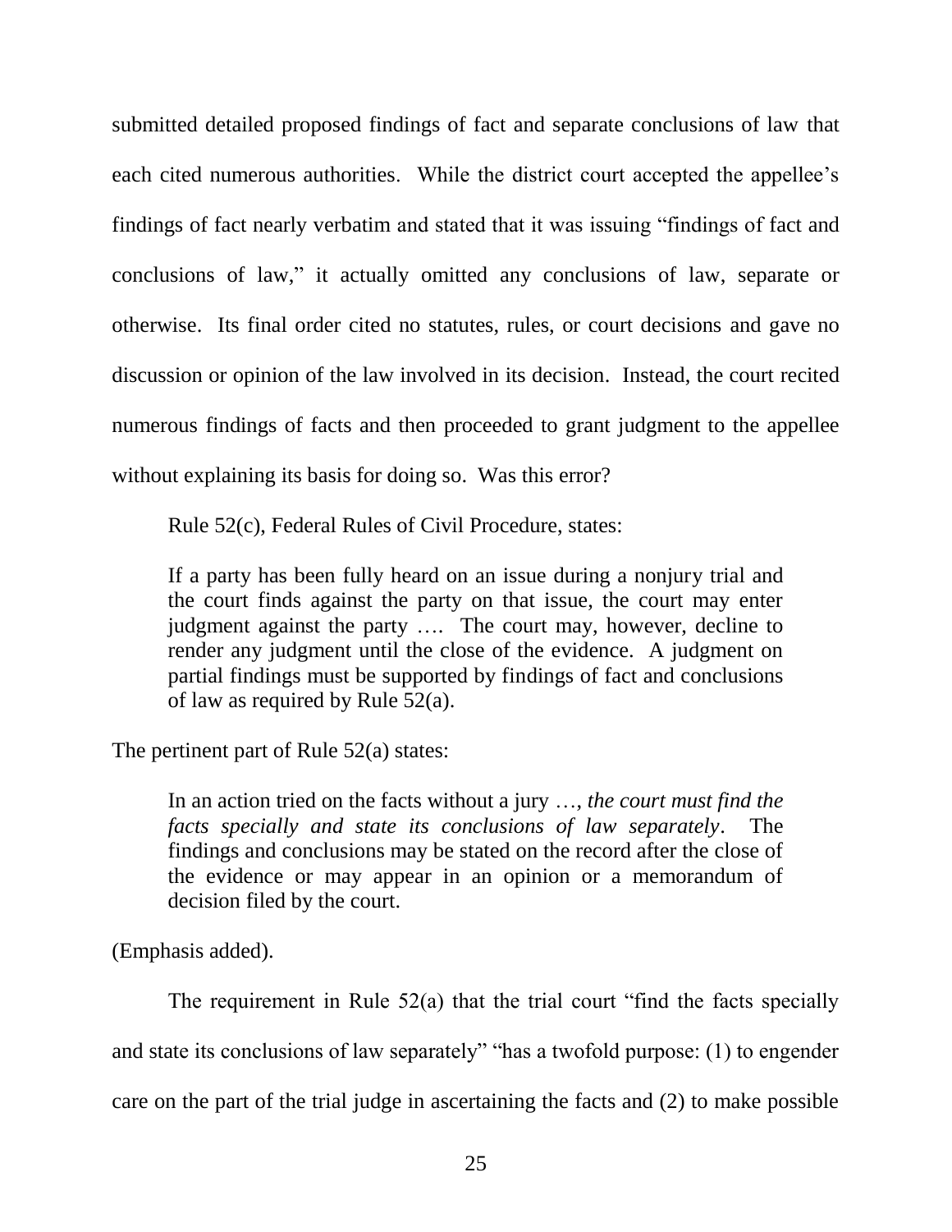submitted detailed proposed findings of fact and separate conclusions of law that each cited numerous authorities. While the district court accepted the appellee's findings of fact nearly verbatim and stated that it was issuing "findings of fact and conclusions of law," it actually omitted any conclusions of law, separate or otherwise. Its final order cited no statutes, rules, or court decisions and gave no discussion or opinion of the law involved in its decision. Instead, the court recited numerous findings of facts and then proceeded to grant judgment to the appellee without explaining its basis for doing so. Was this error?

Rule 52(c), Federal Rules of Civil Procedure, states:

> If a party has been fully heard on an issue during a nonjury trial and the court finds against the party on that issue, the court may enter judgment against the party …. The court may, however, decline to render any judgment until the close of the evidence. A judgment on partial findings must be supported by findings of fact and conclusions of law as required by Rule 52(a).

The pertinent part of Rule 52(a) states:

> In an action tried on the facts without a jury …, *the court must find the facts specially and state its conclusions of law separately*. The findings and conclusions may be stated on the record after the close of the evidence or may appear in an opinion or a memorandum of decision filed by the court.

(Emphasis added).

The requirement in Rule 52(a) that the trial court "find the facts specially and state its conclusions of law separately" "has a twofold purpose: (1) to engender care on the part of the trial judge in ascertaining the facts and (2) to make possible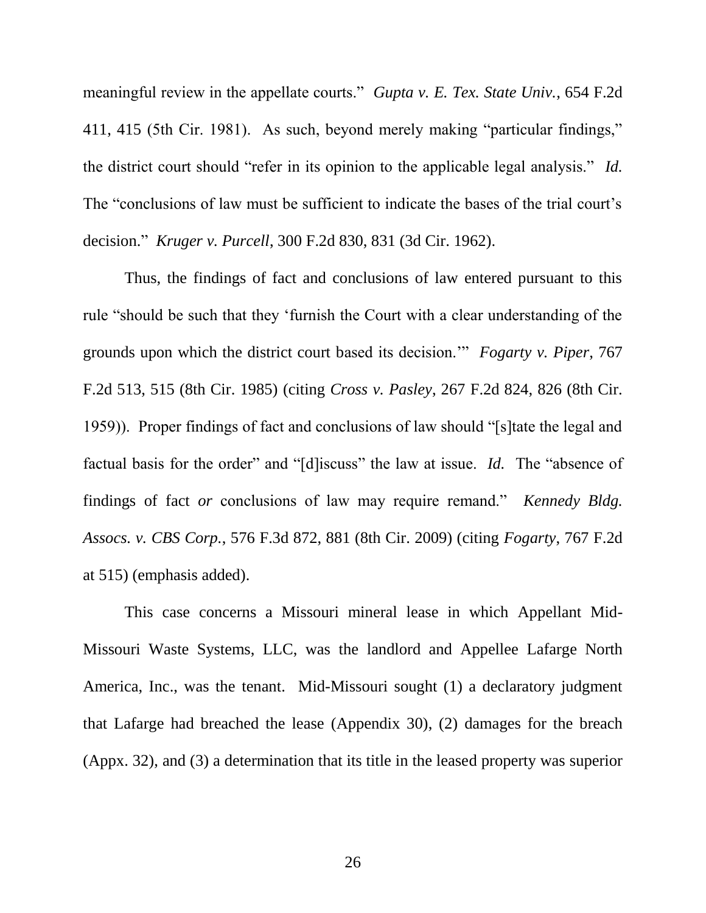meaningful review in the appellate courts." *Gupta v. E. Tex. State Univ.*, 654 F.2d 411, 415 (5th Cir. 1981). As such, beyond merely making "particular findings," the district court should "refer in its opinion to the applicable legal analysis." *Id.* The "conclusions of law must be sufficient to indicate the bases of the trial court's decision." *Kruger v. Purcell*, 300 F.2d 830, 831 (3d Cir. 1962).

Thus, the findings of fact and conclusions of law entered pursuant to this rule "should be such that they 'furnish the Court with a clear understanding of the grounds upon which the district court based its decision.'" *Fogarty v. Piper*, 767 F.2d 513, 515 (8th Cir. 1985) (citing *Cross v. Pasley*, 267 F.2d 824, 826 (8th Cir. 1959)). Proper findings of fact and conclusions of law should "[s]tate the legal and factual basis for the order" and "[d]iscuss" the law at issue. *Id.* The "absence of findings of fact *or* conclusions of law may require remand." *Kennedy Bldg. Assocs. v. CBS Corp.*, 576 F.3d 872, 881 (8th Cir. 2009) (citing *Fogarty*, 767 F.2d at 515) (emphasis added).

This case concerns a Missouri mineral lease in which Appellant Mid-Missouri Waste Systems, LLC, was the landlord and Appellee Lafarge North America, Inc., was the tenant. Mid-Missouri sought (1) a declaratory judgment that Lafarge had breached the lease (Appendix 30), (2) damages for the breach (Appx. 32), and (3) a determination that its title in the leased property was superior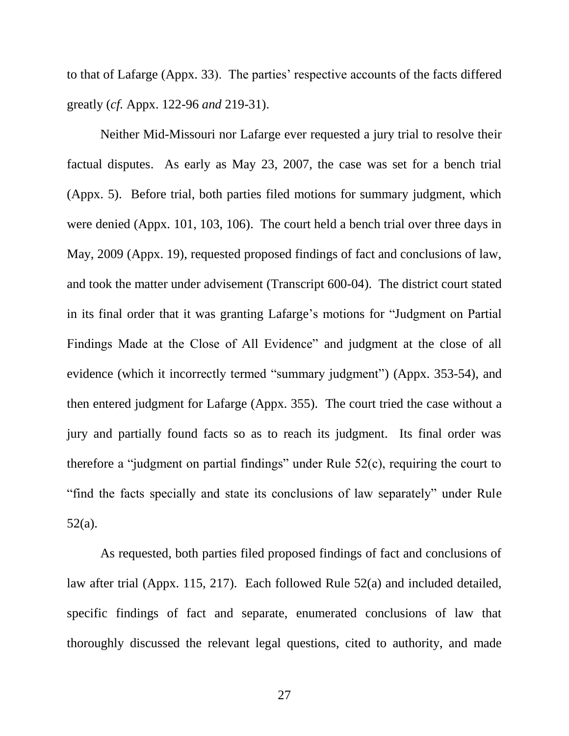to that of Lafarge (Appx. 33). The parties' respective accounts of the facts differed greatly (*cf.* Appx. 122-96 *and* 219-31).

Neither Mid-Missouri nor Lafarge ever requested a jury trial to resolve their factual disputes. As early as May 23, 2007, the case was set for a bench trial (Appx. 5). Before trial, both parties filed motions for summary judgment, which were denied (Appx. 101, 103, 106). The court held a bench trial over three days in May, 2009 (Appx. 19), requested proposed findings of fact and conclusions of law, and took the matter under advisement (Transcript 600-04). The district court stated in its final order that it was granting Lafarge's motions for "Judgment on Partial Findings Made at the Close of All Evidence" and judgment at the close of all evidence (which it incorrectly termed "summary judgment") (Appx. 353-54), and then entered judgment for Lafarge (Appx. 355). The court tried the case without a jury and partially found facts so as to reach its judgment. Its final order was therefore a "judgment on partial findings" under Rule 52(c), requiring the court to "find the facts specially and state its conclusions of law separately" under Rule 52(a).

As requested, both parties filed proposed findings of fact and conclusions of law after trial (Appx. 115, 217). Each followed Rule 52(a) and included detailed, specific findings of fact and separate, enumerated conclusions of law that thoroughly discussed the relevant legal questions, cited to authority, and made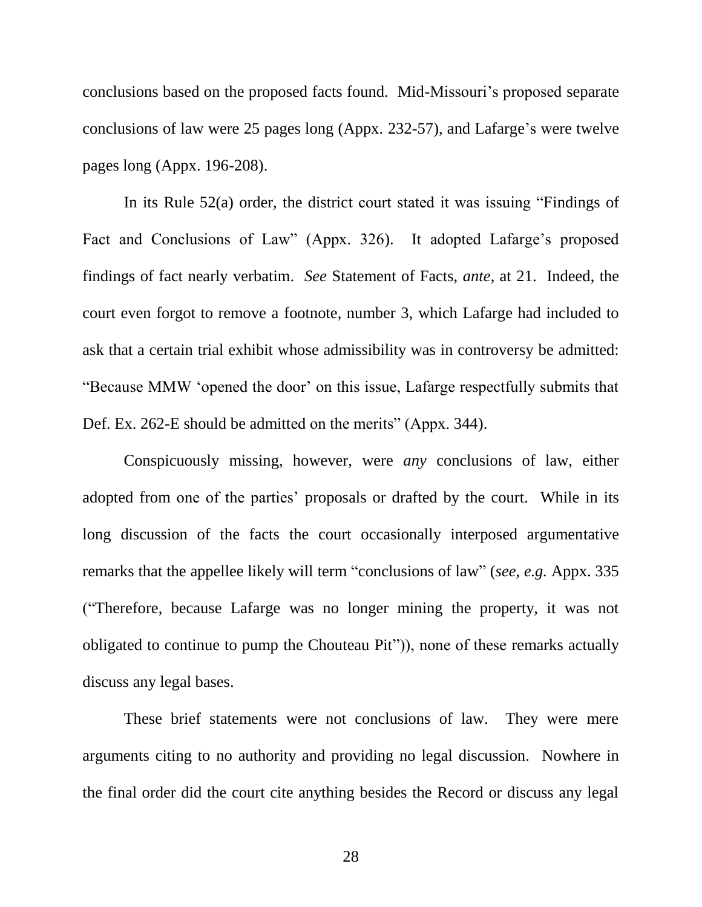conclusions based on the proposed facts found. Mid-Missouri's proposed separate conclusions of law were 25 pages long (Appx. 232-57), and Lafarge's were twelve pages long (Appx. 196-208).

In its Rule 52(a) order, the district court stated it was issuing "Findings of Fact and Conclusions of Law" (Appx. 326). It adopted Lafarge's proposed findings of fact nearly verbatim. *See* Statement of Facts, *ante*, at 21. Indeed, the court even forgot to remove a footnote, number 3, which Lafarge had included to ask that a certain trial exhibit whose admissibility was in controversy be admitted: "Because MMW 'opened the door' on this issue, Lafarge respectfully submits that Def. Ex. 262-E should be admitted on the merits" (Appx. 344).

Conspicuously missing, however, were *any* conclusions of law, either adopted from one of the parties' proposals or drafted by the court. While in its long discussion of the facts the court occasionally interposed argumentative remarks that the appellee likely will term "conclusions of law" (*see, e.g.* Appx. 335 ("Therefore, because Lafarge was no longer mining the property, it was not obligated to continue to pump the Chouteau Pit")), none of these remarks actually discuss any legal bases.

These brief statements were not conclusions of law. They were mere arguments citing to no authority and providing no legal discussion. Nowhere in the final order did the court cite anything besides the Record or discuss any legal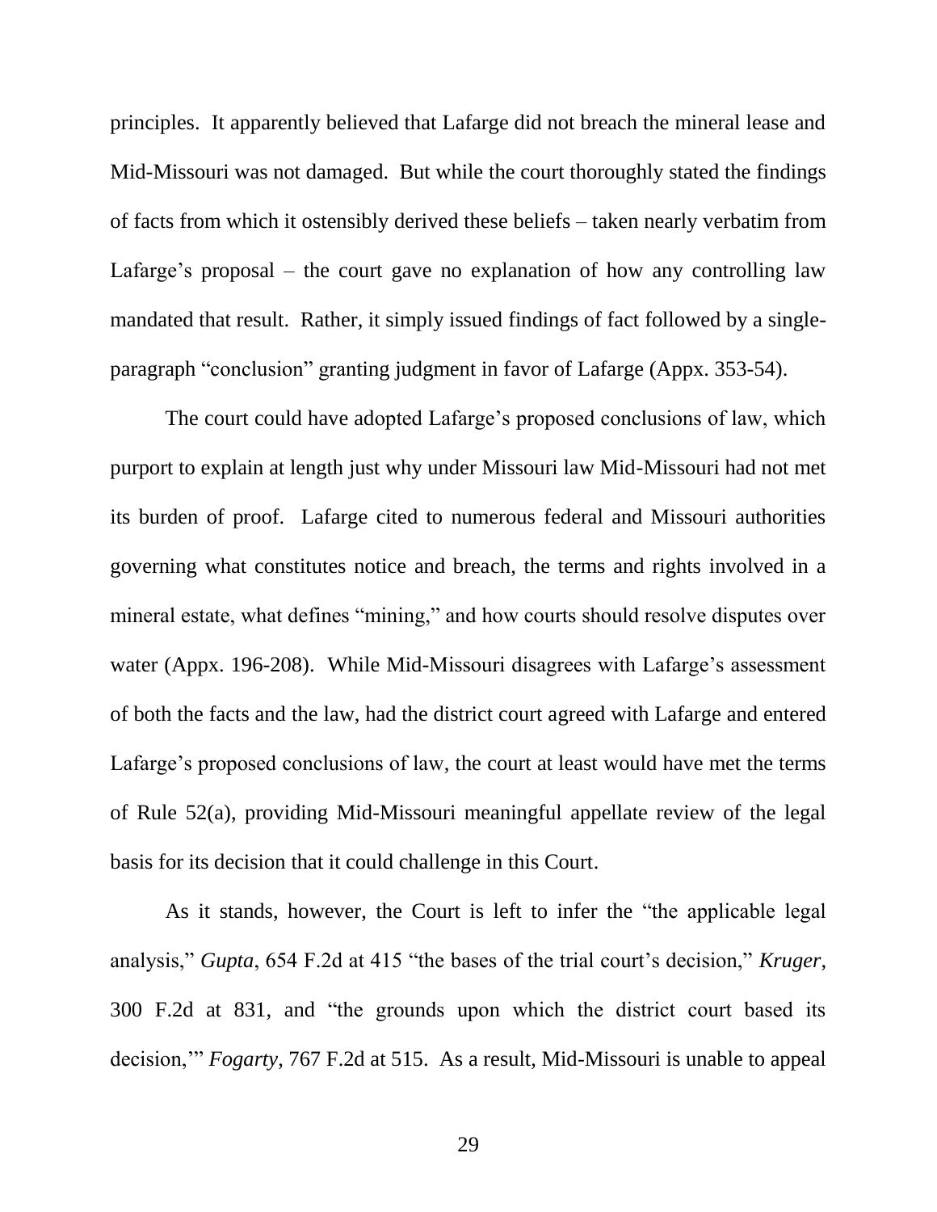principles. It apparently believed that Lafarge did not breach the mineral lease and Mid-Missouri was not damaged. But while the court thoroughly stated the findings of facts from which it ostensibly derived these beliefs – taken nearly verbatim from Lafarge's proposal – the court gave no explanation of how any controlling law mandated that result. Rather, it simply issued findings of fact followed by a single-paragraph "conclusion" granting judgment in favor of Lafarge (Appx. 353-54).

The court could have adopted Lafarge's proposed conclusions of law, which purport to explain at length just why under Missouri law Mid-Missouri had not met its burden of proof. Lafarge cited to numerous federal and Missouri authorities governing what constitutes notice and breach, the terms and rights involved in a mineral estate, what defines "mining," and how courts should resolve disputes over water (Appx. 196-208). While Mid-Missouri disagrees with Lafarge's assessment of both the facts and the law, had the district court agreed with Lafarge and entered Lafarge's proposed conclusions of law, the court at least would have met the terms of Rule 52(a), providing Mid-Missouri meaningful appellate review of the legal basis for its decision that it could challenge in this Court.

As it stands, however, the Court is left to infer the "the applicable legal analysis," *Gupta*, 654 F.2d at 415 "the bases of the trial court's decision," *Kruger*, 300 F.2d at 831, and "the grounds upon which the district court based its decision,'" *Fogarty*, 767 F.2d at 515. As a result, Mid-Missouri is unable to appeal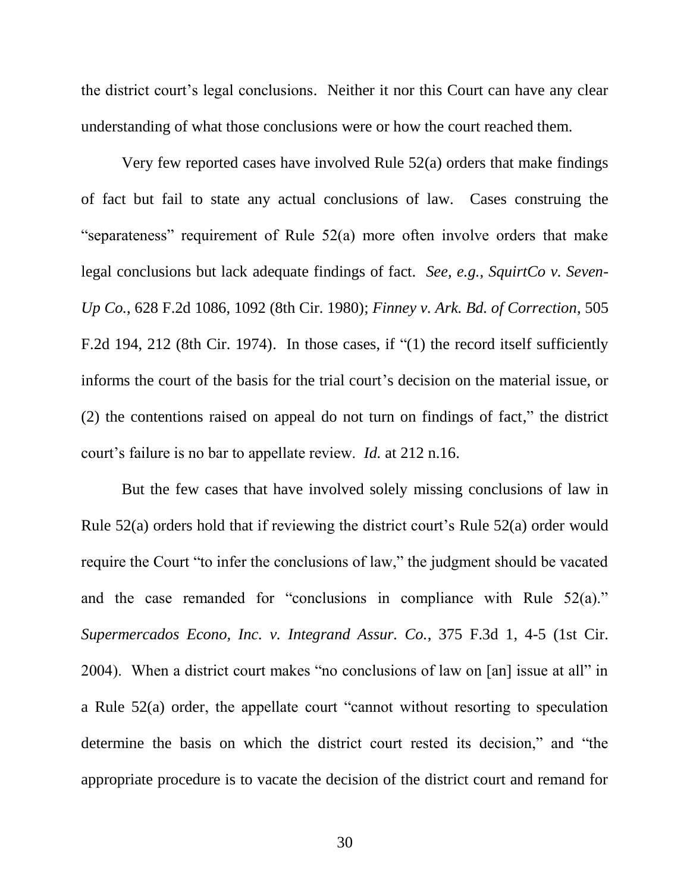the district court's legal conclusions. Neither it nor this Court can have any clear understanding of what those conclusions were or how the court reached them.

Very few reported cases have involved Rule 52(a) orders that make findings of fact but fail to state any actual conclusions of law. Cases construing the "separateness" requirement of Rule 52(a) more often involve orders that make legal conclusions but lack adequate findings of fact. *See, e.g.*, *SquirtCo v. Seven-Up Co.*, 628 F.2d 1086, 1092 (8th Cir. 1980); *Finney v. Ark. Bd. of Correction*, 505 F.2d 194, 212 (8th Cir. 1974). In those cases, if "(1) the record itself sufficiently informs the court of the basis for the trial court's decision on the material issue, or (2) the contentions raised on appeal do not turn on findings of fact," the district court's failure is no bar to appellate review. *Id.* at 212 n.16.

But the few cases that have involved solely missing conclusions of law in Rule 52(a) orders hold that if reviewing the district court's Rule 52(a) order would require the Court "to infer the conclusions of law," the judgment should be vacated and the case remanded for "conclusions in compliance with Rule 52(a)." *Supermercados Econo, Inc. v. Integrand Assur. Co.*, 375 F.3d 1, 4-5 (1st Cir. 2004). When a district court makes "no conclusions of law on [an] issue at all" in a Rule 52(a) order, the appellate court "cannot without resorting to speculation determine the basis on which the district court rested its decision," and "the appropriate procedure is to vacate the decision of the district court and remand for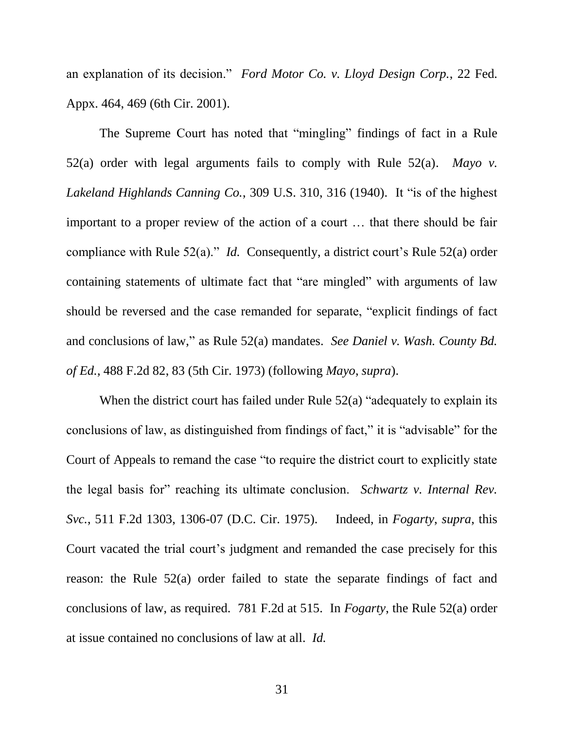an explanation of its decision." *Ford Motor Co. v. Lloyd Design Corp.*, 22 Fed. Appx. 464, 469 (6th Cir. 2001).

The Supreme Court has noted that "mingling" findings of fact in a Rule 52(a) order with legal arguments fails to comply with Rule 52(a). *Mayo v. Lakeland Highlands Canning Co.*, 309 U.S. 310, 316 (1940). It "is of the highest important to a proper review of the action of a court … that there should be fair compliance with Rule 52(a)." *Id.* Consequently, a district court's Rule 52(a) order containing statements of ultimate fact that "are mingled" with arguments of law should be reversed and the case remanded for separate, "explicit findings of fact and conclusions of law," as Rule 52(a) mandates. *See Daniel v. Wash. County Bd. of Ed.*, 488 F.2d 82, 83 (5th Cir. 1973) (following *Mayo, supra*).

When the district court has failed under Rule 52(a) "adequately to explain its conclusions of law, as distinguished from findings of fact," it is "advisable" for the Court of Appeals to remand the case "to require the district court to explicitly state the legal basis for" reaching its ultimate conclusion. *Schwartz v. Internal Rev. Svc.*, 511 F.2d 1303, 1306-07 (D.C. Cir. 1975). Indeed, in *Fogarty*, *supra*, this Court vacated the trial court's judgment and remanded the case precisely for this reason: the Rule 52(a) order failed to state the separate findings of fact and conclusions of law, as required. 781 F.2d at 515. In *Fogarty*, the Rule 52(a) order at issue contained no conclusions of law at all. *Id.*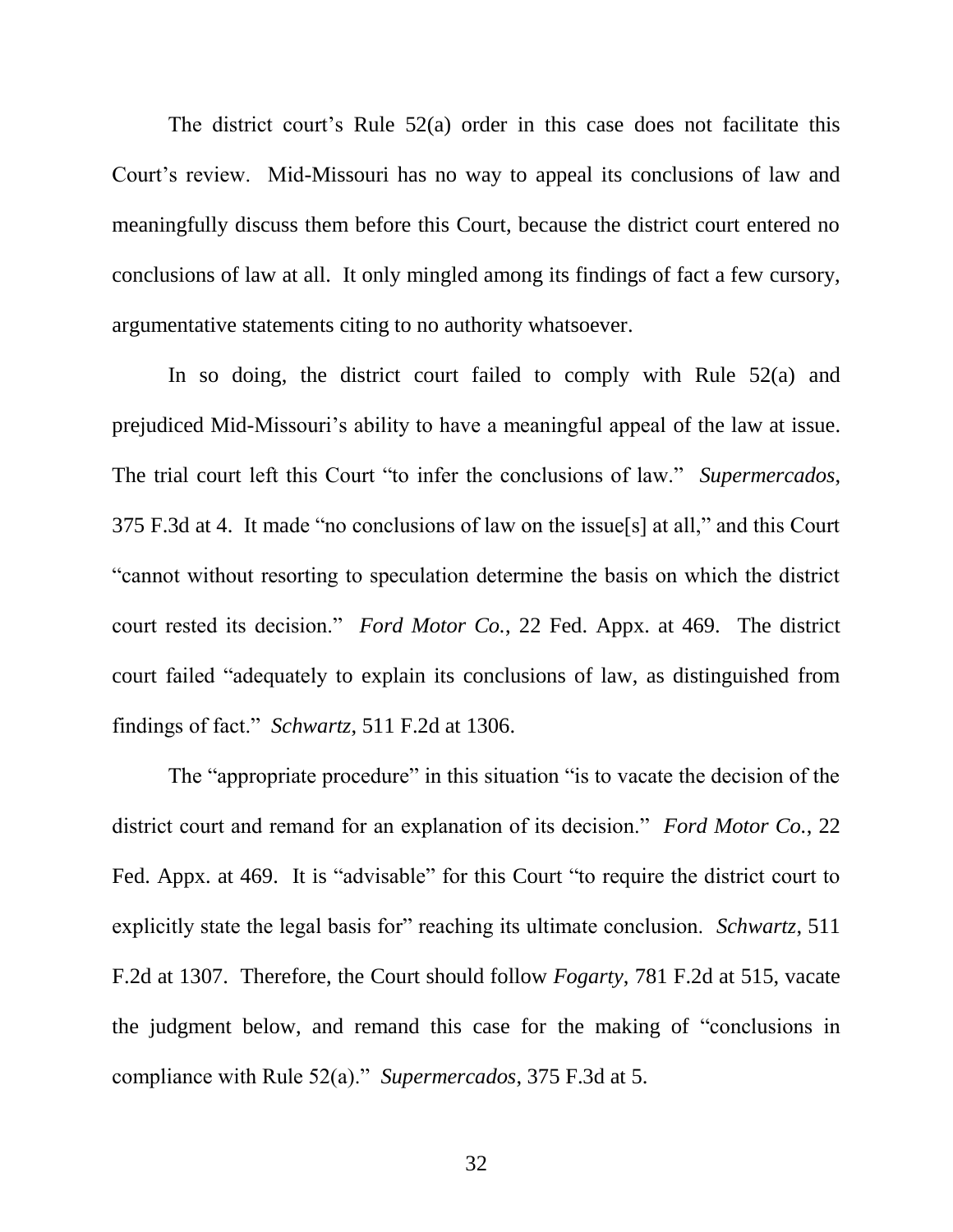The district court's Rule 52(a) order in this case does not facilitate this Court's review. Mid-Missouri has no way to appeal its conclusions of law and meaningfully discuss them before this Court, because the district court entered no conclusions of law at all. It only mingled among its findings of fact a few cursory, argumentative statements citing to no authority whatsoever.

In so doing, the district court failed to comply with Rule 52(a) and prejudiced Mid-Missouri's ability to have a meaningful appeal of the law at issue. The trial court left this Court "to infer the conclusions of law." *Supermercados*, 375 F.3d at 4. It made "no conclusions of law on the issue[s] at all," and this Court "cannot without resorting to speculation determine the basis on which the district court rested its decision." *Ford Motor Co.*, 22 Fed. Appx. at 469. The district court failed "adequately to explain its conclusions of law, as distinguished from findings of fact." *Schwartz*, 511 F.2d at 1306.

The "appropriate procedure" in this situation "is to vacate the decision of the district court and remand for an explanation of its decision." *Ford Motor Co.*, 22 Fed. Appx. at 469. It is "advisable" for this Court "to require the district court to explicitly state the legal basis for" reaching its ultimate conclusion. *Schwartz*, 511 F.2d at 1307. Therefore, the Court should follow *Fogarty*, 781 F.2d at 515, vacate the judgment below, and remand this case for the making of "conclusions in compliance with Rule 52(a)." *Supermercados*, 375 F.3d at 5.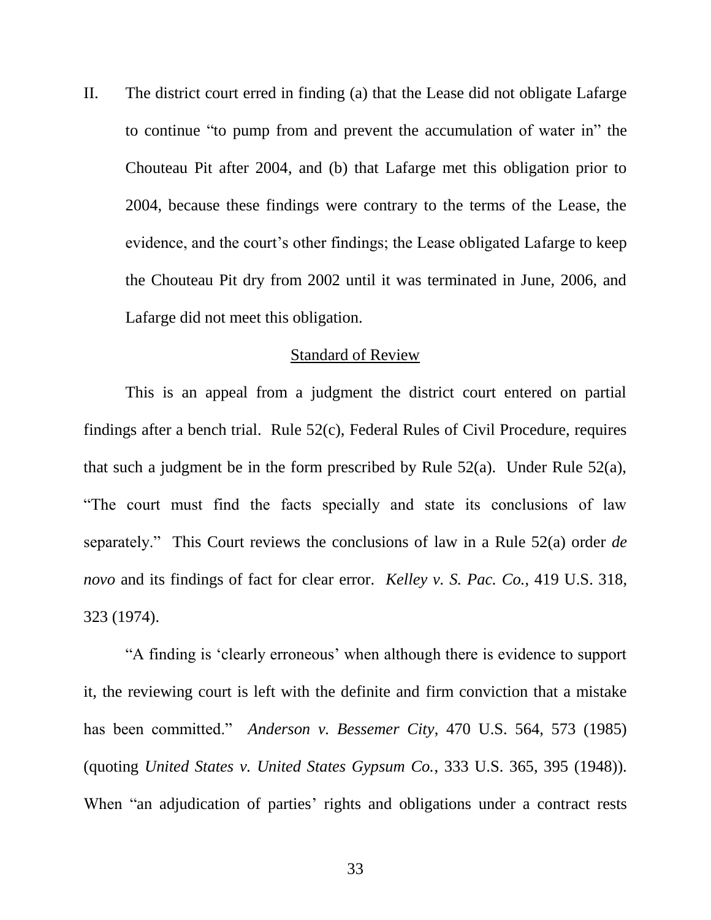II. The district court erred in finding (a) that the Lease did not obligate Lafarge to continue "to pump from and prevent the accumulation of water in" the Chouteau Pit after 2004, and (b) that Lafarge met this obligation prior to 2004, because these findings were contrary to the terms of the Lease, the evidence, and the court's other findings; the Lease obligated Lafarge to keep the Chouteau Pit dry from 2002 until it was terminated in June, 2006, and Lafarge did not meet this obligation.

<u>Standard of Review</u>

This is an appeal from a judgment the district court entered on partial findings after a bench trial. Rule 52(c), Federal Rules of Civil Procedure, requires that such a judgment be in the form prescribed by Rule 52(a). Under Rule 52(a), "The court must find the facts specially and state its conclusions of law separately." This Court reviews the conclusions of law in a Rule 52(a) order *de novo* and its findings of fact for clear error. *Kelley v. S. Pac. Co.*, 419 U.S. 318, 323 (1974).

"A finding is 'clearly erroneous' when although there is evidence to support it, the reviewing court is left with the definite and firm conviction that a mistake has been committed." *Anderson v. Bessemer City*, 470 U.S. 564, 573 (1985) (quoting *United States v. United States Gypsum Co.*, 333 U.S. 365, 395 (1948)). When "an adjudication of parties' rights and obligations under a contract rests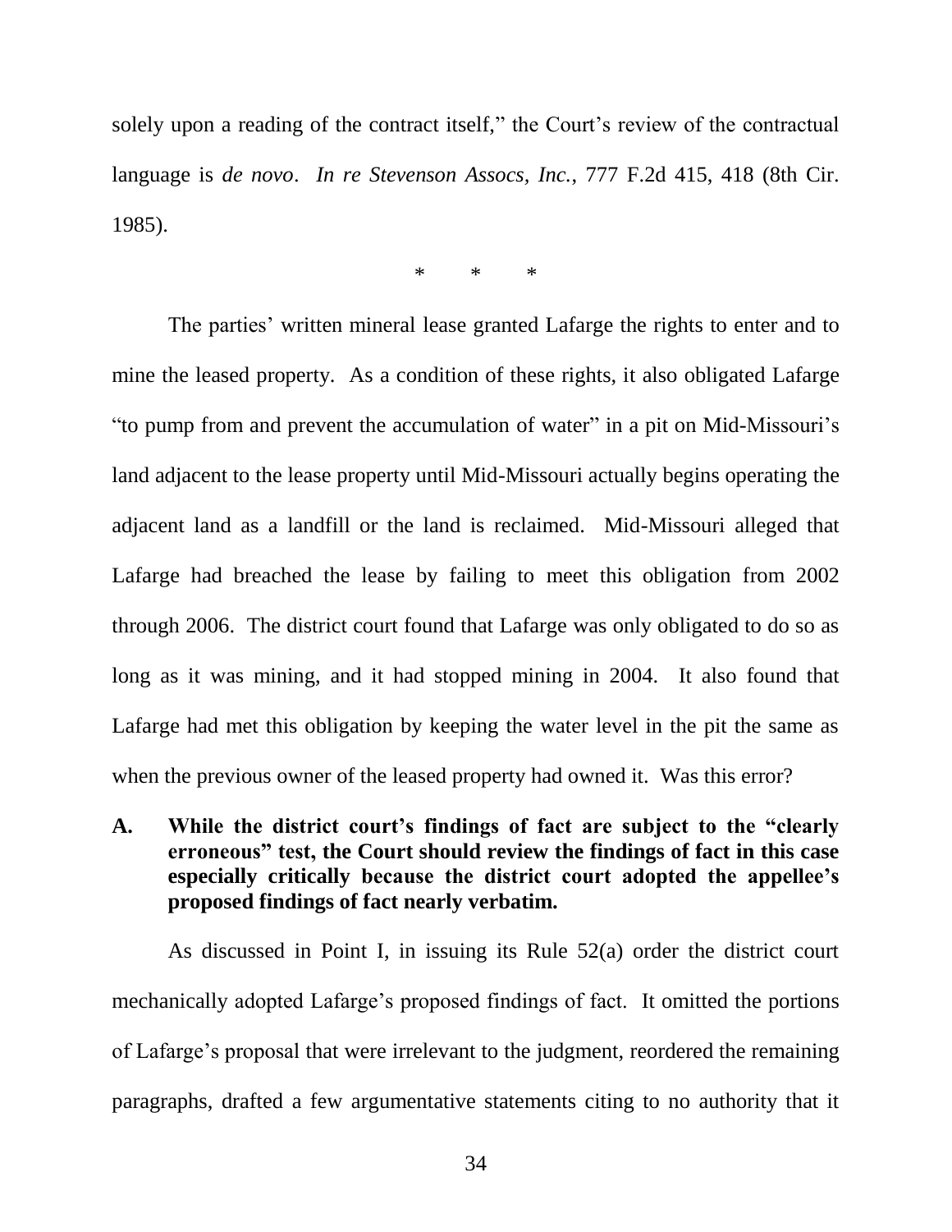solely upon a reading of the contract itself," the Court's review of the contractual language is *de novo*. *In re Stevenson Assocs, Inc.*, 777 F.2d 415, 418 (8th Cir. 1985).

\* \* \*

The parties' written mineral lease granted Lafarge the rights to enter and to mine the leased property. As a condition of these rights, it also obligated Lafarge "to pump from and prevent the accumulation of water" in a pit on Mid-Missouri's land adjacent to the lease property until Mid-Missouri actually begins operating the adjacent land as a landfill or the land is reclaimed. Mid-Missouri alleged that Lafarge had breached the lease by failing to meet this obligation from 2002 through 2006. The district court found that Lafarge was only obligated to do so as long as it was mining, and it had stopped mining in 2004. It also found that Lafarge had met this obligation by keeping the water level in the pit the same as when the previous owner of the leased property had owned it. Was this error?

**A. While the district court's findings of fact are subject to the "clearly erroneous" test, the Court should review the findings of fact in this case especially critically because the district court adopted the appellee's proposed findings of fact nearly verbatim.**

As discussed in Point I, in issuing its Rule 52(a) order the district court mechanically adopted Lafarge's proposed findings of fact. It omitted the portions of Lafarge's proposal that were irrelevant to the judgment, reordered the remaining paragraphs, drafted a few argumentative statements citing to no authority that it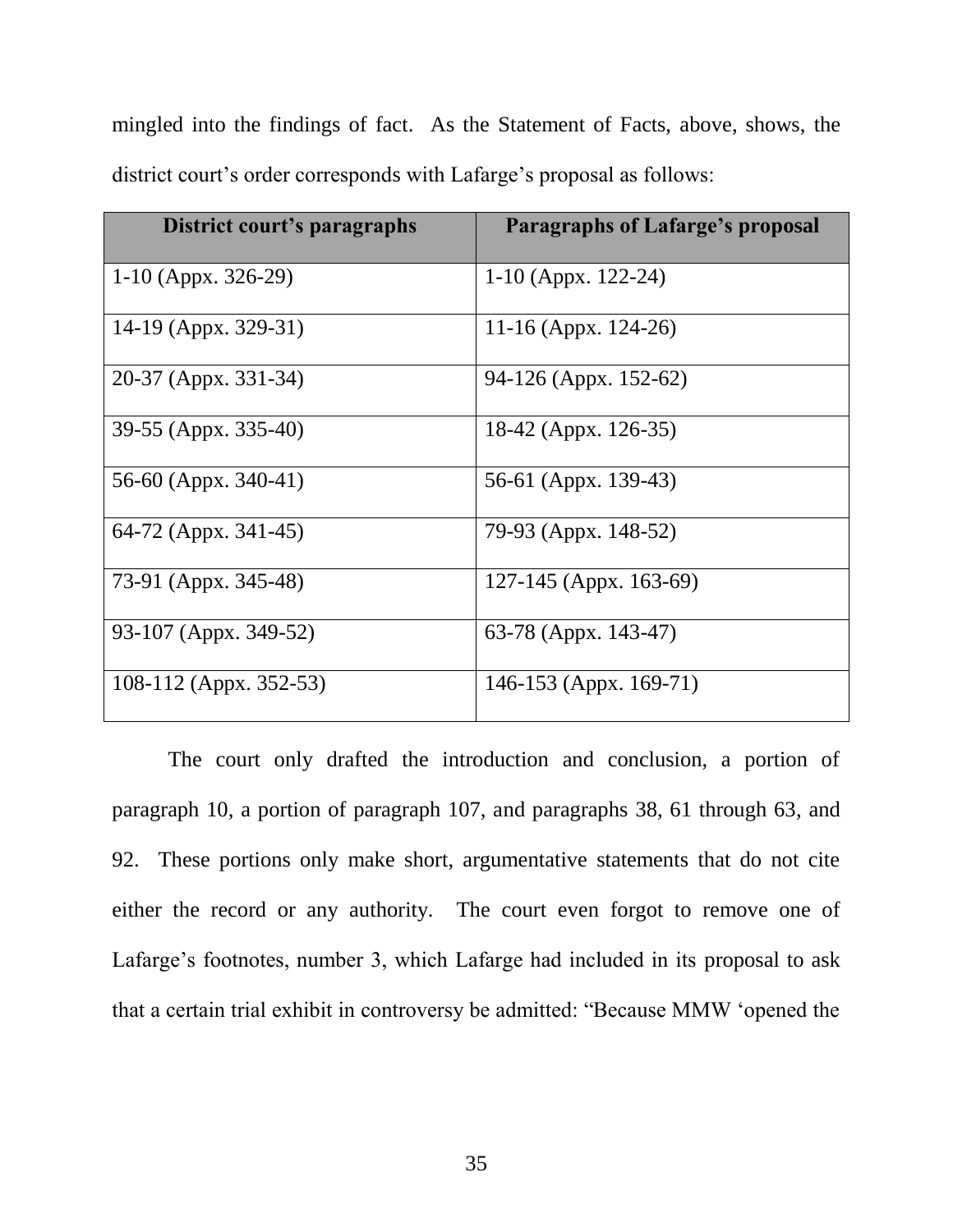mingled into the findings of fact. As the Statement of Facts, above, shows, the district court's order corresponds with Lafarge's proposal as follows:

| District court's paragraphs | Paragraphs of Lafarge's proposal |
|---|---|
| 1-10 (Appx. 326-29) | 1-10 (Appx. 122-24) |
| 14-19 (Appx. 329-31) | 11-16 (Appx. 124-26) |
| 20-37 (Appx. 331-34) | 94-126 (Appx. 152-62) |
| 39-55 (Appx. 335-40) | 18-42 (Appx. 126-35) |
| 56-60 (Appx. 340-41) | 56-61 (Appx. 139-43) |
| 64-72 (Appx. 341-45) | 79-93 (Appx. 148-52) |
| 73-91 (Appx. 345-48) | 127-145 (Appx. 163-69) |
| 93-107 (Appx. 349-52) | 63-78 (Appx. 143-47) |
| 108-112 (Appx. 352-53) | 146-153 (Appx. 169-71) |

The court only drafted the introduction and conclusion, a portion of paragraph 10, a portion of paragraph 107, and paragraphs 38, 61 through 63, and 92. These portions only make short, argumentative statements that do not cite either the record or any authority. The court even forgot to remove one of Lafarge's footnotes, number 3, which Lafarge had included in its proposal to ask that a certain trial exhibit in controversy be admitted: "Because MMW 'opened the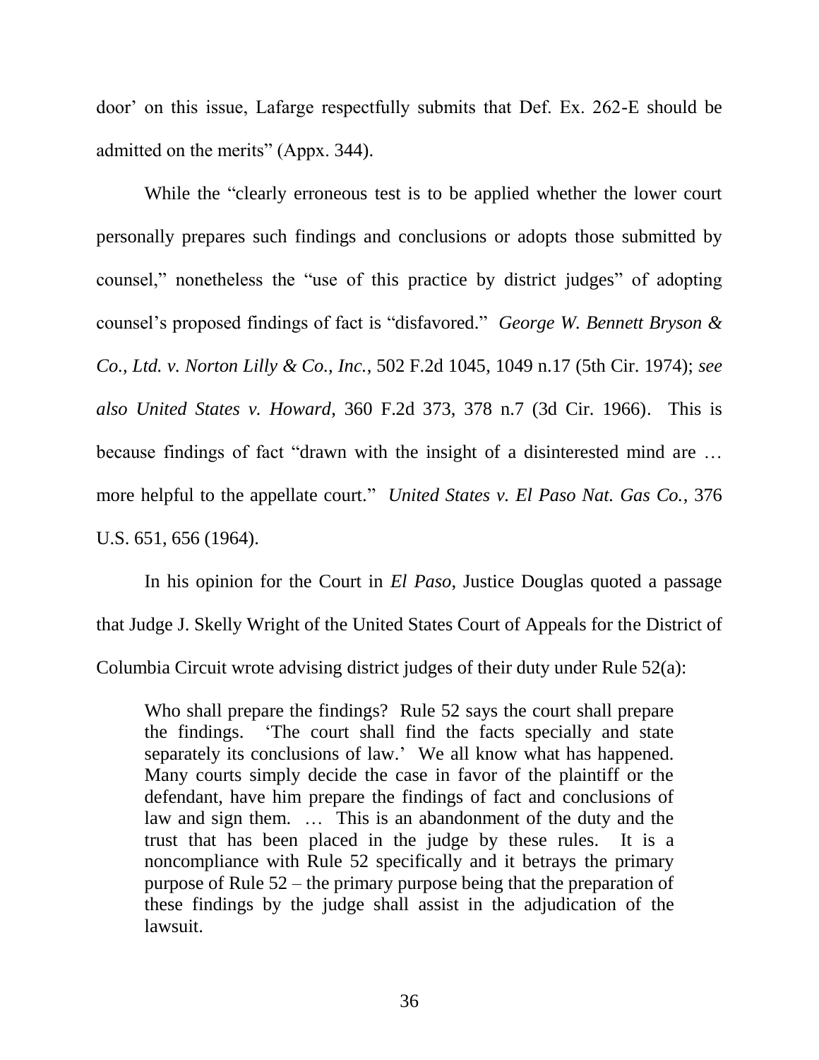door' on this issue, Lafarge respectfully submits that Def. Ex. 262-E should be admitted on the merits" (Appx. 344).

While the "clearly erroneous test is to be applied whether the lower court personally prepares such findings and conclusions or adopts those submitted by counsel," nonetheless the "use of this practice by district judges" of adopting counsel's proposed findings of fact is "disfavored." *George W. Bennett Bryson & Co., Ltd. v. Norton Lilly & Co., Inc.*, 502 F.2d 1045, 1049 n.17 (5th Cir. 1974); *see also United States v. Howard*, 360 F.2d 373, 378 n.7 (3d Cir. 1966). This is because findings of fact "drawn with the insight of a disinterested mind are … more helpful to the appellate court." *United States v. El Paso Nat. Gas Co.*, 376 U.S. 651, 656 (1964).

In his opinion for the Court in *El Paso*, Justice Douglas quoted a passage that Judge J. Skelly Wright of the United States Court of Appeals for the District of Columbia Circuit wrote advising district judges of their duty under Rule 52(a):

> Who shall prepare the findings? Rule 52 says the court shall prepare the findings. 'The court shall find the facts specially and state separately its conclusions of law.' We all know what has happened. Many courts simply decide the case in favor of the plaintiff or the defendant, have him prepare the findings of fact and conclusions of law and sign them. … This is an abandonment of the duty and the trust that has been placed in the judge by these rules. It is a noncompliance with Rule 52 specifically and it betrays the primary purpose of Rule 52 – the primary purpose being that the preparation of these findings by the judge shall assist in the adjudication of the lawsuit.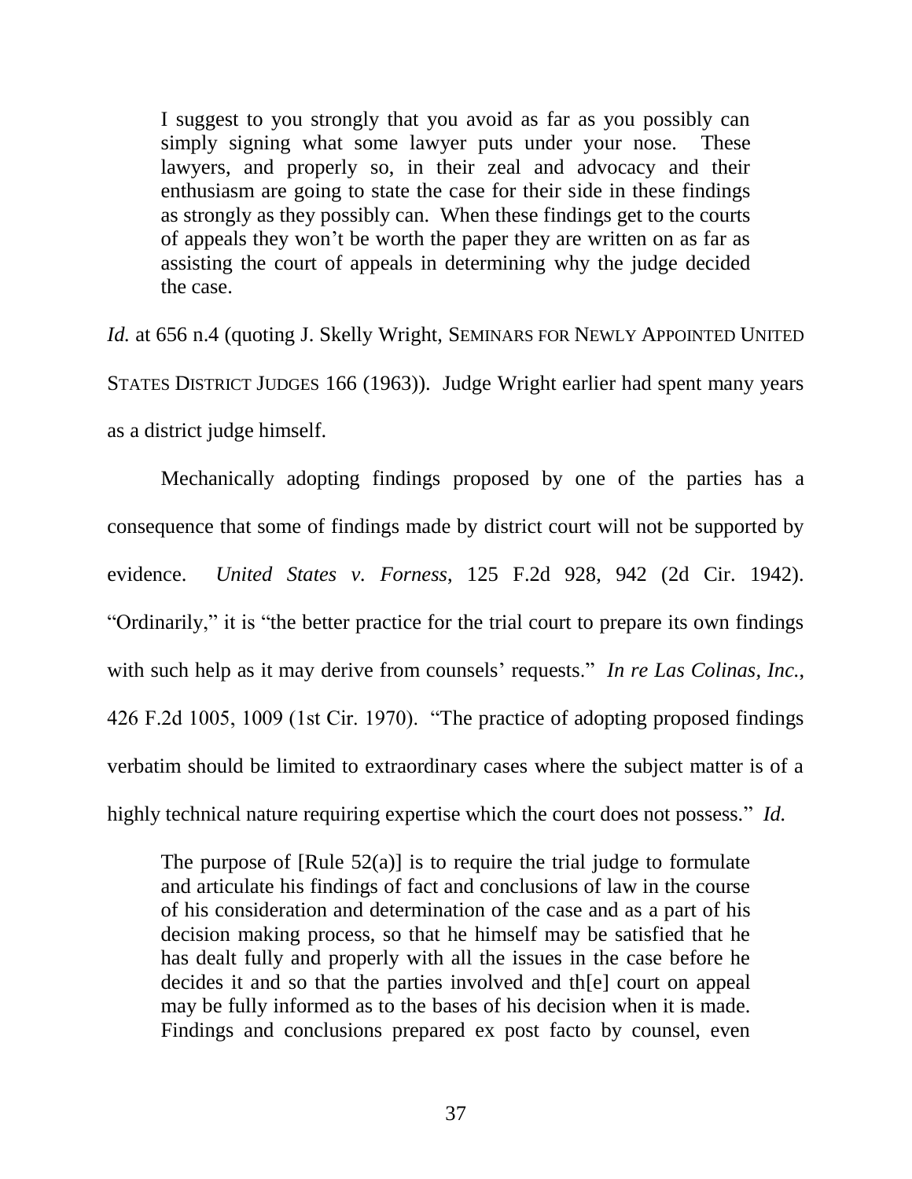> I suggest to you strongly that you avoid as far as you possibly can simply signing what some lawyer puts under your nose. These lawyers, and properly so, in their zeal and advocacy and their enthusiasm are going to state the case for their side in these findings as strongly as they possibly can. When these findings get to the courts of appeals they won't be worth the paper they are written on as far as assisting the court of appeals in determining why the judge decided the case.

*Id.* at 656 n.4 (quoting J. Skelly Wright, SEMINARS FOR NEWLY APPOINTED UNITED STATES DISTRICT JUDGES 166 (1963)). Judge Wright earlier had spent many years as a district judge himself.

Mechanically adopting findings proposed by one of the parties has a consequence that some of findings made by district court will not be supported by evidence. *United States v. Forness*, 125 F.2d 928, 942 (2d Cir. 1942). "Ordinarily," it is "the better practice for the trial court to prepare its own findings with such help as it may derive from counsels' requests." *In re Las Colinas, Inc.*, 426 F.2d 1005, 1009 (1st Cir. 1970). "The practice of adopting proposed findings verbatim should be limited to extraordinary cases where the subject matter is of a highly technical nature requiring expertise which the court does not possess." *Id.*

> The purpose of [Rule 52(a)] is to require the trial judge to formulate and articulate his findings of fact and conclusions of law in the course of his consideration and determination of the case and as a part of his decision making process, so that he himself may be satisfied that he has dealt fully and properly with all the issues in the case before he decides it and so that the parties involved and th[e] court on appeal may be fully informed as to the bases of his decision when it is made. Findings and conclusions prepared ex post facto by counsel, even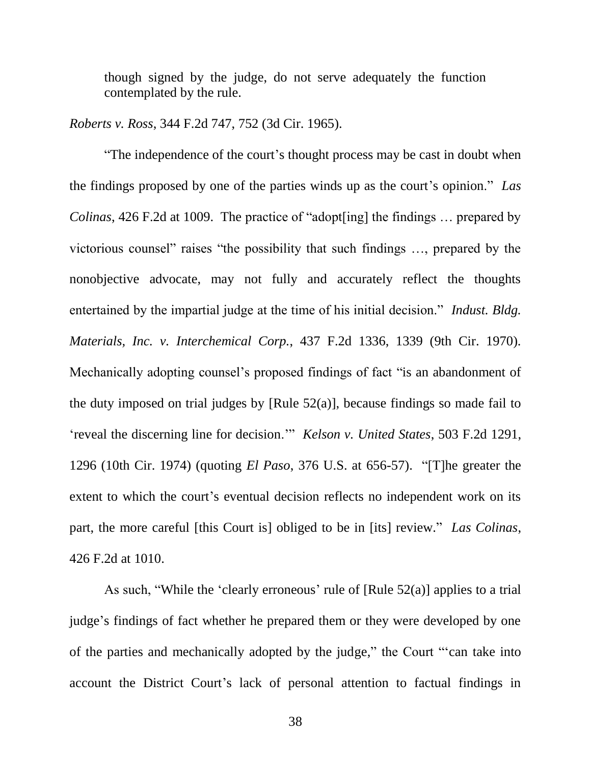though signed by the judge, do not serve adequately the function contemplated by the rule.

*Roberts v. Ross*, 344 F.2d 747, 752 (3d Cir. 1965).

"The independence of the court's thought process may be cast in doubt when the findings proposed by one of the parties winds up as the court's opinion." *Las Colinas*, 426 F.2d at 1009. The practice of "adopt[ing] the findings … prepared by victorious counsel" raises "the possibility that such findings …, prepared by the nonobjective advocate, may not fully and accurately reflect the thoughts entertained by the impartial judge at the time of his initial decision." *Indust. Bldg. Materials, Inc. v. Interchemical Corp.*, 437 F.2d 1336, 1339 (9th Cir. 1970). Mechanically adopting counsel's proposed findings of fact "is an abandonment of the duty imposed on trial judges by [Rule 52(a)], because findings so made fail to 'reveal the discerning line for decision.'" *Kelson v. United States*, 503 F.2d 1291, 1296 (10th Cir. 1974) (quoting *El Paso*, 376 U.S. at 656-57). "[T]he greater the extent to which the court's eventual decision reflects no independent work on its part, the more careful [this Court is] obliged to be in [its] review." *Las Colinas*, 426 F.2d at 1010.

As such, "While the 'clearly erroneous' rule of [Rule 52(a)] applies to a trial judge's findings of fact whether he prepared them or they were developed by one of the parties and mechanically adopted by the judge," the Court "'can take into account the District Court's lack of personal attention to factual findings in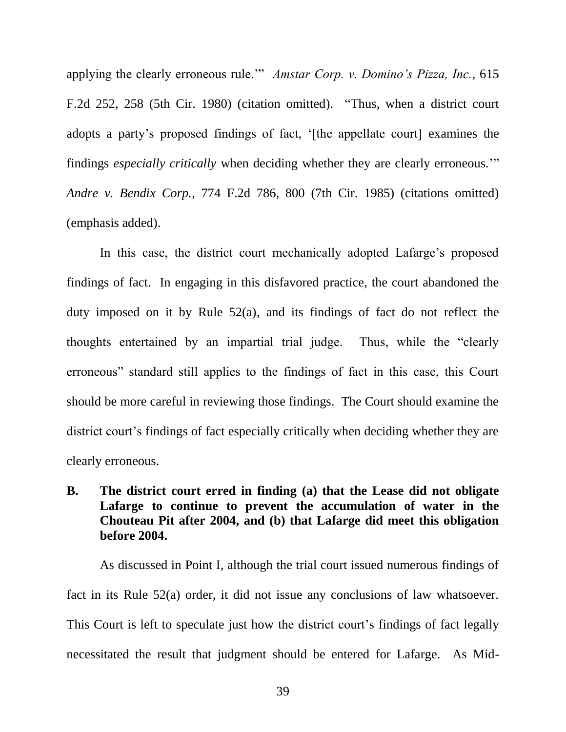applying the clearly erroneous rule.'" *Amstar Corp. v. Domino's Pizza, Inc.*, 615 F.2d 252, 258 (5th Cir. 1980) (citation omitted). "Thus, when a district court adopts a party's proposed findings of fact, '[the appellate court] examines the findings *especially critically* when deciding whether they are clearly erroneous.'" *Andre v. Bendix Corp.*, 774 F.2d 786, 800 (7th Cir. 1985) (citations omitted) (emphasis added).

In this case, the district court mechanically adopted Lafarge's proposed findings of fact. In engaging in this disfavored practice, the court abandoned the duty imposed on it by Rule 52(a), and its findings of fact do not reflect the thoughts entertained by an impartial trial judge. Thus, while the "clearly erroneous" standard still applies to the findings of fact in this case, this Court should be more careful in reviewing those findings. The Court should examine the district court's findings of fact especially critically when deciding whether they are clearly erroneous.

### B. The district court erred in finding (a) that the Lease did not obligate Lafarge to continue to prevent the accumulation of water in the Chouteau Pit after 2004, and (b) that Lafarge did meet this obligation before 2004.

As discussed in Point I, although the trial court issued numerous findings of fact in its Rule 52(a) order, it did not issue any conclusions of law whatsoever. This Court is left to speculate just how the district court's findings of fact legally necessitated the result that judgment should be entered for Lafarge. As Mid-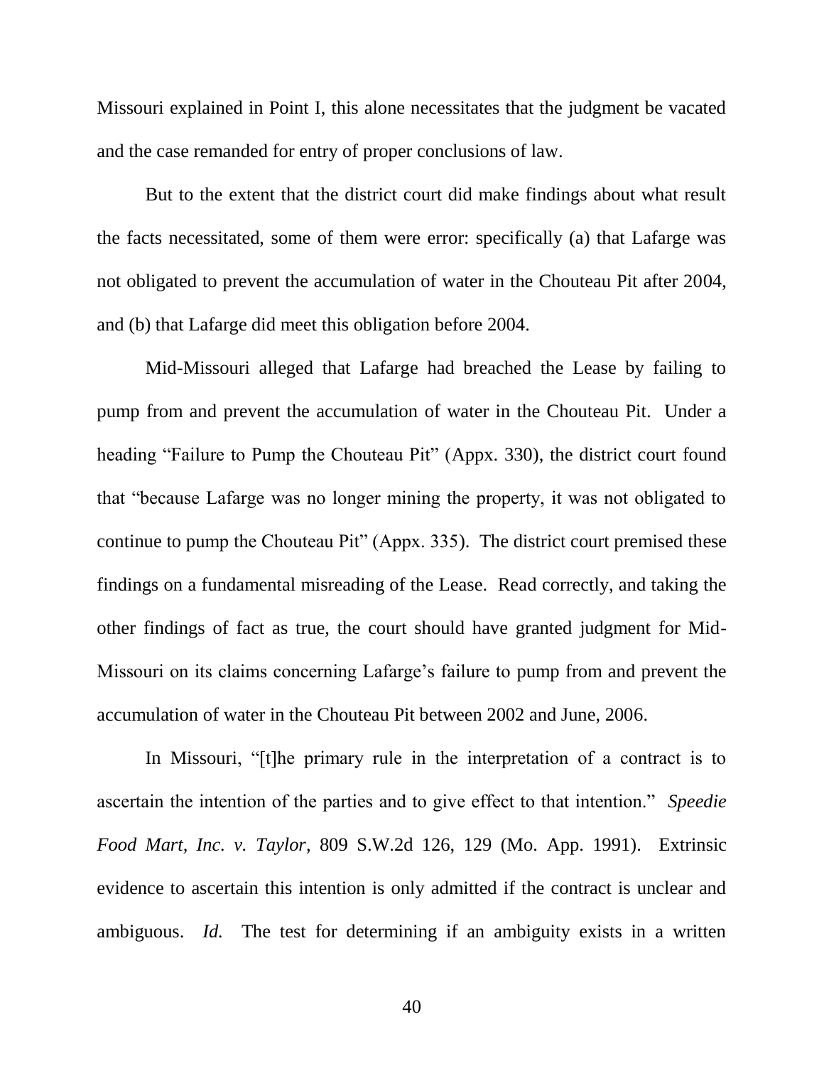Missouri explained in Point I, this alone necessitates that the judgment be vacated and the case remanded for entry of proper conclusions of law.

But to the extent that the district court did make findings about what result the facts necessitated, some of them were error: specifically (a) that Lafarge was not obligated to prevent the accumulation of water in the Chouteau Pit after 2004, and (b) that Lafarge did meet this obligation before 2004.

Mid-Missouri alleged that Lafarge had breached the Lease by failing to pump from and prevent the accumulation of water in the Chouteau Pit. Under a heading "Failure to Pump the Chouteau Pit" (Appx. 330), the district court found that "because Lafarge was no longer mining the property, it was not obligated to continue to pump the Chouteau Pit" (Appx. 335). The district court premised these findings on a fundamental misreading of the Lease. Read correctly, and taking the other findings of fact as true, the court should have granted judgment for Mid-Missouri on its claims concerning Lafarge's failure to pump from and prevent the accumulation of water in the Chouteau Pit between 2002 and June, 2006.

In Missouri, "[t]he primary rule in the interpretation of a contract is to ascertain the intention of the parties and to give effect to that intention." *Speedie Food Mart, Inc. v. Taylor*, 809 S.W.2d 126, 129 (Mo. App. 1991). Extrinsic evidence to ascertain this intention is only admitted if the contract is unclear and ambiguous. *Id.* The test for determining if an ambiguity exists in a written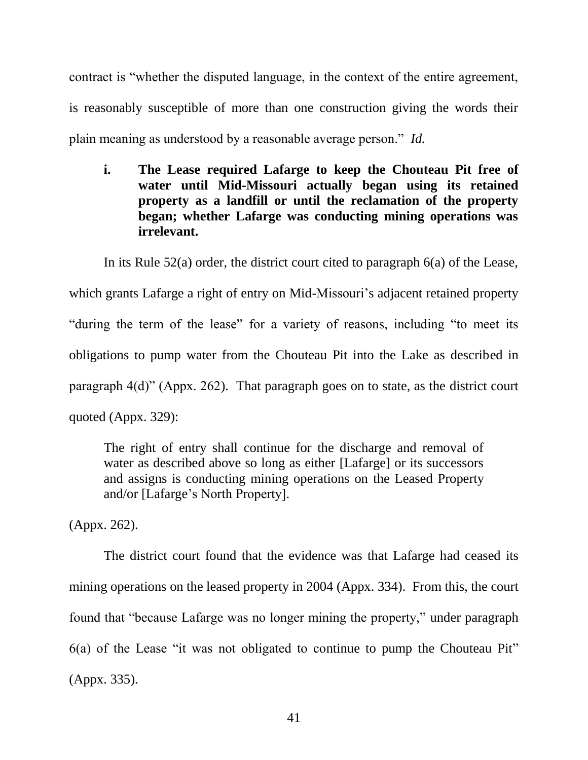contract is "whether the disputed language, in the context of the entire agreement, is reasonably susceptible of more than one construction giving the words their plain meaning as understood by a reasonable average person." *Id.*

**i. The Lease required Lafarge to keep the Chouteau Pit free of water until Mid-Missouri actually began using its retained property as a landfill or until the reclamation of the property began; whether Lafarge was conducting mining operations was irrelevant.**

In its Rule 52(a) order, the district court cited to paragraph 6(a) of the Lease, which grants Lafarge a right of entry on Mid-Missouri's adjacent retained property "during the term of the lease" for a variety of reasons, including "to meet its obligations to pump water from the Chouteau Pit into the Lake as described in paragraph 4(d)" (Appx. 262). That paragraph goes on to state, as the district court quoted (Appx. 329):

> The right of entry shall continue for the discharge and removal of water as described above so long as either [Lafarge] or its successors and assigns is conducting mining operations on the Leased Property and/or [Lafarge's North Property].

(Appx. 262).

The district court found that the evidence was that Lafarge had ceased its mining operations on the leased property in 2004 (Appx. 334). From this, the court found that "because Lafarge was no longer mining the property," under paragraph 6(a) of the Lease "it was not obligated to continue to pump the Chouteau Pit" (Appx. 335).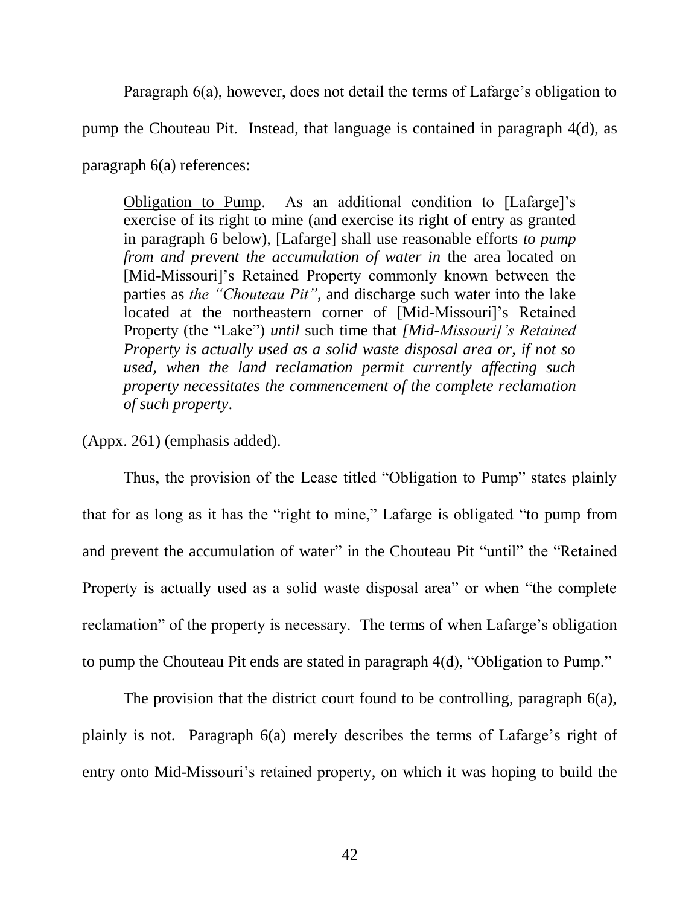Paragraph 6(a), however, does not detail the terms of Lafarge's obligation to pump the Chouteau Pit. Instead, that language is contained in paragraph 4(d), as paragraph 6(a) references:

> <u>Obligation to Pump</u>. As an additional condition to [Lafarge]'s exercise of its right to mine (and exercise its right of entry as granted in paragraph 6 below), [Lafarge] shall use reasonable efforts *to pump from and prevent the accumulation of water in* the area located on [Mid-Missouri]'s Retained Property commonly known between the parties as *the "Chouteau Pit"*, and discharge such water into the lake located at the northeastern corner of [Mid-Missouri]'s Retained Property (the "Lake") *until* such time that *[Mid-Missouri]'s Retained Property is actually used as a solid waste disposal area or, if not so used, when the land reclamation permit currently affecting such property necessitates the commencement of the complete reclamation of such property*.

(Appx. 261) (emphasis added).

Thus, the provision of the Lease titled "Obligation to Pump" states plainly that for as long as it has the "right to mine," Lafarge is obligated "to pump from and prevent the accumulation of water" in the Chouteau Pit "until" the "Retained Property is actually used as a solid waste disposal area" or when "the complete reclamation" of the property is necessary. The terms of when Lafarge's obligation to pump the Chouteau Pit ends are stated in paragraph 4(d), "Obligation to Pump."

The provision that the district court found to be controlling, paragraph 6(a), plainly is not. Paragraph 6(a) merely describes the terms of Lafarge's right of entry onto Mid-Missouri's retained property, on which it was hoping to build the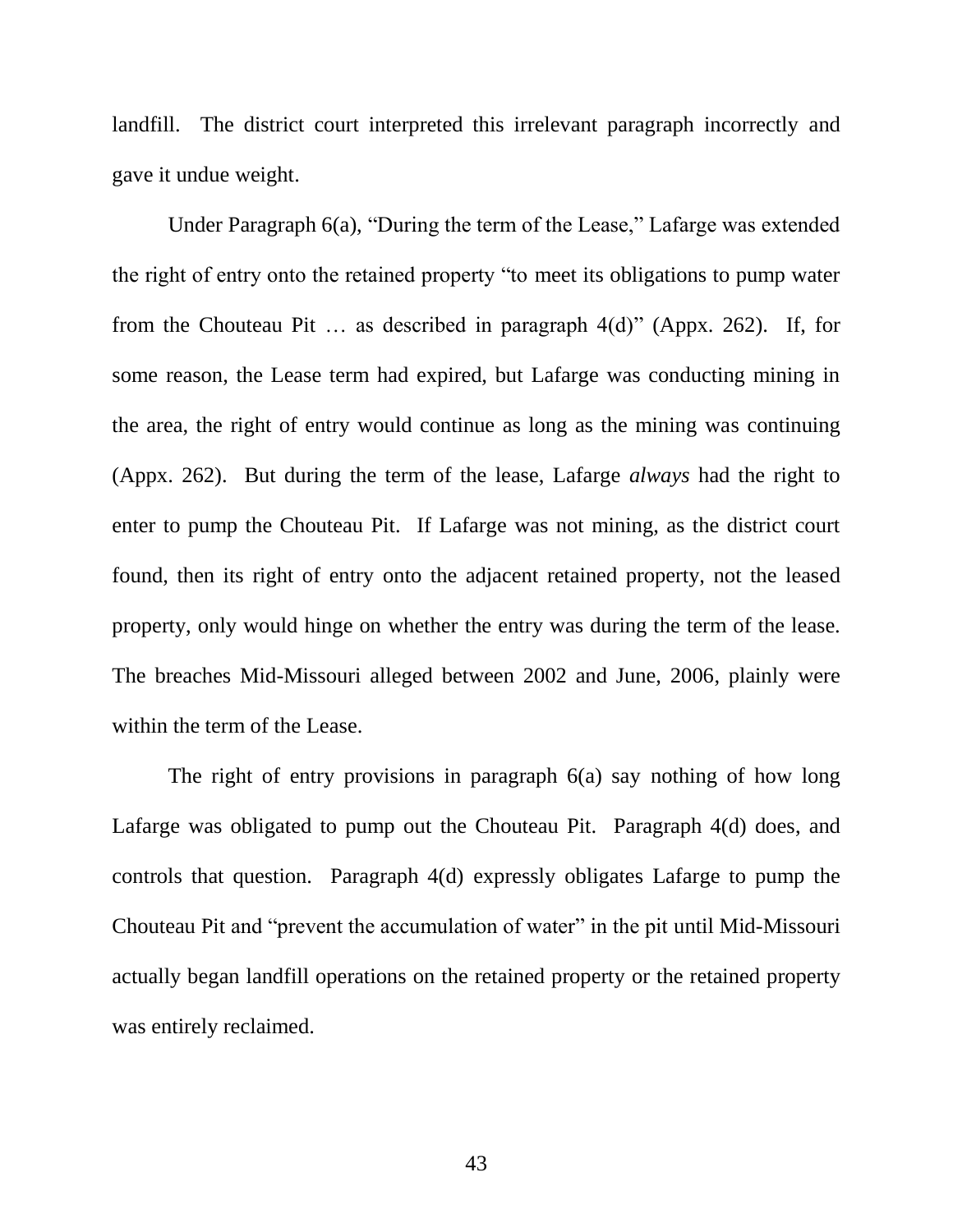landfill. The district court interpreted this irrelevant paragraph incorrectly and gave it undue weight.

Under Paragraph 6(a), "During the term of the Lease," Lafarge was extended the right of entry onto the retained property "to meet its obligations to pump water from the Chouteau Pit … as described in paragraph 4(d)" (Appx. 262). If, for some reason, the Lease term had expired, but Lafarge was conducting mining in the area, the right of entry would continue as long as the mining was continuing (Appx. 262). But during the term of the lease, Lafarge *always* had the right to enter to pump the Chouteau Pit. If Lafarge was not mining, as the district court found, then its right of entry onto the adjacent retained property, not the leased property, only would hinge on whether the entry was during the term of the lease. The breaches Mid-Missouri alleged between 2002 and June, 2006, plainly were within the term of the Lease.

The right of entry provisions in paragraph 6(a) say nothing of how long Lafarge was obligated to pump out the Chouteau Pit. Paragraph 4(d) does, and controls that question. Paragraph 4(d) expressly obligates Lafarge to pump the Chouteau Pit and "prevent the accumulation of water" in the pit until Mid-Missouri actually began landfill operations on the retained property or the retained property was entirely reclaimed.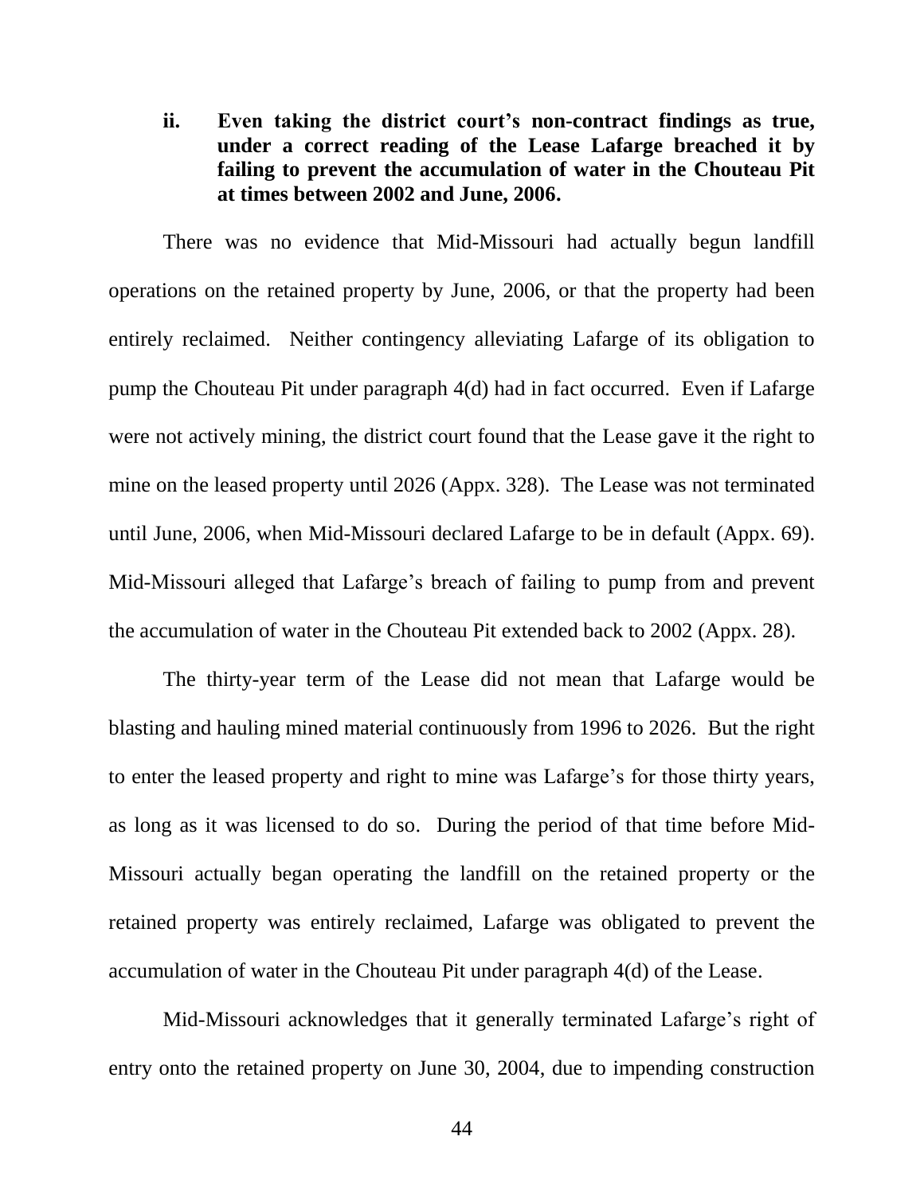**ii. Even taking the district court's non-contract findings as true, under a correct reading of the Lease Lafarge breached it by failing to prevent the accumulation of water in the Chouteau Pit at times between 2002 and June, 2006.**

There was no evidence that Mid-Missouri had actually begun landfill operations on the retained property by June, 2006, or that the property had been entirely reclaimed. Neither contingency alleviating Lafarge of its obligation to pump the Chouteau Pit under paragraph 4(d) had in fact occurred. Even if Lafarge were not actively mining, the district court found that the Lease gave it the right to mine on the leased property until 2026 (Appx. 328). The Lease was not terminated until June, 2006, when Mid-Missouri declared Lafarge to be in default (Appx. 69). Mid-Missouri alleged that Lafarge's breach of failing to pump from and prevent the accumulation of water in the Chouteau Pit extended back to 2002 (Appx. 28).

The thirty-year term of the Lease did not mean that Lafarge would be blasting and hauling mined material continuously from 1996 to 2026. But the right to enter the leased property and right to mine was Lafarge's for those thirty years, as long as it was licensed to do so. During the period of that time before Mid-Missouri actually began operating the landfill on the retained property or the retained property was entirely reclaimed, Lafarge was obligated to prevent the accumulation of water in the Chouteau Pit under paragraph 4(d) of the Lease.

Mid-Missouri acknowledges that it generally terminated Lafarge's right of entry onto the retained property on June 30, 2004, due to impending construction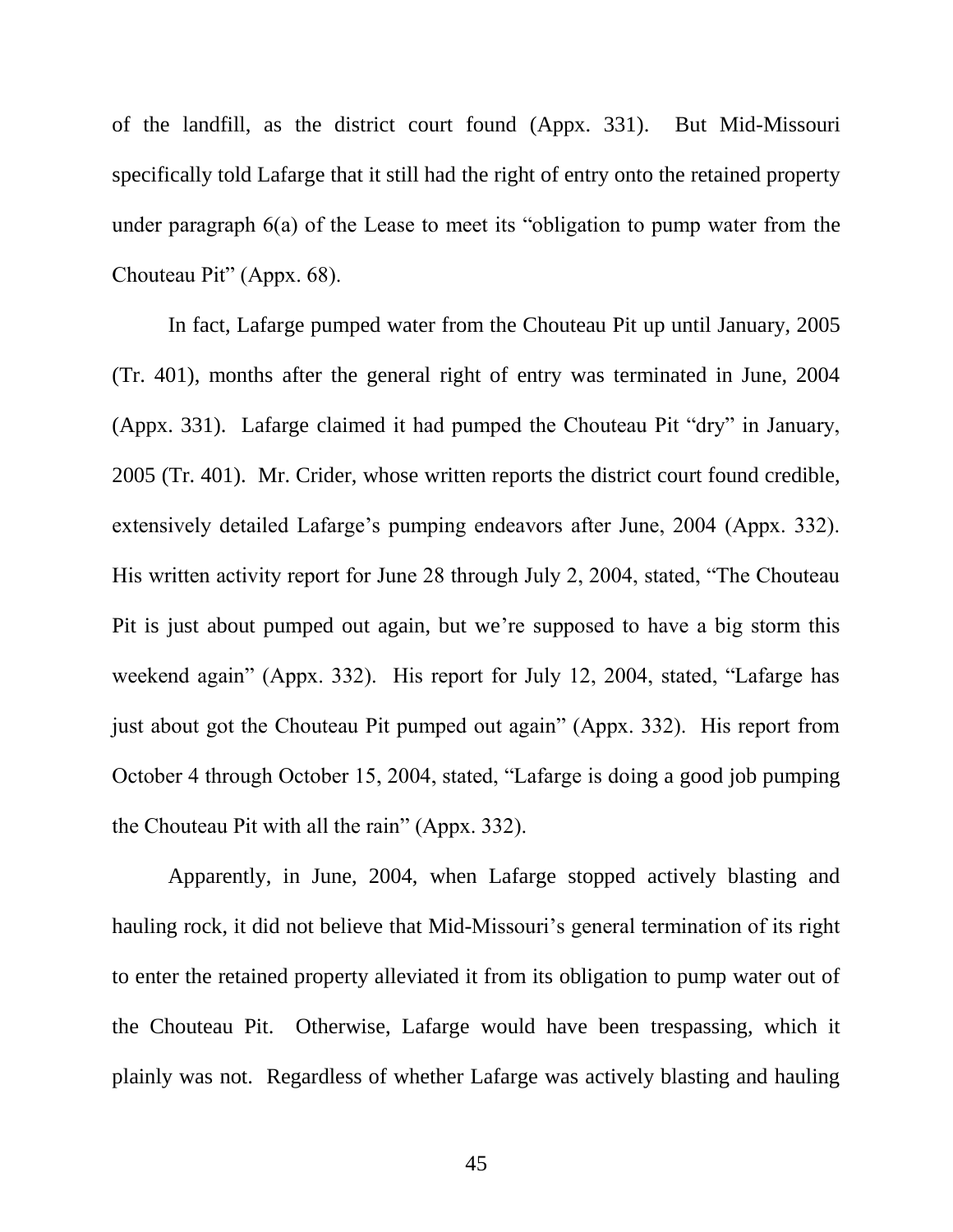of the landfill, as the district court found (Appx. 331). But Mid-Missouri specifically told Lafarge that it still had the right of entry onto the retained property under paragraph 6(a) of the Lease to meet its "obligation to pump water from the Chouteau Pit" (Appx. 68).

In fact, Lafarge pumped water from the Chouteau Pit up until January, 2005 (Tr. 401), months after the general right of entry was terminated in June, 2004 (Appx. 331). Lafarge claimed it had pumped the Chouteau Pit "dry" in January, 2005 (Tr. 401). Mr. Crider, whose written reports the district court found credible, extensively detailed Lafarge's pumping endeavors after June, 2004 (Appx. 332). His written activity report for June 28 through July 2, 2004, stated, "The Chouteau Pit is just about pumped out again, but we're supposed to have a big storm this weekend again" (Appx. 332). His report for July 12, 2004, stated, "Lafarge has just about got the Chouteau Pit pumped out again" (Appx. 332). His report from October 4 through October 15, 2004, stated, "Lafarge is doing a good job pumping the Chouteau Pit with all the rain" (Appx. 332).

Apparently, in June, 2004, when Lafarge stopped actively blasting and hauling rock, it did not believe that Mid-Missouri's general termination of its right to enter the retained property alleviated it from its obligation to pump water out of the Chouteau Pit. Otherwise, Lafarge would have been trespassing, which it plainly was not. Regardless of whether Lafarge was actively blasting and hauling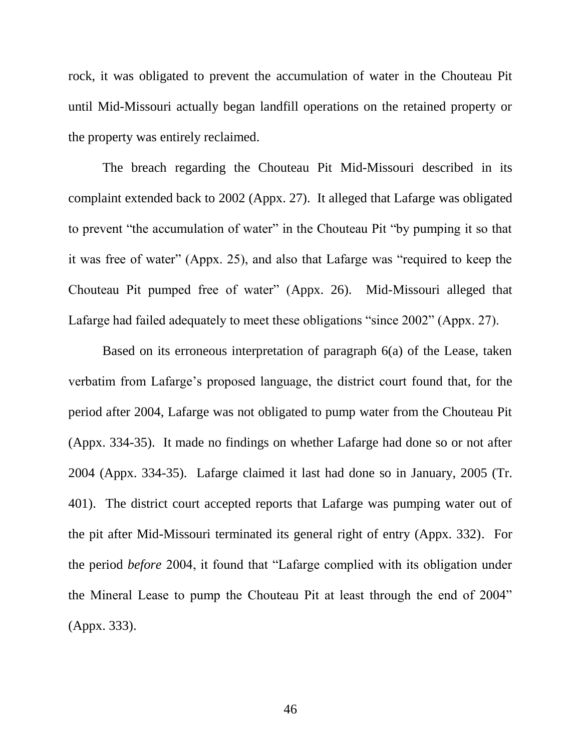rock, it was obligated to prevent the accumulation of water in the Chouteau Pit until Mid-Missouri actually began landfill operations on the retained property or the property was entirely reclaimed.

The breach regarding the Chouteau Pit Mid-Missouri described in its complaint extended back to 2002 (Appx. 27). It alleged that Lafarge was obligated to prevent "the accumulation of water" in the Chouteau Pit "by pumping it so that it was free of water" (Appx. 25), and also that Lafarge was "required to keep the Chouteau Pit pumped free of water" (Appx. 26). Mid-Missouri alleged that Lafarge had failed adequately to meet these obligations "since 2002" (Appx. 27).

Based on its erroneous interpretation of paragraph 6(a) of the Lease, taken verbatim from Lafarge's proposed language, the district court found that, for the period after 2004, Lafarge was not obligated to pump water from the Chouteau Pit (Appx. 334-35). It made no findings on whether Lafarge had done so or not after 2004 (Appx. 334-35). Lafarge claimed it last had done so in January, 2005 (Tr. 401). The district court accepted reports that Lafarge was pumping water out of the pit after Mid-Missouri terminated its general right of entry (Appx. 332). For the period *before* 2004, it found that "Lafarge complied with its obligation under the Mineral Lease to pump the Chouteau Pit at least through the end of 2004" (Appx. 333).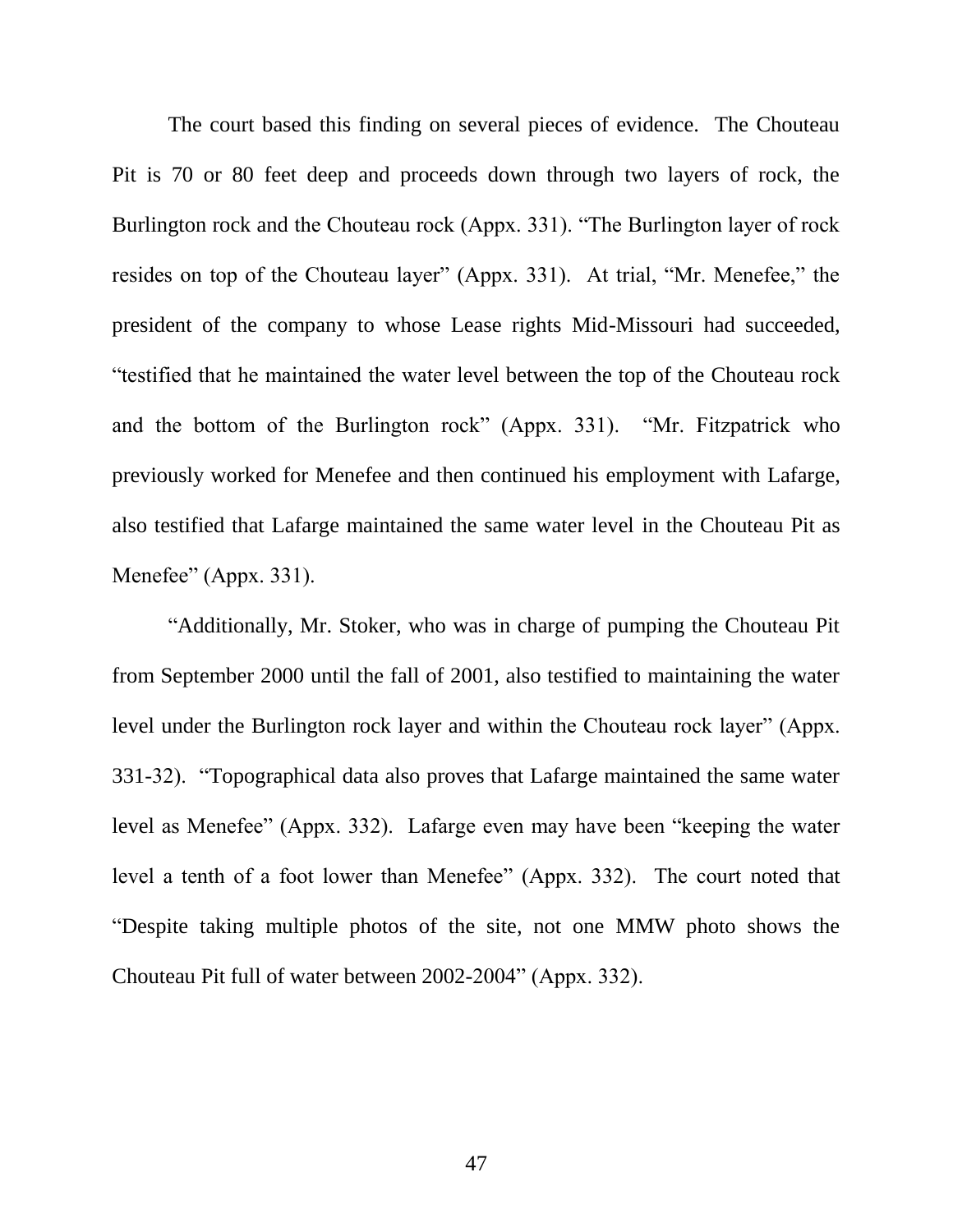The court based this finding on several pieces of evidence. The Chouteau Pit is 70 or 80 feet deep and proceeds down through two layers of rock, the Burlington rock and the Chouteau rock (Appx. 331). "The Burlington layer of rock resides on top of the Chouteau layer" (Appx. 331). At trial, "Mr. Menefee," the president of the company to whose Lease rights Mid-Missouri had succeeded, "testified that he maintained the water level between the top of the Chouteau rock and the bottom of the Burlington rock" (Appx. 331). "Mr. Fitzpatrick who previously worked for Menefee and then continued his employment with Lafarge, also testified that Lafarge maintained the same water level in the Chouteau Pit as Menefee" (Appx. 331).

"Additionally, Mr. Stoker, who was in charge of pumping the Chouteau Pit from September 2000 until the fall of 2001, also testified to maintaining the water level under the Burlington rock layer and within the Chouteau rock layer" (Appx. 331-32). "Topographical data also proves that Lafarge maintained the same water level as Menefee" (Appx. 332). Lafarge even may have been "keeping the water level a tenth of a foot lower than Menefee" (Appx. 332). The court noted that "Despite taking multiple photos of the site, not one MMW photo shows the Chouteau Pit full of water between 2002-2004" (Appx. 332).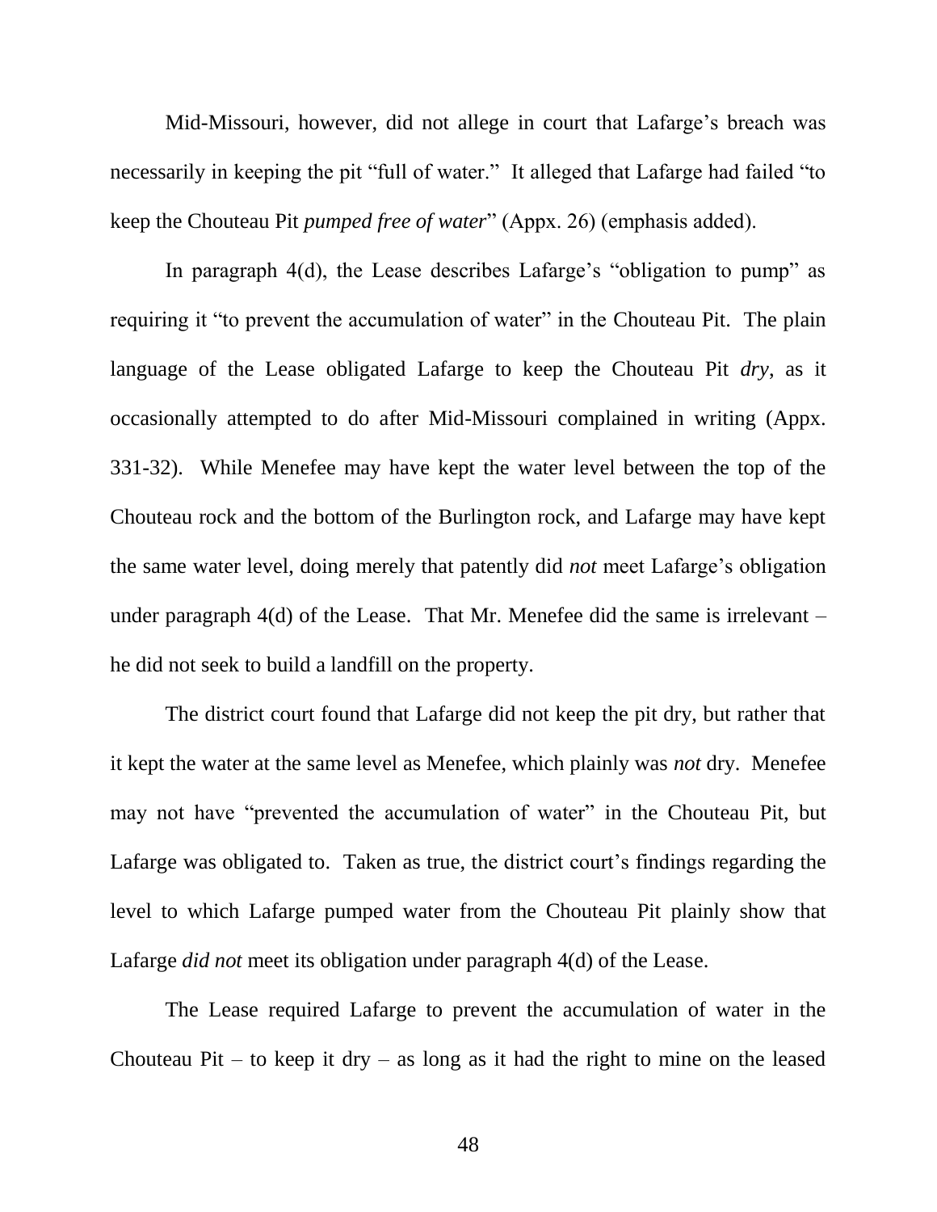Mid-Missouri, however, did not allege in court that Lafarge's breach was necessarily in keeping the pit "full of water." It alleged that Lafarge had failed "to keep the Chouteau Pit *pumped free of water*" (Appx. 26) (emphasis added).

In paragraph 4(d), the Lease describes Lafarge's "obligation to pump" as requiring it "to prevent the accumulation of water" in the Chouteau Pit. The plain language of the Lease obligated Lafarge to keep the Chouteau Pit *dry*, as it occasionally attempted to do after Mid-Missouri complained in writing (Appx. 331-32). While Menefee may have kept the water level between the top of the Chouteau rock and the bottom of the Burlington rock, and Lafarge may have kept the same water level, doing merely that patently did *not* meet Lafarge's obligation under paragraph 4(d) of the Lease. That Mr. Menefee did the same is irrelevant – he did not seek to build a landfill on the property.

The district court found that Lafarge did not keep the pit dry, but rather that it kept the water at the same level as Menefee, which plainly was *not* dry. Menefee may not have "prevented the accumulation of water" in the Chouteau Pit, but Lafarge was obligated to. Taken as true, the district court's findings regarding the level to which Lafarge pumped water from the Chouteau Pit plainly show that Lafarge *did not* meet its obligation under paragraph 4(d) of the Lease.

The Lease required Lafarge to prevent the accumulation of water in the Chouteau Pit – to keep it dry – as long as it had the right to mine on the leased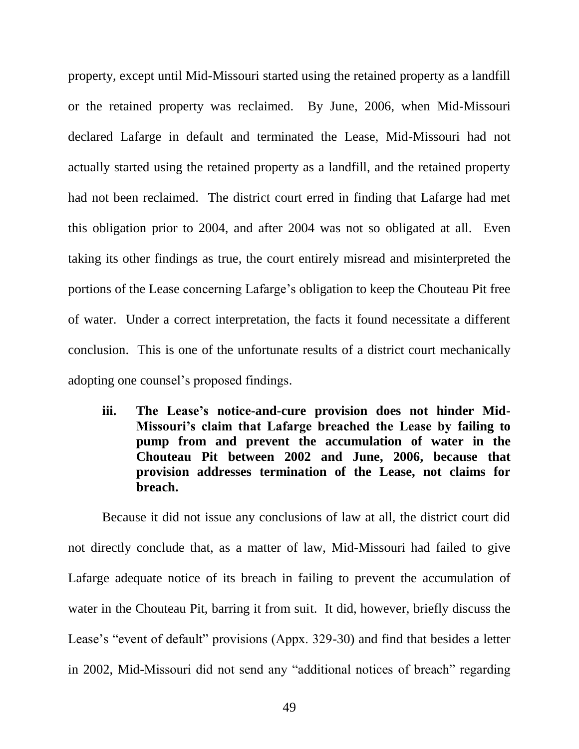property, except until Mid-Missouri started using the retained property as a landfill or the retained property was reclaimed. By June, 2006, when Mid-Missouri declared Lafarge in default and terminated the Lease, Mid-Missouri had not actually started using the retained property as a landfill, and the retained property had not been reclaimed. The district court erred in finding that Lafarge had met this obligation prior to 2004, and after 2004 was not so obligated at all. Even taking its other findings as true, the court entirely misread and misinterpreted the portions of the Lease concerning Lafarge's obligation to keep the Chouteau Pit free of water. Under a correct interpretation, the facts it found necessitate a different conclusion. This is one of the unfortunate results of a district court mechanically adopting one counsel's proposed findings.

> **iii. The Lease's notice-and-cure provision does not hinder Mid-Missouri's claim that Lafarge breached the Lease by failing to pump from and prevent the accumulation of water in the Chouteau Pit between 2002 and June, 2006, because that provision addresses termination of the Lease, not claims for breach.**

Because it did not issue any conclusions of law at all, the district court did not directly conclude that, as a matter of law, Mid-Missouri had failed to give Lafarge adequate notice of its breach in failing to prevent the accumulation of water in the Chouteau Pit, barring it from suit. It did, however, briefly discuss the Lease's "event of default" provisions (Appx. 329-30) and find that besides a letter in 2002, Mid-Missouri did not send any "additional notices of breach" regarding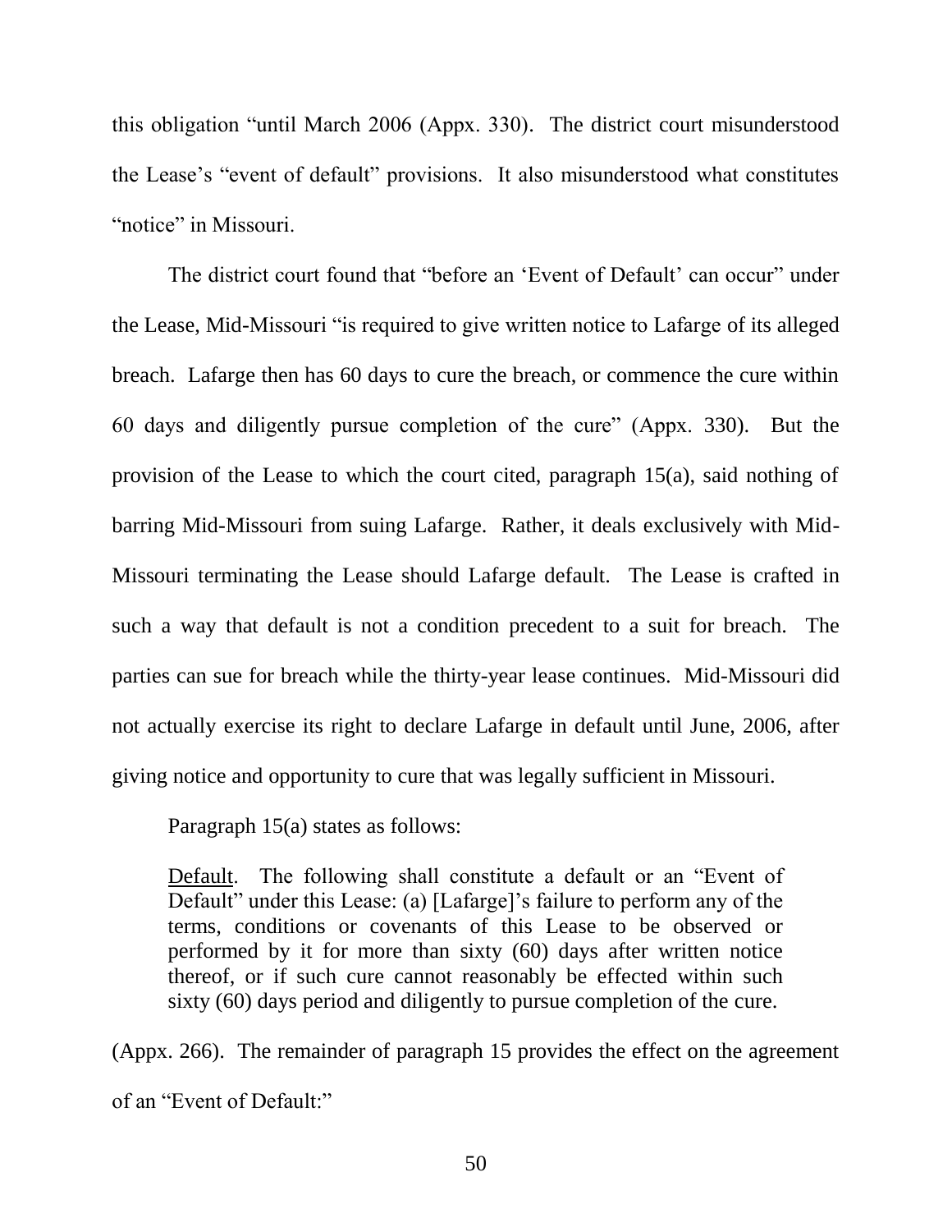this obligation "until March 2006 (Appx. 330). The district court misunderstood the Lease's "event of default" provisions. It also misunderstood what constitutes "notice" in Missouri.

The district court found that "before an 'Event of Default' can occur" under the Lease, Mid-Missouri "is required to give written notice to Lafarge of its alleged breach. Lafarge then has 60 days to cure the breach, or commence the cure within 60 days and diligently pursue completion of the cure" (Appx. 330). But the provision of the Lease to which the court cited, paragraph 15(a), said nothing of barring Mid-Missouri from suing Lafarge. Rather, it deals exclusively with Mid-Missouri terminating the Lease should Lafarge default. The Lease is crafted in such a way that default is not a condition precedent to a suit for breach. The parties can sue for breach while the thirty-year lease continues. Mid-Missouri did not actually exercise its right to declare Lafarge in default until June, 2006, after giving notice and opportunity to cure that was legally sufficient in Missouri.

Paragraph 15(a) states as follows:

> Default. The following shall constitute a default or an "Event of Default" under this Lease: (a) [Lafarge]'s failure to perform any of the terms, conditions or covenants of this Lease to be observed or performed by it for more than sixty (60) days after written notice thereof, or if such cure cannot reasonably be effected within such sixty (60) days period and diligently to pursue completion of the cure.

(Appx. 266). The remainder of paragraph 15 provides the effect on the agreement of an "Event of Default:"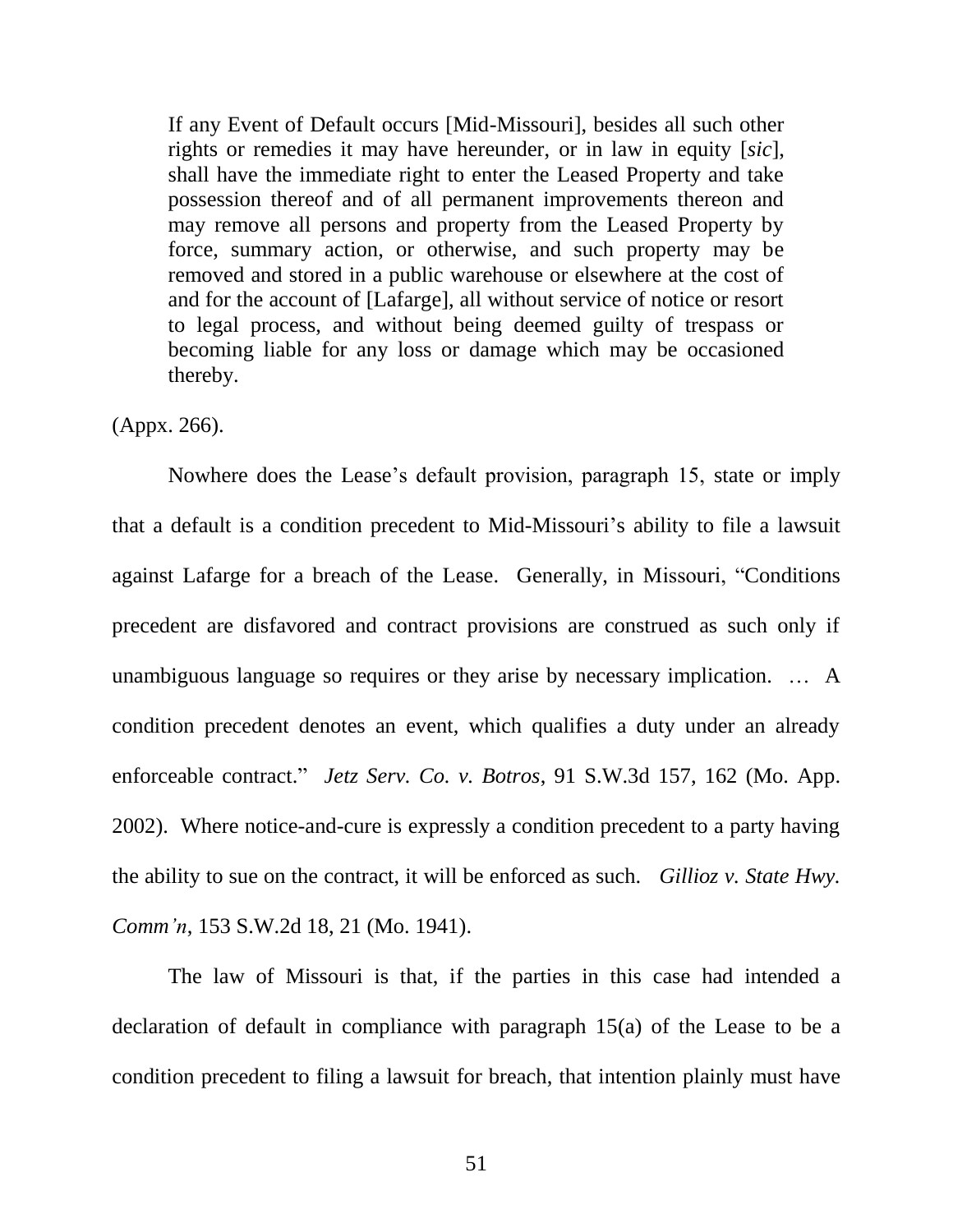> If any Event of Default occurs [Mid-Missouri], besides all such other rights or remedies it may have hereunder, or in law in equity [*sic*], shall have the immediate right to enter the Leased Property and take possession thereof and of all permanent improvements thereon and may remove all persons and property from the Leased Property by force, summary action, or otherwise, and such property may be removed and stored in a public warehouse or elsewhere at the cost of and for the account of [Lafarge], all without service of notice or resort to legal process, and without being deemed guilty of trespass or becoming liable for any loss or damage which may be occasioned thereby.

(Appx. 266).

Nowhere does the Lease's default provision, paragraph 15, state or imply that a default is a condition precedent to Mid-Missouri's ability to file a lawsuit against Lafarge for a breach of the Lease. Generally, in Missouri, "Conditions precedent are disfavored and contract provisions are construed as such only if unambiguous language so requires or they arise by necessary implication. … A condition precedent denotes an event, which qualifies a duty under an already enforceable contract." *Jetz Serv. Co. v. Botros*, 91 S.W.3d 157, 162 (Mo. App. 2002). Where notice-and-cure is expressly a condition precedent to a party having the ability to sue on the contract, it will be enforced as such. *Gillioz v. State Hwy. Comm'n*, 153 S.W.2d 18, 21 (Mo. 1941).

The law of Missouri is that, if the parties in this case had intended a declaration of default in compliance with paragraph 15(a) of the Lease to be a condition precedent to filing a lawsuit for breach, that intention plainly must have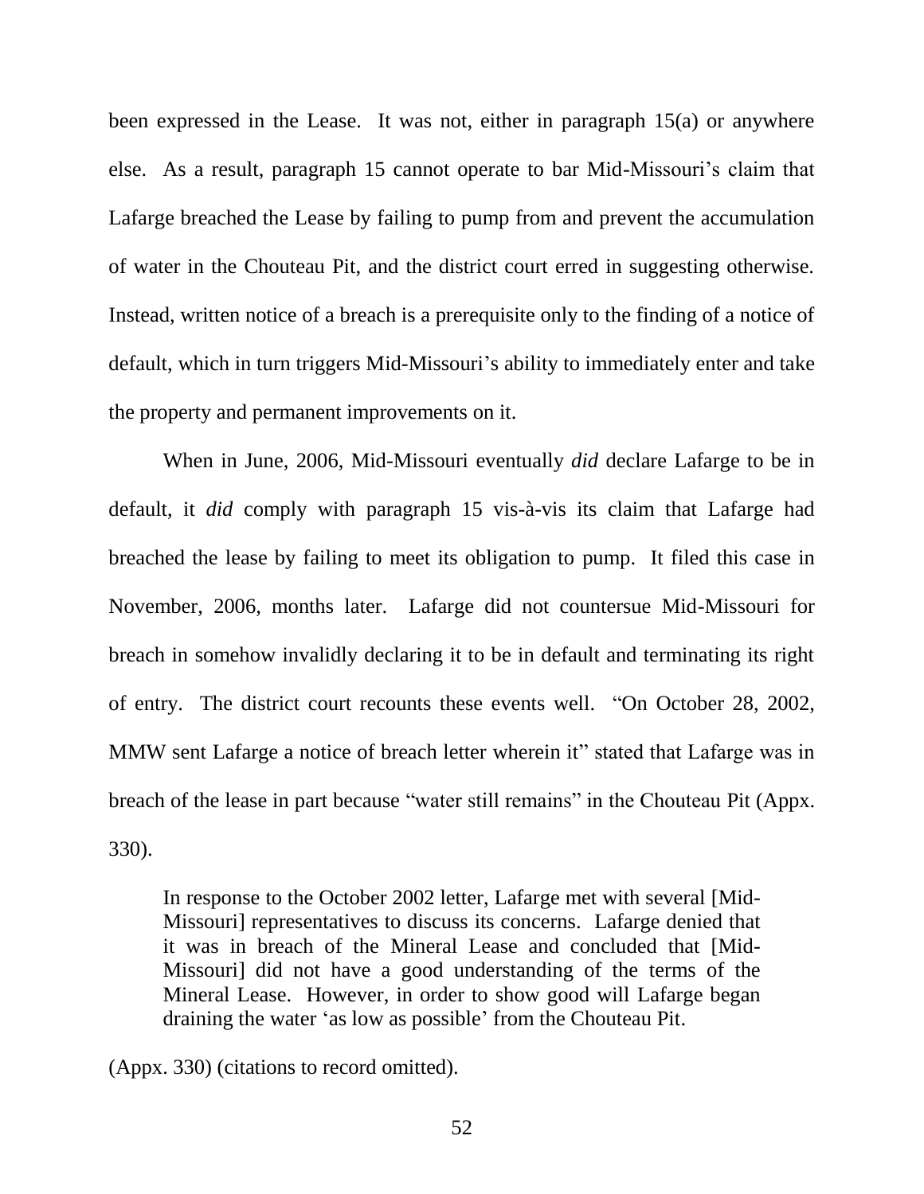been expressed in the Lease. It was not, either in paragraph 15(a) or anywhere else. As a result, paragraph 15 cannot operate to bar Mid-Missouri's claim that Lafarge breached the Lease by failing to pump from and prevent the accumulation of water in the Chouteau Pit, and the district court erred in suggesting otherwise. Instead, written notice of a breach is a prerequisite only to the finding of a notice of default, which in turn triggers Mid-Missouri's ability to immediately enter and take the property and permanent improvements on it.

When in June, 2006, Mid-Missouri eventually *did* declare Lafarge to be in default, it *did* comply with paragraph 15 vis-à-vis its claim that Lafarge had breached the lease by failing to meet its obligation to pump. It filed this case in November, 2006, months later. Lafarge did not countersue Mid-Missouri for breach in somehow invalidly declaring it to be in default and terminating its right of entry. The district court recounts these events well. "On October 28, 2002, MMW sent Lafarge a notice of breach letter wherein it" stated that Lafarge was in breach of the lease in part because "water still remains" in the Chouteau Pit (Appx. 330).

> In response to the October 2002 letter, Lafarge met with several [Mid-Missouri] representatives to discuss its concerns. Lafarge denied that it was in breach of the Mineral Lease and concluded that [Mid-Missouri] did not have a good understanding of the terms of the Mineral Lease. However, in order to show good will Lafarge began draining the water 'as low as possible' from the Chouteau Pit.

(Appx. 330) (citations to record omitted).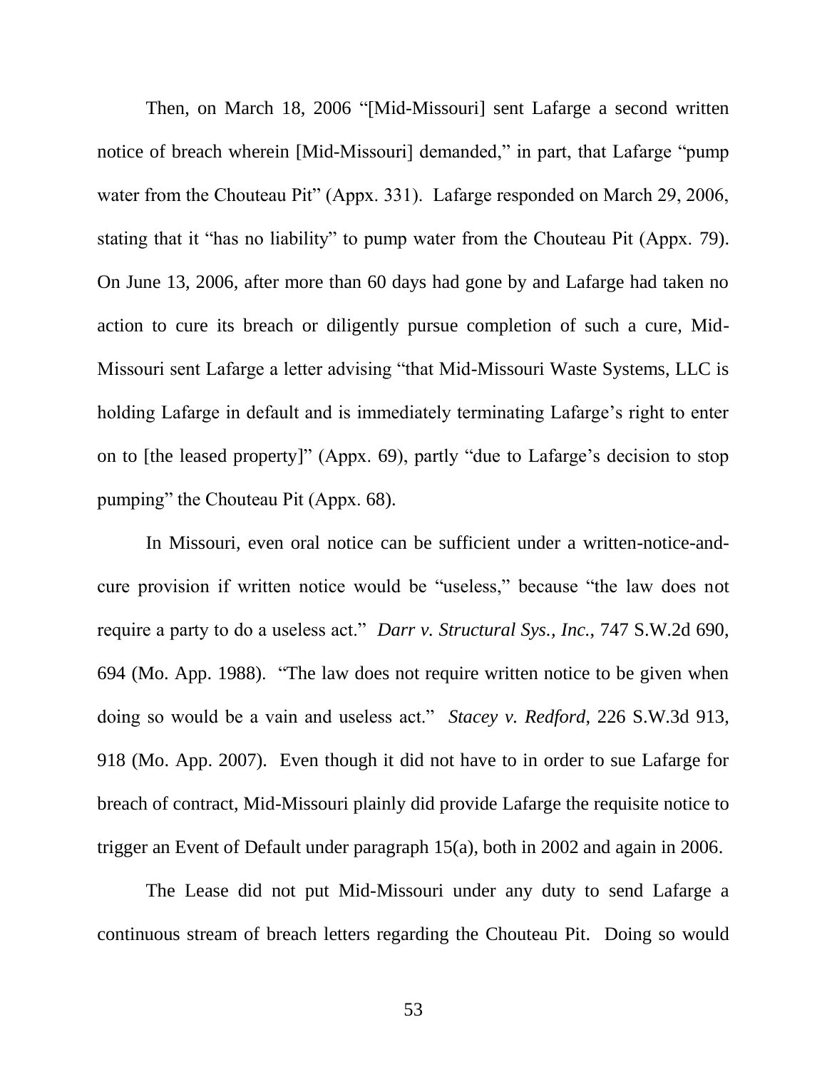Then, on March 18, 2006 "[Mid-Missouri] sent Lafarge a second written notice of breach wherein [Mid-Missouri] demanded," in part, that Lafarge "pump water from the Chouteau Pit" (Appx. 331). Lafarge responded on March 29, 2006, stating that it "has no liability" to pump water from the Chouteau Pit (Appx. 79). On June 13, 2006, after more than 60 days had gone by and Lafarge had taken no action to cure its breach or diligently pursue completion of such a cure, Mid-Missouri sent Lafarge a letter advising "that Mid-Missouri Waste Systems, LLC is holding Lafarge in default and is immediately terminating Lafarge's right to enter on to [the leased property]" (Appx. 69), partly "due to Lafarge's decision to stop pumping" the Chouteau Pit (Appx. 68).

In Missouri, even oral notice can be sufficient under a written-notice-and-cure provision if written notice would be "useless," because "the law does not require a party to do a useless act." *Darr v. Structural Sys., Inc.*, 747 S.W.2d 690, 694 (Mo. App. 1988). "The law does not require written notice to be given when doing so would be a vain and useless act." *Stacey v. Redford*, 226 S.W.3d 913, 918 (Mo. App. 2007). Even though it did not have to in order to sue Lafarge for breach of contract, Mid-Missouri plainly did provide Lafarge the requisite notice to trigger an Event of Default under paragraph 15(a), both in 2002 and again in 2006.

The Lease did not put Mid-Missouri under any duty to send Lafarge a continuous stream of breach letters regarding the Chouteau Pit. Doing so would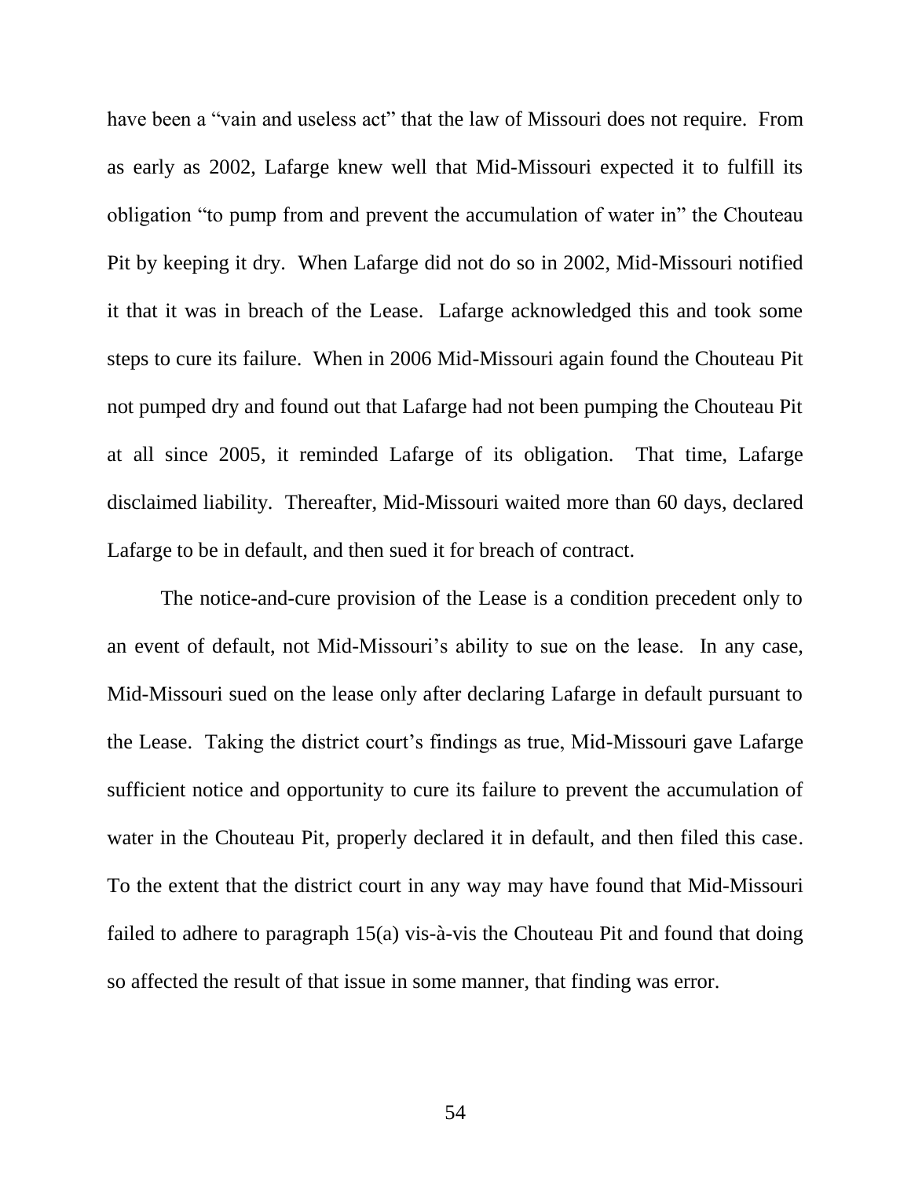have been a "vain and useless act" that the law of Missouri does not require. From as early as 2002, Lafarge knew well that Mid-Missouri expected it to fulfill its obligation "to pump from and prevent the accumulation of water in" the Chouteau Pit by keeping it dry. When Lafarge did not do so in 2002, Mid-Missouri notified it that it was in breach of the Lease. Lafarge acknowledged this and took some steps to cure its failure. When in 2006 Mid-Missouri again found the Chouteau Pit not pumped dry and found out that Lafarge had not been pumping the Chouteau Pit at all since 2005, it reminded Lafarge of its obligation. That time, Lafarge disclaimed liability. Thereafter, Mid-Missouri waited more than 60 days, declared Lafarge to be in default, and then sued it for breach of contract.

The notice-and-cure provision of the Lease is a condition precedent only to an event of default, not Mid-Missouri's ability to sue on the lease. In any case, Mid-Missouri sued on the lease only after declaring Lafarge in default pursuant to the Lease. Taking the district court's findings as true, Mid-Missouri gave Lafarge sufficient notice and opportunity to cure its failure to prevent the accumulation of water in the Chouteau Pit, properly declared it in default, and then filed this case. To the extent that the district court in any way may have found that Mid-Missouri failed to adhere to paragraph 15(a) vis-à-vis the Chouteau Pit and found that doing so affected the result of that issue in some manner, that finding was error.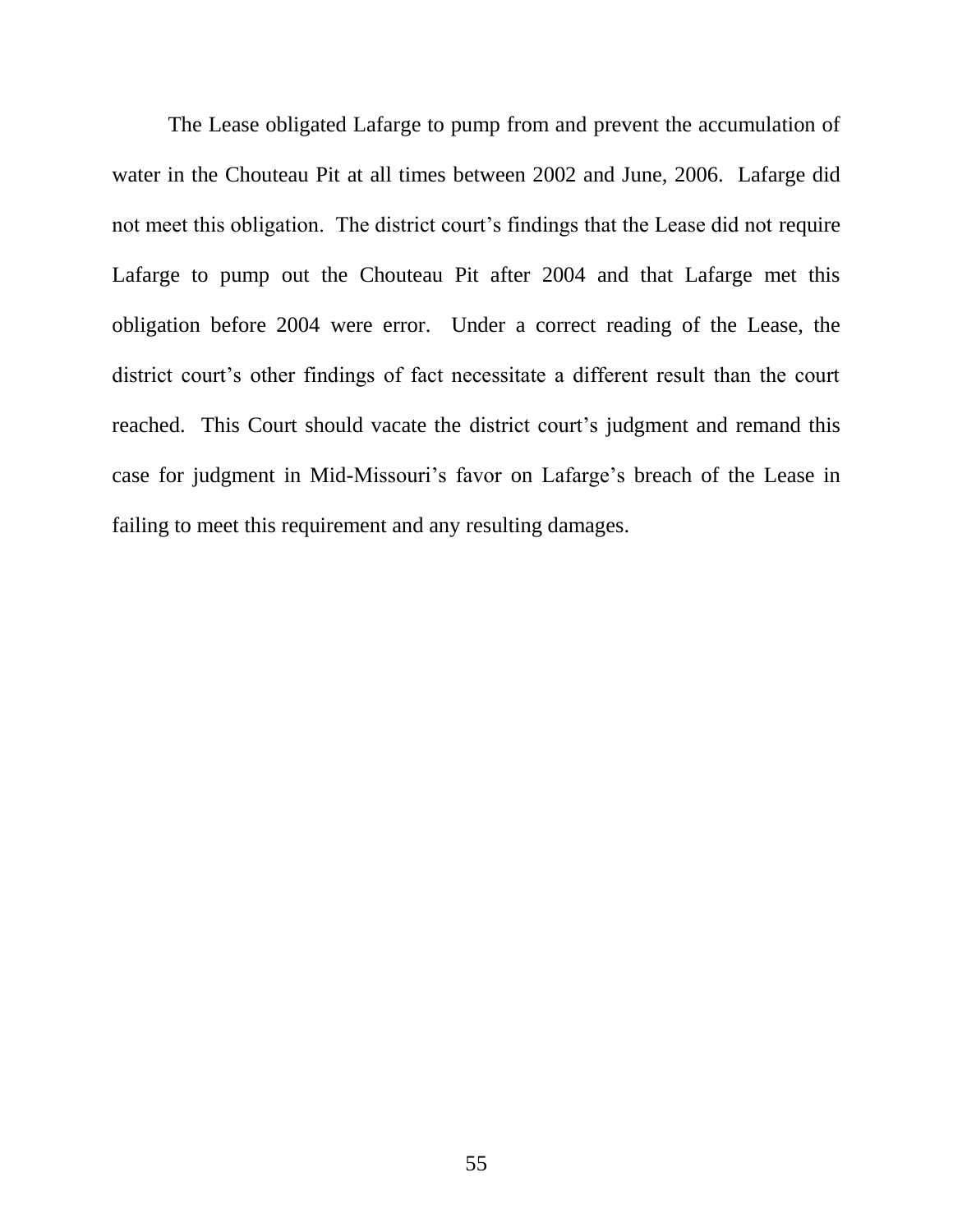The Lease obligated Lafarge to pump from and prevent the accumulation of water in the Chouteau Pit at all times between 2002 and June, 2006. Lafarge did not meet this obligation. The district court's findings that the Lease did not require Lafarge to pump out the Chouteau Pit after 2004 and that Lafarge met this obligation before 2004 were error. Under a correct reading of the Lease, the district court's other findings of fact necessitate a different result than the court reached. This Court should vacate the district court's judgment and remand this case for judgment in Mid-Missouri's favor on Lafarge's breach of the Lease in failing to meet this requirement and any resulting damages.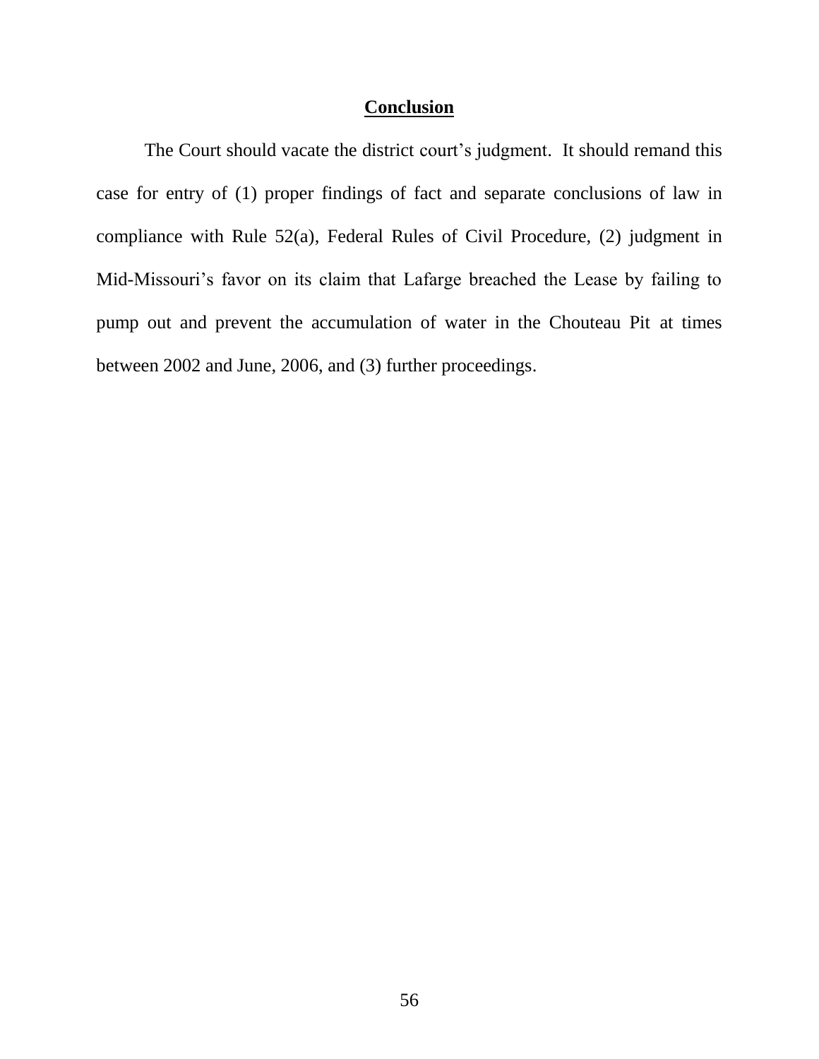## **Conclusion**

The Court should vacate the district court's judgment. It should remand this case for entry of (1) proper findings of fact and separate conclusions of law in compliance with Rule 52(a), Federal Rules of Civil Procedure, (2) judgment in Mid-Missouri's favor on its claim that Lafarge breached the Lease by failing to pump out and prevent the accumulation of water in the Chouteau Pit at times between 2002 and June, 2006, and (3) further proceedings.